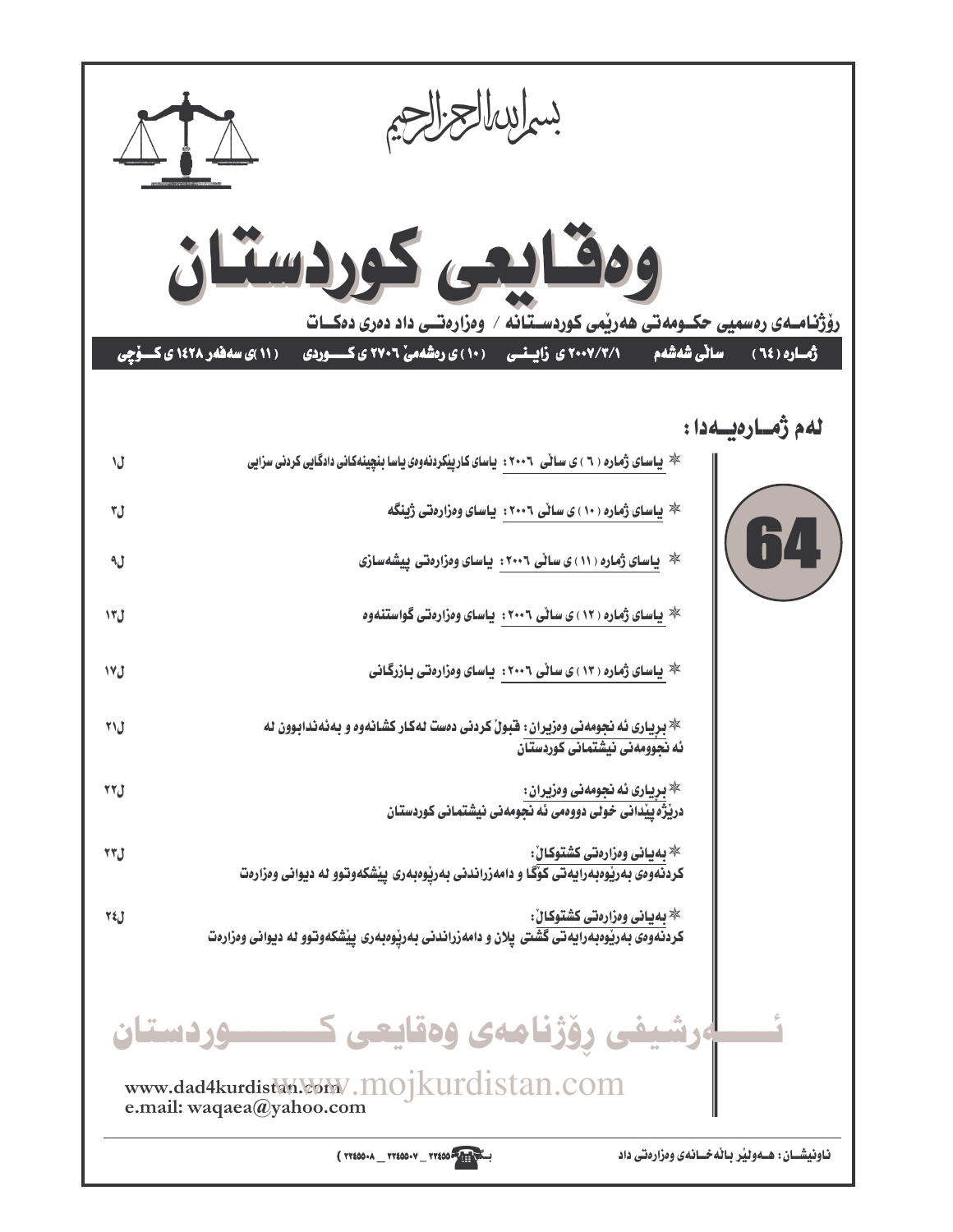بسم الله الرحمن الرحيم

# وەقایعی کوردستان

**ڕۆژنامـەی ڕەسمیی حکـومەتی هەرێمی کوردسـتـانە / وەزارەتـی داد دەری دەکـات**

**ژمـارە (٦٤) سـاڵی شەشەم ٢٠٠٧/٣/١ ی زایـنـی (١٠) ی ڕەشەمێ ٢٧٠٦ ی کـوردی (١١) ی سەفەر ١٤٢٨ ی کـۆچی**

## لەم ژمـارەیـەدا :

64

| | |
|---|---|
| * یاسای ژمارە (٦) ی ساڵی ٢٠٠٦: یاسای کارپێکردنەوەی یاسا بنچینەکانی دادگایی کردنی سزایی | ل١ |
| * یاسای ژمارە (١٠) ی ساڵی ٢٠٠٦: یاسای وەزارەتی ژینگە | ل٣ |
| * یاسای ژمارە (١١) ی ساڵی ٢٠٠٦: یاسای وەزارەتی پیشەسازی | ل٩ |
| * یاسای ژمارە (١٢) ی ساڵی ٢٠٠٦: یاسای وەزارەتی گواستنەوە | ل١٣ |
| * یاسای ژمارە (١٣) ی ساڵی ٢٠٠٦: یاسای وەزارەتی بازرگانی | ل١٧ |
| * بڕیاری ئەنجومەنی وەزیران: قبوڵ کردنی دەست لەکار کشانەوە و بەئەندابوون لە ئەنجوومەنی نیشتمانی کوردستان | ل٢١ |
| * بڕیاری ئەنجومەنی وەزیران: درێژە پێدانی خولی دووەمی ئەنجومەنی نیشتمانی کوردستان | ل٢٢ |
| * بەیانی وەزارەتی کشتوکاڵ: کردنەوەی بەڕێوەبەرایەتی کۆگا و دامەزراندنی بەڕێوەبەری پێشکەوتوو لە دیوانی وەزارەت | ل٢٣ |
| * بەیانی وەزارەتی کشتوکاڵ: کردنەوەی بەڕێوەبەرایەتی گشتی پلان و دامەزراندنی بەڕێوەبەری پێشکەوتوو لە دیوانی وەزارەت | ل٢٤ |

ئـەرشیفی ڕۆژنامەی وەقایعی کـوردستان

www.dad4kurdistan.com
www.mojkurdistan.com
e.mail: waqaea@yahoo.com

ناونیشـان: هـەولێر باڵەخـانەی وەزارەتی داد

بـ ٢٢٤٥٥٠٦ _ ٢٢٤٥٥٠٧ _ ٢٢٤٥٥٠٨ )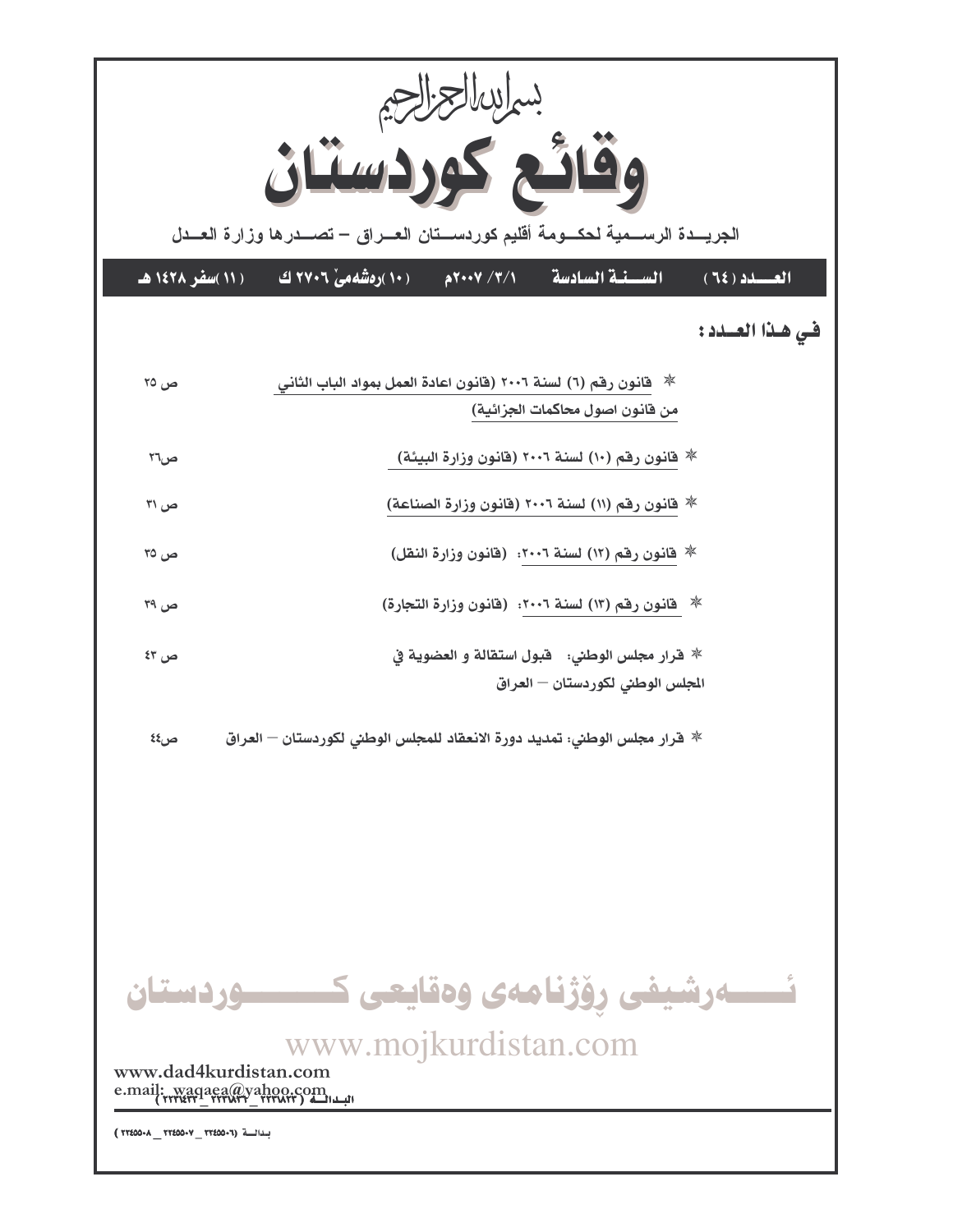بسم الله الرحمن الرحيم

# وقائع كوردستان

الجريدة الرسمية لحكومة أقليم كوردستان العراق – تصدرها وزارة العدل

| العدد (٦٤) | السنة السادسة | ١/٣/ ٢٠٠٧م | (١٠)رەشەمێ ٢٧٠٦ ك | (١١)سفر ١٤٢٨ هـ |
|---|---|---|---|---|

## في هذا العدد:

| | |
|---|---|
| * قانون رقم (٦) لسنة ٢٠٠٦ (قانون اعادة العمل بمواد الباب الثاني من قانون اصول محاكمات الجزائية) | ص ٢٥ |
| * قانون رقم (١٠) لسنة ٢٠٠٦ (قانون وزارة البيئة) | ص٢٦ |
| * قانون رقم (١١) لسنة ٢٠٠٦ (قانون وزارة الصناعة) | ص ٣١ |
| * قانون رقم (١٢) لسنة ٢٠٠٦: (قانون وزارة النقل) | ص ٣٥ |
| * قانون رقم (١٣) لسنة ٢٠٠٦: (قانون وزارة التجارة) | ص ٣٩ |
| * قرار مجلس الوطني: قبول استقالة و العضوية في المجلس الوطني لكوردستان – العراق | ص ٤٣ |
| * قرار مجلس الوطني: تمديد دورة الانعقاد للمجلس الوطني لكوردستان – العراق | ص٤٤ |

ئەرشیفی ڕۆژنامەی وەقایعی کوردستان

www.mojkurdistan.com

www.dad4kurdistan.com

e.mail: waqaea@yahoo.com

البدالة (٢٢٢٨١٢٣_٢٢٢٨١٣٢_٢٢٢٤٤٣٢)

بدالة (٢٢٤٥٥٠٦_٢٢٤٥٥٠٧_٢٢٤٥٥٠٨)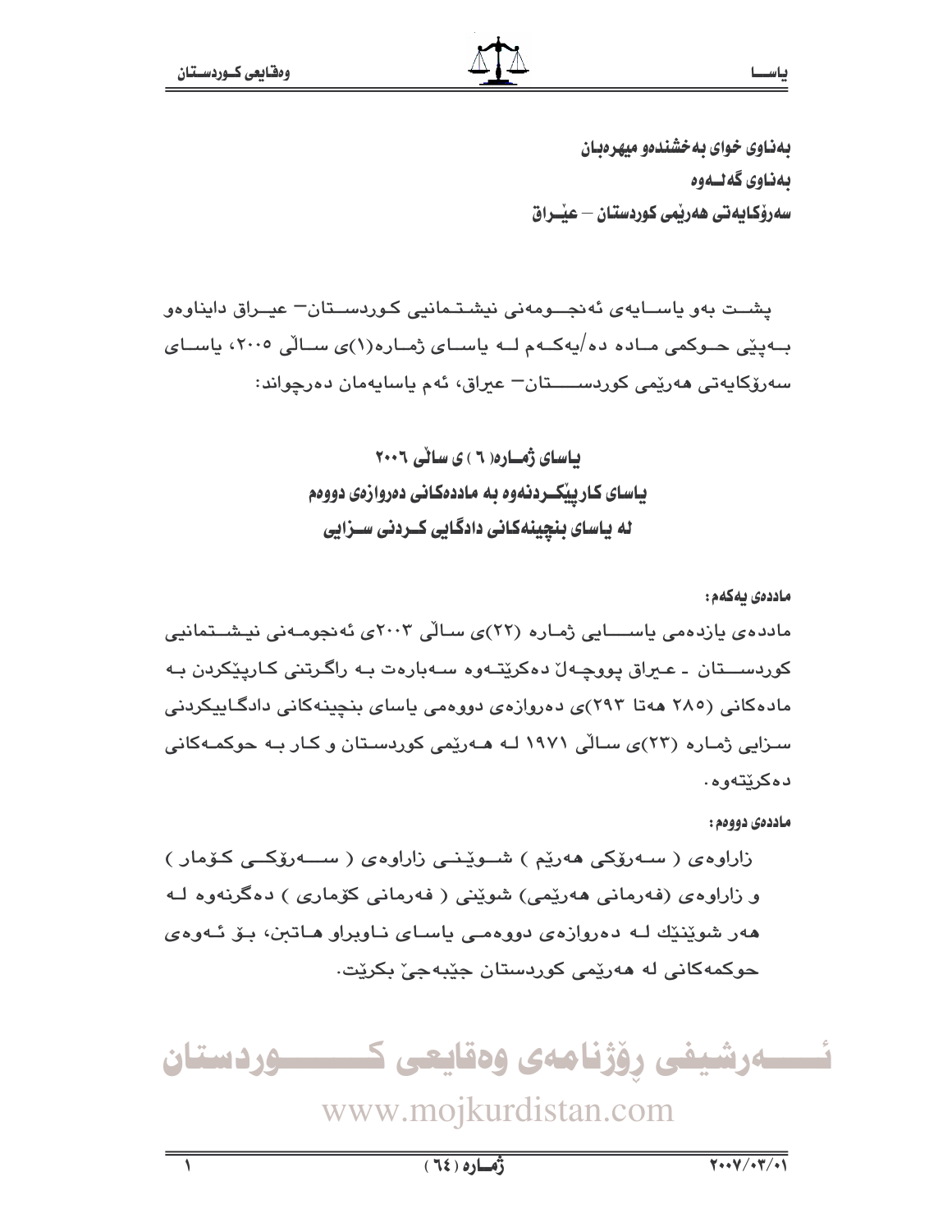**بەناوی خوای بەخشندەو میهرەبان**
**بەناوی گەلــەوە**
**سەرۆکایەتی هەرێمی کوردستان – عێـراق**

پشــت بەو یاســایەی ئەنجــومەنی نیشــتمانیی کــوردســـتان– عیـراق دایناوەو بــەپێی حــوکمی مــادە دە/یەکــەم لــە یاســای ژمــارە(١)ی ســاڵی ٢٠٠٥، یاســای سەرۆکایەتی هەرێمی کوردســـــتان– عیراق، ئەم یاسایەمان دەرچواند:

## یاسای ژمــارە( ٦ ) ی ساڵی ٢٠٠٦
## یاسای کارپێکــردنەوە بە ماددەکانی دەروازەی دووەم
## لە یاسای بنچینەکانی دادگایی کــردنی ســزایی

**ماددەی یەکەم:**

ماددەی یازدەمی یاســـایی ژمارە (٢٢)ی ساڵی ٢٠٠٣ی ئەنجومـەنی نیـشـتمانیی کوردســـتان ـ عـیراق پووچـەڵ دەکرێتـەوە سـەبارەت بـە راگرتنی کـارپێکردن بـە مادەکانی (٢٨٥ هەتا ٢٩٣)ی دەروازەی دووەمی یاسای بنچینەکانی دادگـاییکردنی سـزایی ژمـارە (٢٣)ی سـاڵی ١٩٧١ لـە هـەرێمی کوردسـتان و کـار بـە حوکمـەکانی دەکرێتەوە.

**ماددەی دووەم:**

زاراوەی ( سـەرۆکی هەرێم ) شــوێنـی زاراوەی ( ســـەرۆکــی کــۆمار ) و زاراوەی (فەرمانی هەرێمی) شوێنی ( فەرمانی کۆماری ) دەگرنەوە لـە هەر شوێنێك لـە دەروازەی دووەمـی یاسـای نـاوبراو هـاتبن، بـۆ ئـەوەی حوکمەکانی لە هەرێمی کوردستان جێبەجێ بکرێت.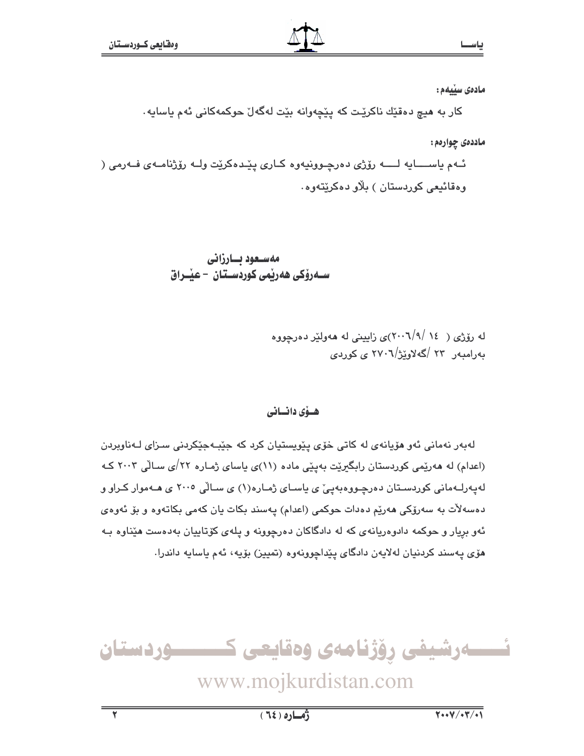**مادەی سێیەم:**

کار بە هیچ دەقێك ناکرێت کە پێچەوانە بێت لەگەڵ حوکمەکانی ئەم یاسایە.

**ماددەی چوارەم:**

ئـەم یاسـایە لـە رۆژی دەرچـوونیەوە کـاری پێـدەکرێت ولـە رۆژنامـەی فـەرمی ( وەقائیعی کوردستان ) بڵاو دەکرێتەوە.

**مەسعود بارزانی**
**سەرۆکی هەرێمی کوردستان - عێراق**

لە رۆژی ( ١٤ /٩/٢٠٠٦)ی زایینی لە هەولێر دەرچووە
بەرامبەر ٢٣ /گەلاوێژ/٢٧٠٦ ی کوردی

### هـۆی دانـانی

لەبەر نەمانی ئەو هۆیانەی لە کاتی خۆی پێویستیان کرد کە جێبەجێکردنی سزای لەناوبردن (اعدام) لە هەرێمی کوردستان رابگیرێت بەپێی مادە (١١)ی یاسای ژمارە ٢٢/ی ساڵی ٢٠٠٣ کە لەپەرلەمانی کوردستان دەرچووەبەپێ ی یاسای ژمارە(١) ی ساڵی ٢٠٠٥ ی هەموار کراو و دەسەڵات بە سەرۆکی هەرێم دەدات حوکمی (اعدام) پەسند بکات یان کەمی بکاتەوە و بۆ ئەوەی ئەو بڕیار و حوکمە دادوەریانەی کە لە دادگاکان دەرچوونە و پلەی کۆتاییان بەدەست هێناوە بە هۆی پەسند کردنیان لەلایەن دادگای پێداچوونەوە (تمییز) بۆیە، ئەم یاسایە داندرا.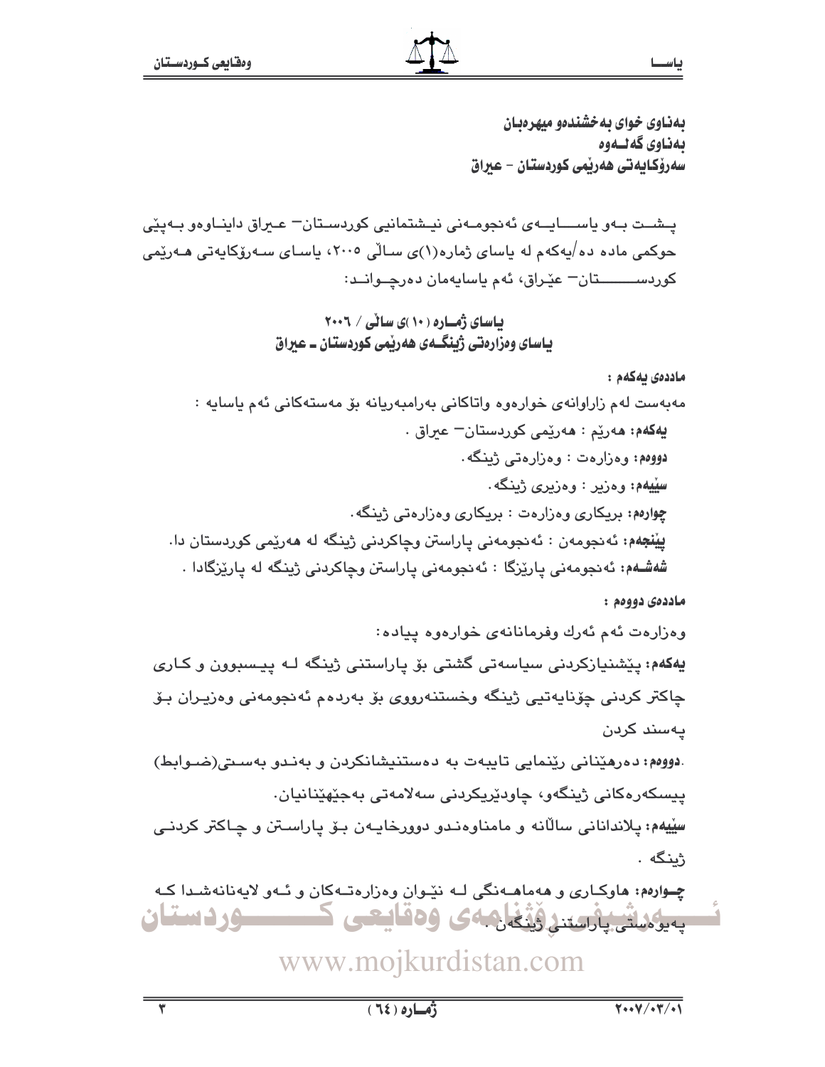**بەناوی خوای بەخشندەو میهرەبان**
**بەناوی گەلەوە**
**سەرۆکایەتی هەرێمی کوردستان - عیراق**

پشت بەو یاسایەی ئەنجومەنی نیشتمانیی کوردستان- عیراق داینـاوەو بەپێی حوکمی مادە دە/یەکەم لە یاسای ژمارە(١)ی ساڵی ٢٠٠٥، یاسای سەرۆکایەتی هەرێمی کوردستان- عێراق، ئەم یاسایەمان دەرچواند:

## یاسای ژمارە (١٠)ی ساڵی / ٢٠٠٦
## یاسای وەزارەتی ژینگەی هەرێمی کوردستان ـ عیراق

**ماددەی یەکەم :**

مەبەست لەم زاراوانەی خوارەوە واتاکانی بەرامبەریانە بۆ مەستەکانی ئەم یاسایە :

**یەکەم:** هەرێم : هەرێمی کوردستان- عیراق .

**دووەم:** وەزارەت : وەزارەتی ژینگە.

**سێیەم:** وەزیر : وەزیری ژینگە.

**چوارەم:** بریکاری وەزارەت : بریکاری وەزارەتی ژینگە.

**پێنجەم:** ئەنجومەن : ئەنجومەنی پاراستن وچاکردنی ژینگە لە هەرێمی کوردستان دا.

**شەشەم:** ئەنجومەنی پارێزگا : ئەنجومەنی پاراستن وچاکردنی ژینگە لە پارێزگادا .

**ماددەی دووەم :**

وەزارەت ئەم ئەرك وفرمانانەی خوارەوە پیادە:

**یەکەم:** پێشنیازکردنی سیاسەتی گشتی بۆ پاراستنی ژینگە لە پیسبوون و کاری چاکتر کردنی چۆنایەتیی ژینگە وخستنەرووی بۆ بەردەم ئەنجومەنی وەزیران بۆ پەسند کردن

**دووەم:** دەرهێنانی رێنمایی تایبەت بە دەستنیشانکردن و بەندو بەستی(ضوابط) پیسکەرەکانی ژینگەو، چاودێریکردنی سەلامەتی بەجێهێنانیان.

**سێیەم:** پلاندانانی ساڵانە و مامناوەندو دوورخایەن بۆ پاراستن و چاکتر کردنی ژینگە .

**چوارەم:** هاوکاری و هەماهەنگی لە نێوان وەزارەتەکان و ئەو لایەنانەشدا کە پەیوەستی پاراستنی ژینگەن .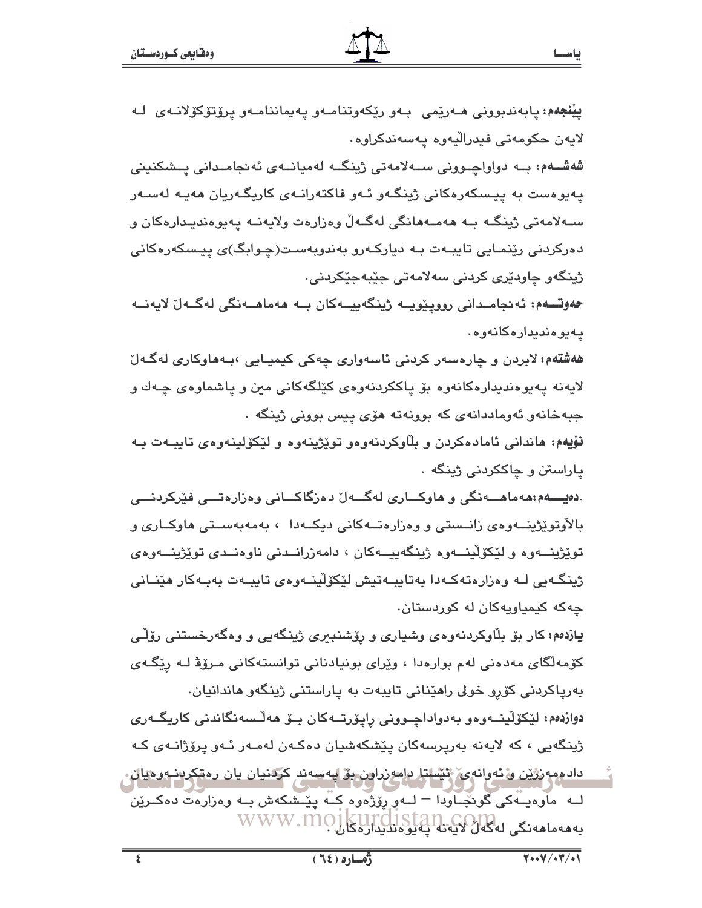**پێنجەم:** پابەندبوونی هەرێمی بەو رێکەوتنامەو پەیماننامەو پرۆتۆکۆلانەی لە لایەن حکومەتی فیدراڵیەوە پەسەندکراوە.

**شەشەم:** بە دواداچوونی سەلامەتی ژینگە لەمیانەی ئەنجامدانی پشکنینی پەیوەست بە پیسکەرەکانی ژینگەو ئەو فاکتەرانەی کاریگەریان هەیە لەسەر سەلامەتی ژینگە بە هەمەهانگی لەگەڵ وەزارەت ولایەنە پەیوەندیدارەکان و دەرکردنی رێنمایی تایبەت بە دیارکەرو بەندوبەست(چوابگ)ی پیسکەرەکانی ژینگەو چاودێری کردنی سەلامەتی جێبەجێکردنی.

**حەوتەم:** ئەنجامدانی رووپێویە ژینگەییەکان بە هەماهەنگی لەگەڵ لایەنە پەیوەندیدارەکانەوە.

**هەشتەم:** لابردن و چارەسەر کردنی ئاسەواری چەکی کیمیایی ،بەهاوکاری لەگەڵ لایەنە پەیوەندیدارەکانەوە بۆ پاککردنەوەی کێڵگەکانی مین و پاشماوەی چەك و جبەخانەو ئەومادەدانەی کە بوونەتە هۆی پیس بوونی ژینگە .

**نۆیەم:** هاندانی ئامادەکردن و بڵاوکردنەوەو توێژینەوە و لێکۆلینەوەی تایبەت بە پاراستن و چاککردنی ژینگە .

**.دەیەم:** هەماهەنگی و هاوکاری لەگەڵ دەزگاکانی وەزارەتی فێرکردنی باڵاوتوێژینەوەی زانستی و وەزارەتەکانی دیکەدا ، بەمەبەستی هاوکاری و توێژینەوە و لێکۆڵینەوە ژینگەییەکان ، دامەزراندنی ناوەندی توێژینەوەی ژینگەیی لە وەزارەتەکەدا بەتایبەتیش لێکۆڵینەوەی تایبەت بەبەکار هێنانی چەکە کیمیاویەکان لە کوردستان.

**یازدەم:** کار بۆ بڵاوکردنەوەی وشیاری و رۆشنبیری ژینگەیی و وەگەرخستنی رۆڵی کۆمەڵگای مەدەنی لەم بوارەدا ، وێرای بونیادنانی توانستەکانی مرۆڤ لە رێگەی بەرپاکردنی کۆرو خولی راهێنانی تایبەت بە پاراستنی ژینگەو هاندانیان.

**دوازدەم:** لێکۆڵینەوەو بەدواداچوونی راپۆرتەکان بۆ هەڵسەنگاندنی کاریگەری ژینگەیی ، کە لایەنە بەرپرسەکان پێشکەشیان دەکەن لەمەر ئەو پرۆژانەی کە دادەمەزرێن و ئەوانەی ئێستا دامەزراون بۆ پەسەند کردنیان یان رەتکردنەوەیان لە ماوەیەکی گونجاودا – لەو رۆژەوە کە پێشکەش بە وەزارەت دەکرێن بەهەماهەنگی لەگەڵ لایەنە پەیوەندیدارەکان .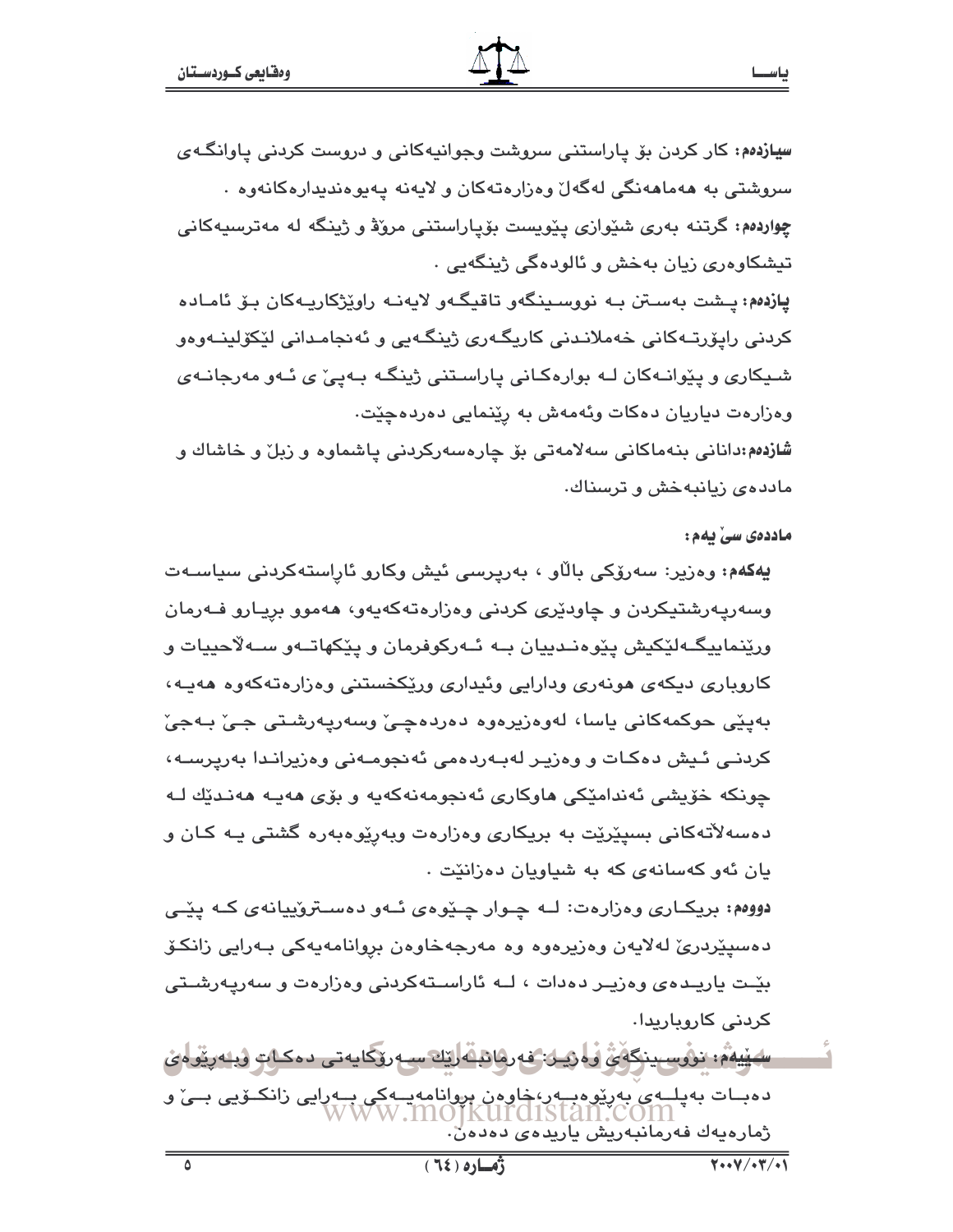**سیازدەم:** کار کردن بۆ پاراستنی سروشت وجوانیەکانی و دروست کردنی پاوانگەی سروشتی بە هەماهەنگی لەگەڵ وەزارەتەکان و لایەنە پەیوەندیدارەکانەوە .

**چواردەم:** گرتنە بەری شێوازی پێویست بۆپاراستنی مرۆڤ و ژینگە لە مەترسیەکانی تیشکاوەری زیان بەخش و ئالودەگی ژینگەیی .

**پازدەم:** پشت بەستن بە نووسینگەو تاقیگەو لایەنە راوێژکاریەکان بۆ ئامادە کردنی راپۆرتەکانی خەملاندنی کاریگەری ژینگەیی و ئەنجامدانی لێکۆلینەوەو شیکاری و پێوانەکان لە بوارەکانی پاراستنی ژینگە بەپێ ی ئەو مەرجانەی وەزارەت دیاریان دەکات وئەمەش بە رێنمایی دەردەچێت.

**شازدەم:** دانانی بنەماکانی سەلامەتی بۆ چارەسەرکردنی پاشماوە و زبڵ و خاشاك و ماددەی زیانبەخش و ترسناك.

**ماددەی سێ یەم:**

**یەکەم:** وەزیر: سەرۆکی باڵاو ، بەرپرسی ئیش وکارو ئاراستەکردنی سیاسەت وسەرپەرشتیکردن و چاودێری کردنی وەزارەتەکەیەو، هەموو بریارو فەرمان ورێنماییگەلێکیش پێوەندییان بە ئەرکوفرمان و پێکهاتەو سەلاحییات و کاروباری دیکەی هونەری ودارایی وئیداری ورێکخستنی وەزارەتەکەوە هەیە، بەپێی حوکمەکانی یاسا، لەوەزیرەوە دەردەچێ وسەرپەرشتی جێ بەجێ کردنی ئیش دەکات و وەزیر لەبەردەمی ئەنجومەنی وەزیراندا بەرپرسە، چونکە خۆیشی ئەندامێکی هاوکاری ئەنجومەنەکەیە و بۆی هەیە هەندێك لە دەسەلاتەکانی بسپێرێت بە بریکاری وەزارەت وبەرێوەبەرە گشتی یە کان و یان ئەو کەسانەی کە بە شیاویان دەزانێت .

**دووەم:** بریکاری وەزارەت: لە چوار چێوەی ئەو دەستروٚییانەی کە پێی دەسپێردرێ لەلایەن وەزیرەوە وە مەرجەخاوەن بروانامەیەکی بەرایی زانکۆ بێت یاریدەی وەزیر دەدات ، لە ئاراستەکردنی وەزارەت و سەرپەرشتی کردنی کاروباریدا.

**سێیەم:** نووسینگەی وەزیر: فەرمانبەرێك سەرۆکایەتی دەکات وبەرێوەی دەبات بەپلەی بەرێوەبەر،خاوەن بروانامەیەکی بەرایی زانکۆیی بێ و ژمارەیەك فەرمانبەریش یاریدەی دەدەن.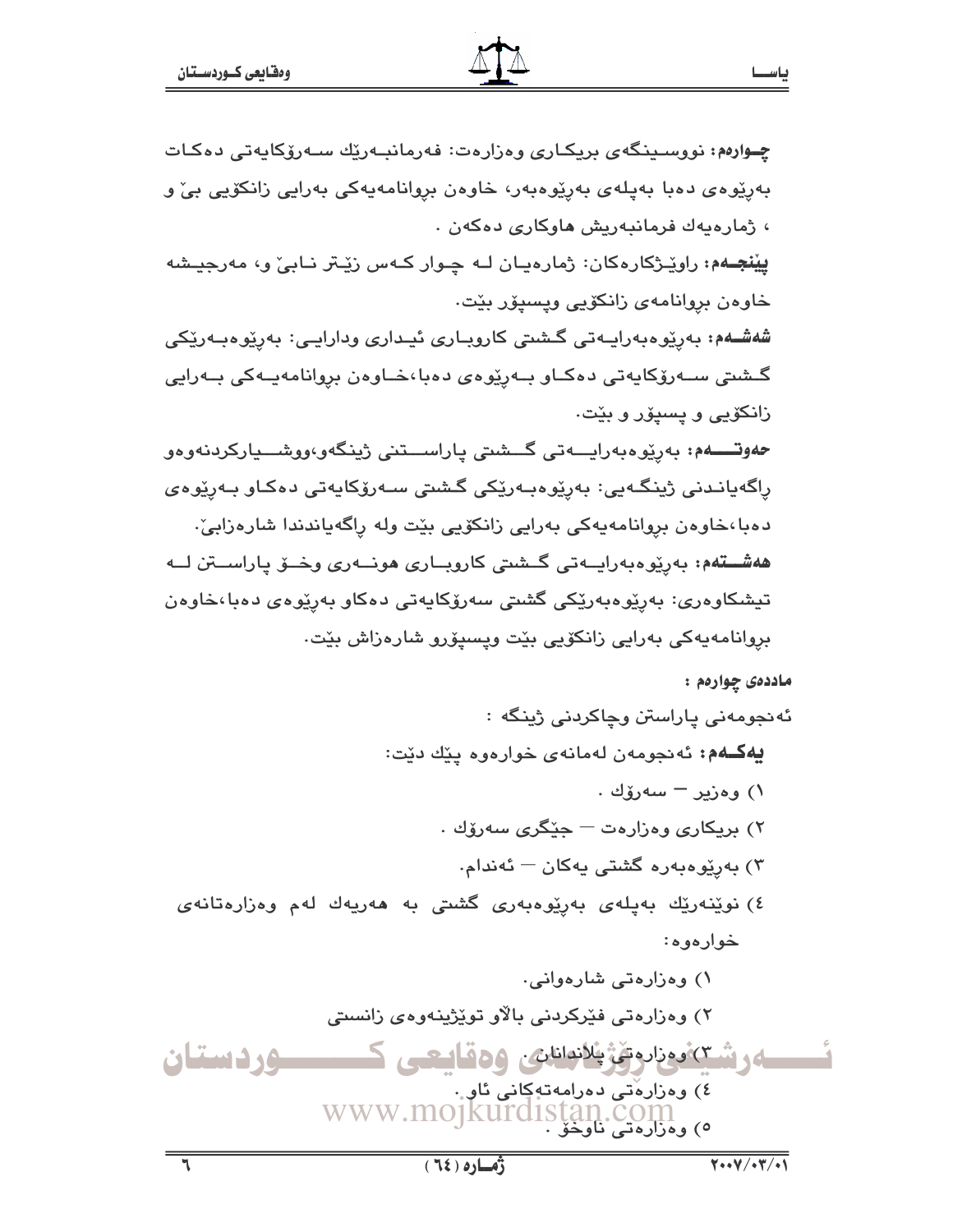**چـوارەم:** نووسـینگەی بریکـاری وەزارەت: فەرمانبـەرێك سـەرۆکایەتی دەکـات بەڕێوەی دەبا بەپلەی بەڕێوەبەر، خاوەن بڕوانامەیەکی بەرایی زانکۆیی بێ و ، ژمارەیەك فرمانبەریش هاوکاری دەکەن .

**پێنجـەم:** راوێـژکارەکان: ژمارەیـان لـە چـوار کـەس زێـتر نـابێ و، مەرجیـشە خاوەن بڕوانامەی زانکۆیی وپسپۆر بێت.

**شەشـەم:** بەڕێوەبەرایـەتی گـشتی کاروبـاری ئیـداری ودارایـی: بەڕێوەبـەرێکی گـشتی سـەرۆکایەتی دەکـاو بـەڕێوەی دەبا،خـاوەن بڕوانامەیـەکی بـەرایی زانکۆیی و پسپۆر و بێت.

**حەوتـــەم:** بەڕێوەبەرایـــەتی گـــشتی پاراســـتنی ژینگەو،ووشـــیارکردنەوەو ڕاگەیانـدنی ژینگـەیی: بەڕێوەبـەرێکی گشتی سـەرۆکایەتی دەکـاو بـەڕێوەی دەبا،خاوەن بڕوانامەیەکی بەرایی زانکۆیی بێت ولە ڕاگەیاندندا شارەزابێ.

**هەشـــتەم:** بەڕێوەبەرایـەتی گـشتی کاروبـاری هونـەری وخـۆ پاراسـتن لـە تیشکاوەری: بەڕێوەبەرێکی گشتی سەرۆکایەتی دەکاو بەڕێوەی دەبا،خاوەن بڕوانامەیەکی بەرایی زانکۆیی بێت وپسپۆرو شارەزاش بێت.

**ماددەی چوارەم :**

ئەنجومەنی پاراستن وچاکردنی ژینگە :

**یەکـەم:** ئەنجومەن لەمانەی خوارەوە پێك دێت:

١) وەزیر — سەرۆك .

٢) بریکاری وەزارەت — جێگری سەرۆك .

٣) بەڕێوەبەرە گشتی یەکان — ئەندام.

٤) نوێنەرێك بەپلەی بەڕێوەبەری گشتی بە هەریەك لەم وەزارەتانەی خوارەوە:

١) وەزارەتی شارەوانی.

٢) وەزارەتی فێرکردنی باڵاو توێژینەوەی زانستی

٣) وەزارەتی پلاندانان.

٤) وەزارەتی دەرامەتەکانی ئاو.

٥) وەزارەتی ناوخۆ .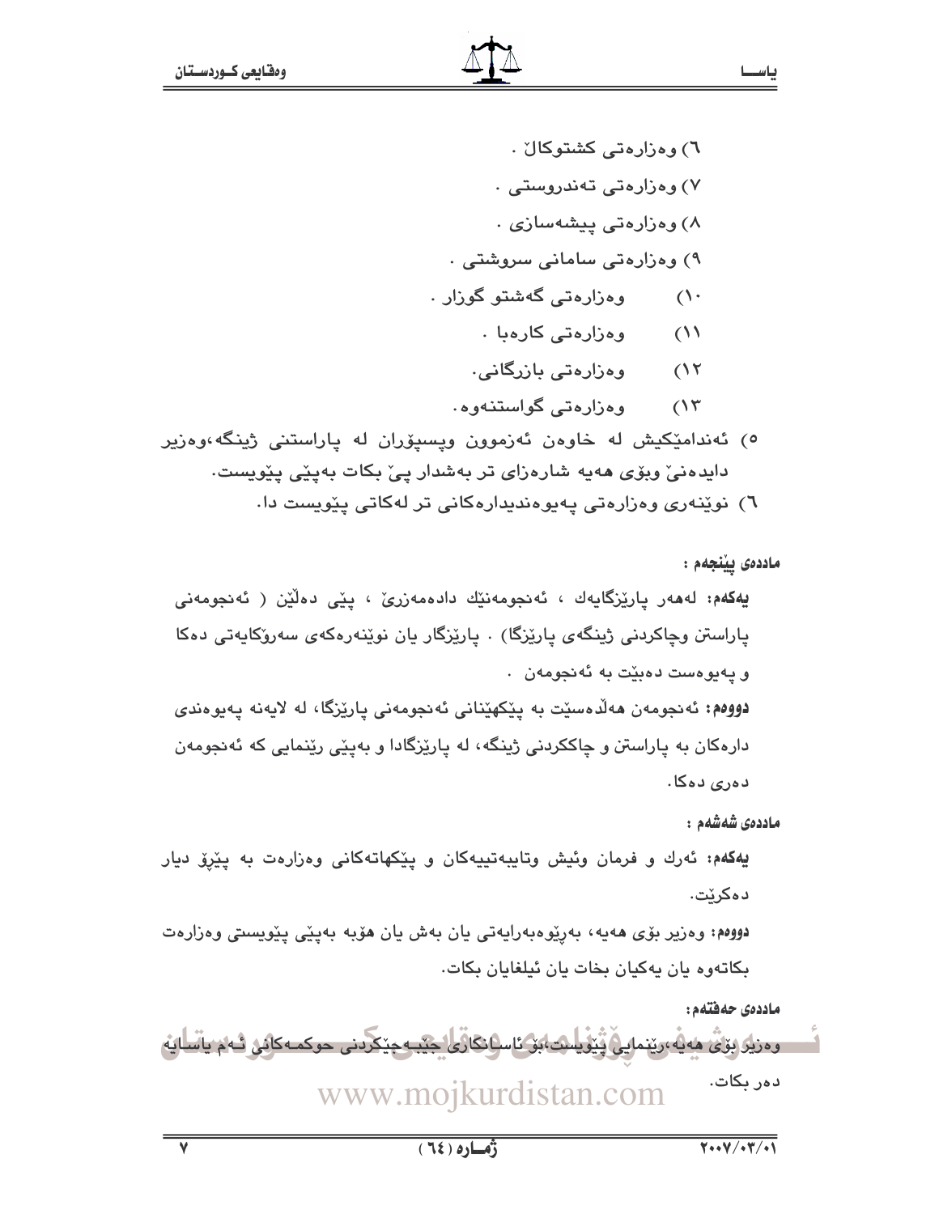٦) وەزارەتی کشتوکاڵ .

٧) وەزارەتی تەندروستی .

٨) وەزارەتی پیشەسازی .

٩) وەزارەتی سامانی سروشتی .

١٠) وەزارەتی گەشتو گوزار .

١١) وەزارەتی کارەبا .

١٢) وەزارەتی بازرگانی.

١٣) وەزارەتی گواستنەوە.

٥) ئەندامێکیش لە خاوەن ئەزموون وپسپۆران لە پاراستنی ژینگە،وەزیر دایدەنێ وبۆی هەیە شارەزای تر بەشدار پێ بکات بەپێی پێویست.

٦) نوێنەری وەزارەتی پەیوەندیدارەکانی تر لەکاتی پێویست دا.

**ماددەی پێنجەم :**

**یەکەم:** لەهەر پارێزگایەك ، ئەنجومەنێك دادەمەزرێ ، پێی دەڵێن ( ئەنجومەنی پاراستن وچاکردنی ژینگەی پارێزگا) . پارێزگار یان نوێنەرەکەی سەرۆکایەتی دەکا و پەیوەست دەبێت بە ئەنجومەن .

**دووەم:** ئەنجومەن هەڵدەسێت بە پێکهێنانی ئەنجومەنی پارێزگا، لە لایەنە پەیوەندی دارەکان بە پاراستن و چاککردنی ژینگە، لە پارێزگادا و بەپێی ڕێنمایی کە ئەنجومەن دەری دەکا.

**ماددەی شەشەم :**

**یەکەم:** ئەرك و فرمان وئیش وتایبەتییەکان و پێکهاتەکانی وەزارەت بە پێڕۆ دیار دەکرێت.

**دووەم:** وەزیر بۆی هەیە، بەڕێوەبەرایەتی یان بەش یان هۆبە بەپێی پێویستی وەزارەت بکاتەوە یان یەکیان بخات یان ئیلغایان بکات.

**ماددەی حەفتەم:**

وەزیر بۆی هەیە،ڕێنمایی پێویست،بۆ ئاسانکاری جێبەجێکردنی حوکمەکانی ئەم یاسایە دەر بکات.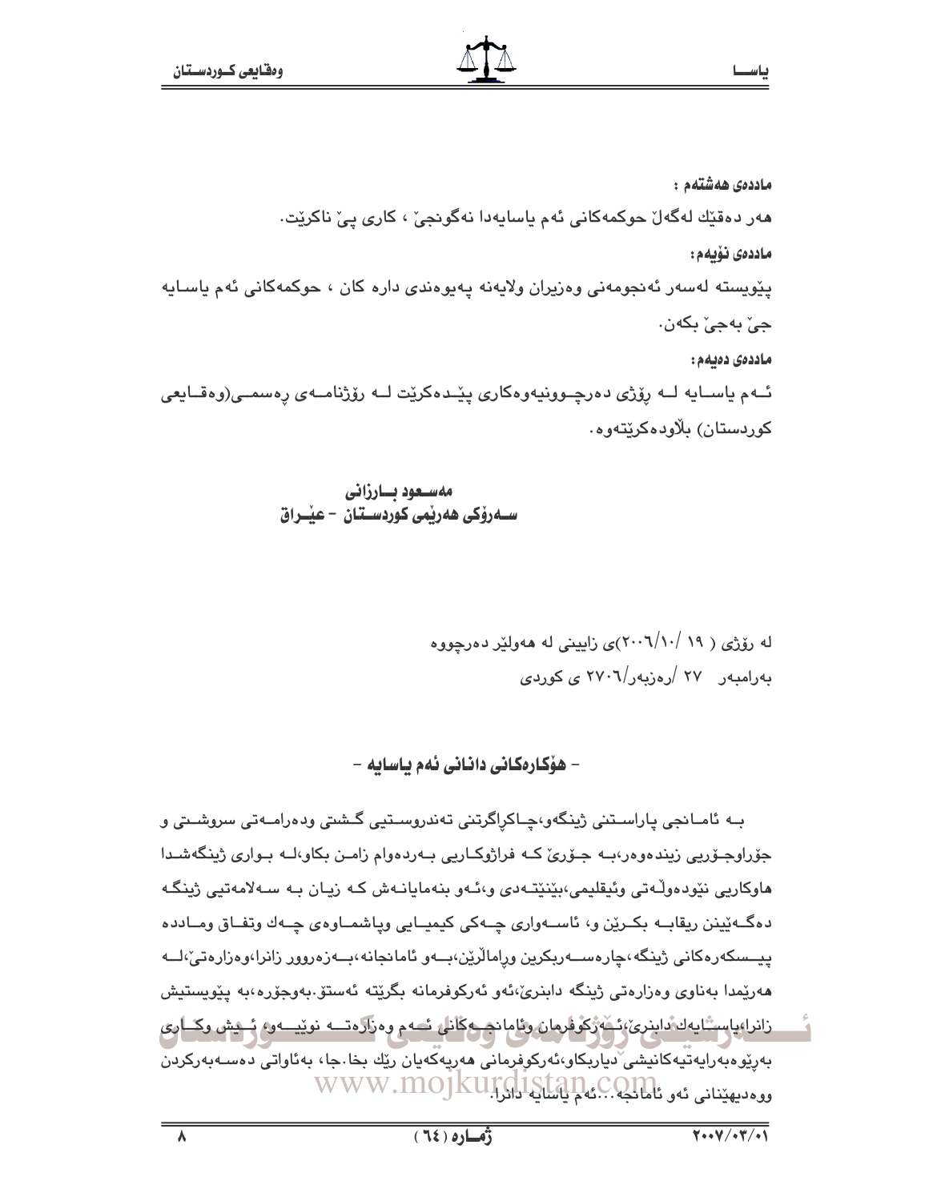**ماددەی هەشتەم :**

هەر دەقێك لەگەڵ حوکمەکانی ئەم یاسایەدا نەگونجێ ، کاری پێ ناکرێت.

**ماددەی نۆیەم:**

پێویستە لەسەر ئەنجومەنی وەزیران ولایەنە پەیوەندی دارە کان ، حوکمەکانی ئەم یاسایە جێ بەجێ بکەن.

**ماددەی دەیەم:**

ئـەم یاسـایە لـە ڕۆژی دەرچـوونیەوەکاری پێـدەکرێت لـە ڕۆژنامـەی ڕەسمـی(وەقـایعی کوردستان) بڵاودەکرێتەوە.

**مەسـعود بـارزانی**
**سـەرۆکی هەرێمی کوردسـتان - عێـراق**

لە ڕۆژی ( ١٩ /٢٠٠٦/١٠)ی زایینی لە هەولێر دەرچووە
بەرامبەر ٢٧ /ڕەزبەر/٢٧٠٦ ی کوردی

## - هۆکارەکانی دانانی ئەم یاسایە -

بـە ئامـانجی پاراسـتنی ژینگەو،چـاکڕاگرتنی تەندروسـتیی گـشتی ودەرامـەتی سروشـتی و جۆراوجـۆریی زیندەوەر،بـە جـۆرێ کـە فراژوکـاریی بـەردەوام زامـن بکاو،لـە بـواری ژینگەشـدا هاوکاریی نێودەوڵـەتی وئیقلیمی،بێنێتـەدی و،ئەو بنەمایانـەش کـە زیـان بـە سـەلامەتیی ژینگـە دەگـەیێنن ریقابـە بکـرێن و، ئاسـەواری چـەکی کیمیـایی وپاشمـاوەی چـەك وتفـاق ومـاددە پیـسکەرەکانی ژینگە،چارەسـەربکرین وڕامالْرێن،بـەو ئامانجانە،بـەزەروور زانرا،وەزارەتێ،لـە هەرێمدا بەناوی وەزارەتی ژینگە دابنرێ،ئەو ئەرکوفرمانە بگرێتە ئەستۆ.بەوجۆرە،بە پێویستیش زانرا،یاسـایەك دابنرێ،ئـەرکوفرمان وئامانجـەکانی ئـەم وەزارەتـە نوێیـەو، ئـیش وکـاری بەڕێوەبەرایەتیەکانیشی دیاربکاو،ئەرکوفرمانی هەریەکەیان ڕێك بخا.جا، بەئاواتی دەسـەبەرکردن ووەدیهێنانی ئەو ئامانجە...ئەم یاسایە دانرا.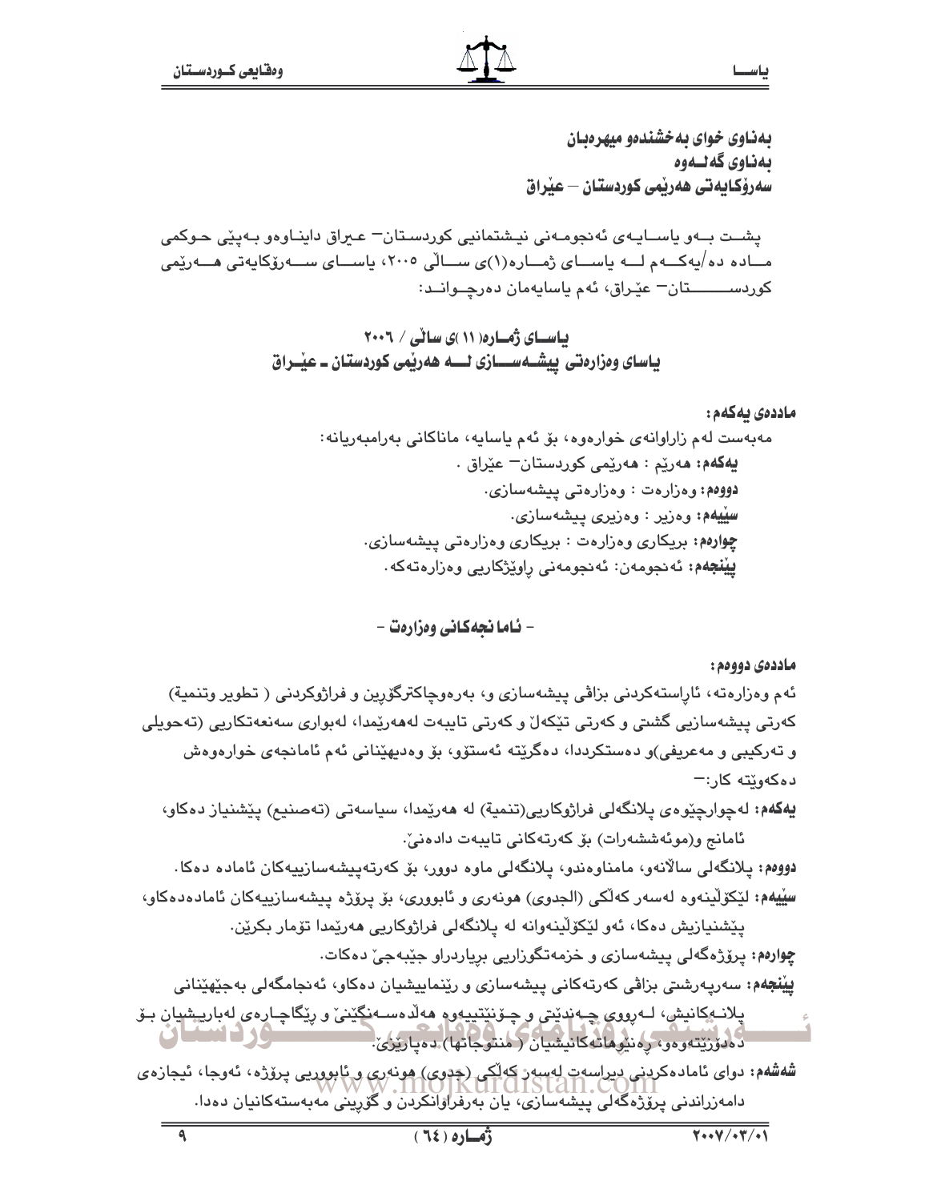**بەناوی خوای بەخشندەو میهرەبان**
**بەناوی گەلـەوە**
**سەرۆکایەتی هەرێمی کوردستان – عێراق**

پشـت بـەو یاسـایەی ئەنجومـەنی نیـشتمانیی کوردسـتان– عـیراق داینـاوەو بـەپێی حـوکمی مـادە دە/یەکـەم لـە یاسـای ژمـارە(١)ی سـاڵی ٢٠٠٥، یاسـای سـەرۆکایەتی هـەرێمی کوردسـتان– عێراق، ئەم یاسایەمان دەرچـواند:

## یاسـای ژمـارە( ١١ )ی ساڵی / ٢٠٠٦
## یاسای وەزارەتی پیشـەسـازی لــە هەرێمی کوردستان ـ عێـراق

**ماددەی یەکەم:**

مەبەست لەم زاراوانەی خوارەوە، بۆ ئەم یاسایە، ماناکانی بەرامبەریانە:

**یەکەم:** هەرێم : هەرێمی کوردستان– عێراق .
**دووەم:** وەزارەت : وەزارەتی پیشەسازی.
**سێیەم:** وەزیر : وەزیری پیشەسازی.
**چوارەم:** بریکاری وەزارەت : بریکاری وەزارەتی پیشەسازی.
**پێنجەم:** ئەنجومەن: ئەنجومەنی ڕاوێژکاریی وەزارەتەکە.

### - ئامانجەکانی وەزارەت -

**ماددەی دووەم:**

ئەم وەزارەتە، ئاراستەکردنی بزاڤی پیشەسازی و، بەرەوچاکترگۆڕین و فراژوکردنی ( تطویر وتنمیة) کەرتی پیشەسازیی گشتی و کەرتی تێکەڵ و کەرتی تایبەت لەهەرێمدا، لەبواری سەنعەتکاریی (تەحویلی و تەرکیبی و مەعریفی)و دەستکرددا، دەگرێتە ئەستۆ، بۆ وەدیهێنانی ئەم ئامانجەی خوارەوەش دەکەوێتە کار:–

**یەکەم:** لەچوارچێوەی پلانگەلی فراژوکاریی(تنمیة) لە هەرێمدا، سیاسەتی (تەصنیع) پێشنیاز دەکاو، ئامانج و(موئەششەرات) بۆ کەرتەکانی تایبەت دادەنێ.
**دووەم:** پلانگەلی ساڵانەو، مامناوەندو، پلانگەلی ماوە دوور، بۆ کەرتەپیشەسازییەکان ئامادە دەکا.
**سێیەم:** لێکۆڵینەوە لەسەر کەڵکی (الجدوی) هونەری و ئابووری، بۆ پرۆژە پیشەسازییەکان ئامادەدەکاو، پێشنیازیش دەکا، ئەو لێکۆڵینەوانە لە پلانگەلی فراژوکاریی هەرێمدا تۆمار بکرێن.
**چوارەم:** پرۆژەگەلی پیشەسازی و خزمەتگوزاریی بڕیاردراو جێبەجێ دەکات.
**پێنجەم:** سەرپەرشتی بزاڤی کەرتەکانی پیشەسازی و ڕێنماییشیان دەکاو، ئەنجامگەلی بەجێهێنانی پلانەکانیش، لەڕووی چەندێتی و چۆنێتییەوە هەڵدەسەنگێنێ و ڕێگاچارەی لەباریشیان بۆ دەدۆزێتەوەو، ڕەنێوهاتەکانیشیان ( منتوجاتها) دەپارێزێ.
**شەشەم:** دوای ئامادەکردنی دیراسەت لەسەر کەڵکی (جدوی) هونەری و ئابووریی پرۆژە، ئەوجا، ئیجازەی دامەزراندنی پرۆژەگەلی پیشەسازی، یان بەرفراوانکردن و گۆڕینی مەبەستەکانیان دەدا.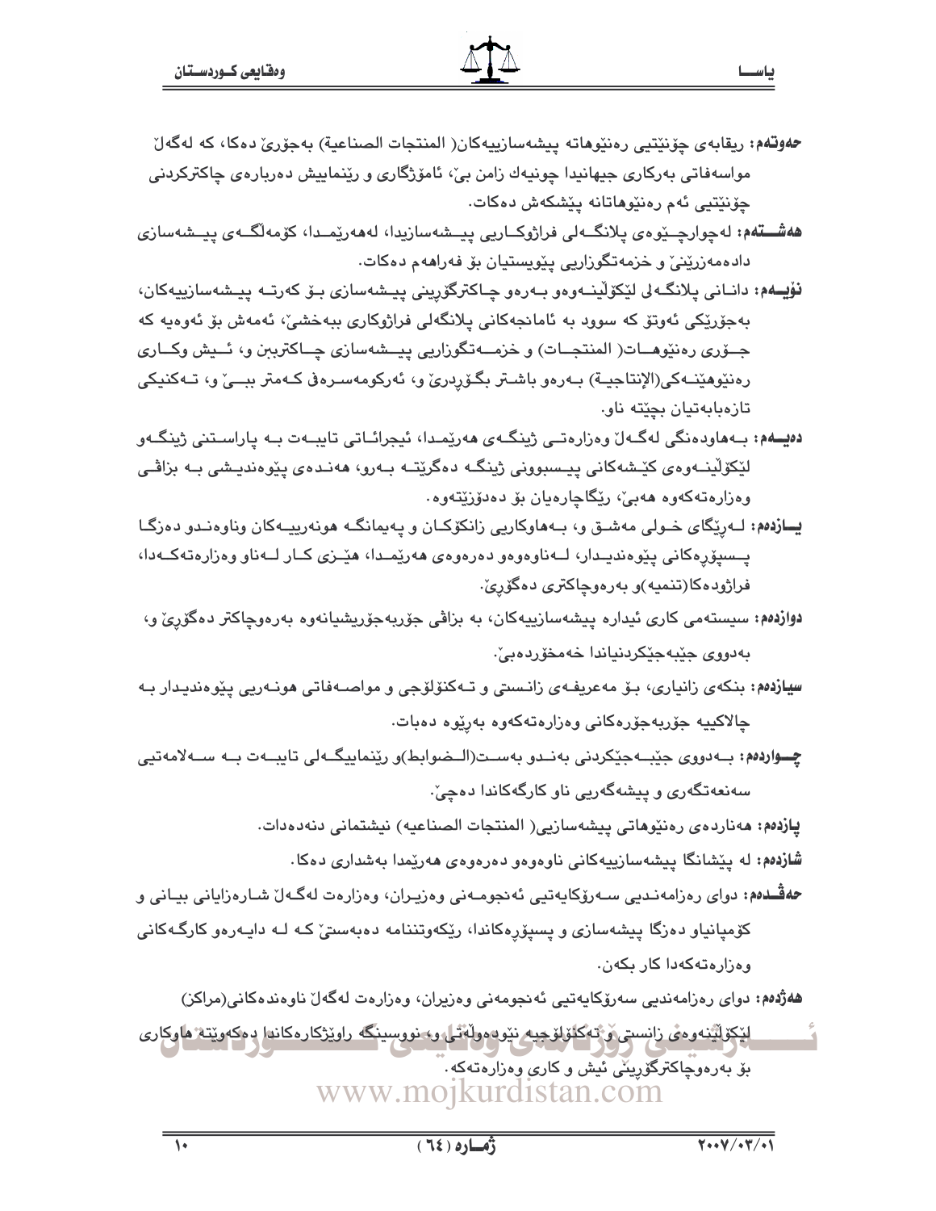**حەوتەم:** ریقابەی چۆنێتیی رەنێوهاتە پیشەسازییەکان( المنتجات الصناعیة) بەجۆرێ دەکا، کە لەگەڵ مواسەفاتی بەرکاری جیهانیدا چونیەك زامن بێ، ئامۆژگاری و رێنماییش دەربارەی چاکترکردنی چۆنێتیی ئەم رەنێوهاتانە پێشکەش دەکات.

**هەشتەم:** لەچوارچێوەی پلانگەلی فراژوکاریی پیشەسازیدا، لەهەرێمدا، کۆمەڵگەی پیشەسازی دادەمەزرێنێ و خزمەتگوزاریی پێویستیان بۆ فەراهەم دەکات.

**نۆیەم:** دانانی پلانگەلی لێکۆڵینەوەو بەرەو چاکترگۆڕینی پیشەسازی بۆ کەرتە پیشەسازییەکان، بەجۆرێکی ئەوتۆ کە سوود بە ئامانجەکانی پلانگەلی فراژوکاری ببەخشێ، ئەمەش بۆ ئەوەیە کە جۆری رەنێوهات( المنتجات) و خزمەتگوزاریی پیشەسازی چاکتربن و، ئیش وکاری رەنێوهێنەکی(الإنتاجیة) بەرەو باشتر بگۆڕدرێ و، ئەرکومەسرەفی کەمتر ببێ و، تەکنیکی تازەبابەتیان بچێتە ناو.

**دەیەم:** بەهاودەنگی لەگەڵ وەزارەتی ژینگەی هەرێمدا، ئیجرائاتی تایبەت بە پاراستنی ژینگەو لێکۆڵینەوەی کێشەکانی پیسبوونی ژینگە دەگرێتە بەرو، هەندەی پێوەندیشی بە بزاڤی وەزارەتەکەوە هەبێ، رێگاچارەیان بۆ دەدۆزێتەوە.

**یازدەم:** لەرێگای خولی مەشق و، بەهاوکاریی زانکۆکان و پەیمانگە هونەرییەکان وناوەندو دەزگا پسپۆڕەکانی پێوەندیدار، لەناوەوەو دەرەوەی هەرێمدا، هێزی کار لەناو وەزارەتەکەدا، فراژودەکا(تنمیە)و بەرەوچاکتری دەگۆڕێ.

**دوازدەم:** سیستەمی کاری ئیدارە پیشەسازییەکان، بە بزاڤی جۆربەجۆریشیانەوە بەرەوچاکتر دەگۆڕێ و، بەدووی جێبەجێکردنیاندا خەمخۆردەبێ.

**سیازدەم:** بنکەی زانیاری، بۆ مەعریفەی زانستی و تەکنۆلۆجی و مواصەفاتی هونەریی پێوەندیدار بە چالاکییە جۆربەجۆرەکانی وەزارەتەکەوە بەرێوە دەبات.

**چواردەم:** بەدووی جێبەجێکردنی بەندو بەست(الضوابط)و رێنماییگەلی تایبەت بە سەلامەتیی سەنعەتگەری و پیشەگەریی ناو کارگەکاندا دەچێ.

**پازدەم:** هەناردەی رەنێوهاتی پیشەسازیی( المنتجات الصناعیە) نیشتمانی دنەدەدات.

**شازدەم:** لە پێشانگا پیشەسازییەکانی ناوەوەو دەرەوەی هەرێمدا بەشداری دەکا.

**حەڤدەم:** دوای رەزامەندیی سەرۆکایەتیی ئەنجومەنی وەزیران، وەزارەت لەگەڵ شارەزایانی بیانی و کۆمپانیاو دەزگا پیشەسازی و پسپۆڕەکاندا، رێکەوتننامە دەبەستێ کە لە دایەرەو کارگەکانی وەزارەتەکەدا کار بکەن.

**هەژدەم:** دوای رەزامەندیی سەرۆکایەتیی ئەنجومەنی وەزیران، وەزارەت لەگەڵ ناوەندەکانی(مراکز) لێکۆڵینەوەی زانستی و تەکنۆلۆجیە نێودەوڵەتی و، نووسینگە راوێژکارەکاندا دەکەوێتە هاوکاری بۆ بەرەوچاکترگۆڕینی ئیش و کاری وەزارەتەکە.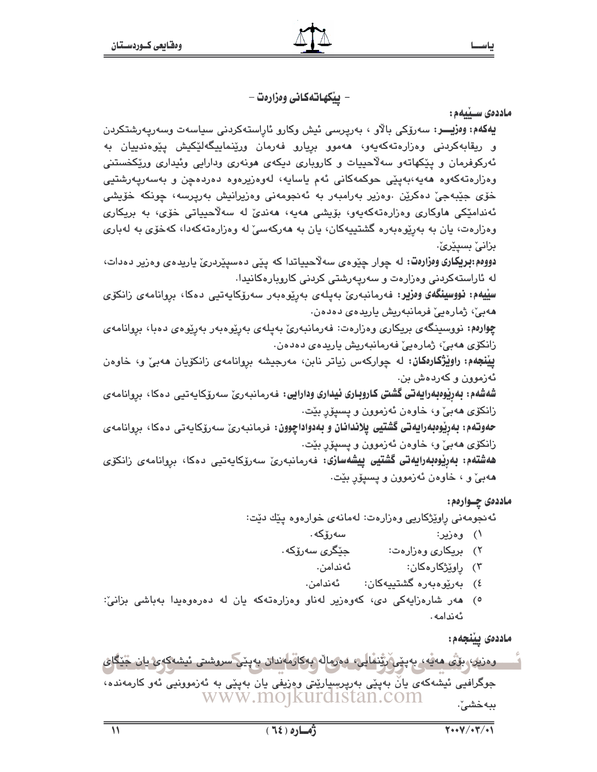## - پێکهاتەکانی وەزارەت -

**ماددەی سـێیەم:**

**یەکەم: وەزیـــر:** سەرۆکی باڵاو ، بەرپرسی ئیش وکارو ئاڕاستەکردنی سیاسەت وسەرپەرشتکردن و ریقابەکردنی وەزارەتەکەیەو، هەموو بڕیارو فەرمان ورێنماییگەلێکیش پێوەندییان بە ئەرکوفرمان و پێکهاتەو سەڵاحییات و کاروباری دیکەی هونەری ودارایی وئیداری ورێکخستنی وەزارەتەکەوە هەیە،بەپێی حوکمەکانی ئەم یاسایە، لەوەزیرەوە دەردەچن و بەسەرپەرشتیی خۆی جێبەجێ دەکرێن .وەزیر بەرامبەر بە ئەنجومەنی وەزیرانیش بەرپرسە، چونکە خۆیشی ئەندامێکی هاوکاری وەزارەتەکەیەو، بۆیشی هەیە، هەندێ لە سەڵاحییاتی خۆی، بە بریکاری وەزارەت، یان بە بەڕێوەبەرە گشتییەکان، یان بە هەرکەسێ لە وەزارەتەکەدا، کەخۆی بە لەباری بزانێ بسپێرێ.

**دووەم:بریکاری وەزارەت:** لە چوار چێوەی سەڵاحییاتدا کە پێی دەسپێردرێ یاریدەی وەزیر دەدات، لە ئاراستەکردنی وەزارەت و سەرپەرشتی کردنی کاروبارەکانیدا.

**سێیەم: نووسینگەی وەزیر:** فەرمانبەرێ بەپلەی بەڕێوەبەر سەرۆکایەتیی دەکا، بڕوانامەی زانکۆی هەبێ، ژمارەیێ فرمانبەریش یاریدەی دەدەن.

**چوارەم:** نووسینگەی بریکاری وەزارەت: فەرمانبەرێ بەپلەی بەڕێوەبەر بەڕێوەی دەبا، بڕوانامەی زانکۆی هەبێ، ژمارەیێ فەرمانبەریش یاریدەی دەدەن.

**پێنجەم: راوێژکارەکان:** لە چوارکەس زیاتر نابن، مەرجیشە بڕوانامەی زانکۆیان هەبێ و، خاوەن ئەزموون و کەردەش بن.

**شەشەم: بەڕێوەبەرایەتی گشتی کاروباری ئیداری ودارایی:** فەرمانبەرێ سەرۆکایەتیی دەکا، بڕوانامەی زانکۆی هەبێ و، خاوەن ئەزموون و پسپۆڕ بێت.

**حەوتەم: بەڕێوەبەرایەتی گشتیی پلاندانان و بەدواداچوون:** فرمانبەرێ سەرۆکایەتی دەکا، بڕوانامەی زانکۆی هەبێ و، خاوەن ئەزموون و پسپۆڕ بێت.

**هەشتەم: بەڕێوەبەرایەتی گشتیی پیشەسازی:** فەرمانبەرێ سەرۆکایەتیی دەکا، بڕوانامەی زانکۆی هەبێ و ، خاوەن ئەزموون و پسپۆڕ بێت.

**ماددەی چـوارەم:**

ئەنجومەنی راوێژکاریی وەزارەت: لەمانەی خوارەوە پێك دێت:

١) وەزیر: سەرۆکە.
٢) بریکاری وەزارەت: جێگری سەرۆکە.
٣) راوێژکارەکان: ئەندامن.
٤) بەڕێوەبەرە گشتییەکان: ئەندامن.
٥) هەر شارەزایەکی دی، کەوەزیر لەناو وەزارەتەکە یان لە دەرەوەیدا بەباشی بزانێ: ئەندامە.

**ماددەی پێنجەم:**

وەزیر، بۆی هەیە، بەپێی رێنمایی، دەرماڵە بەکارمەندان بەپێی سروشتی ئیشەکەی یان جێگای جوگرافیی ئیشەکەی یان بەپێی بەرپرسیارێتی وەزیفی یان بەپێی بە ئەزموونیی ئەو کارمەندە، ببەخشێ.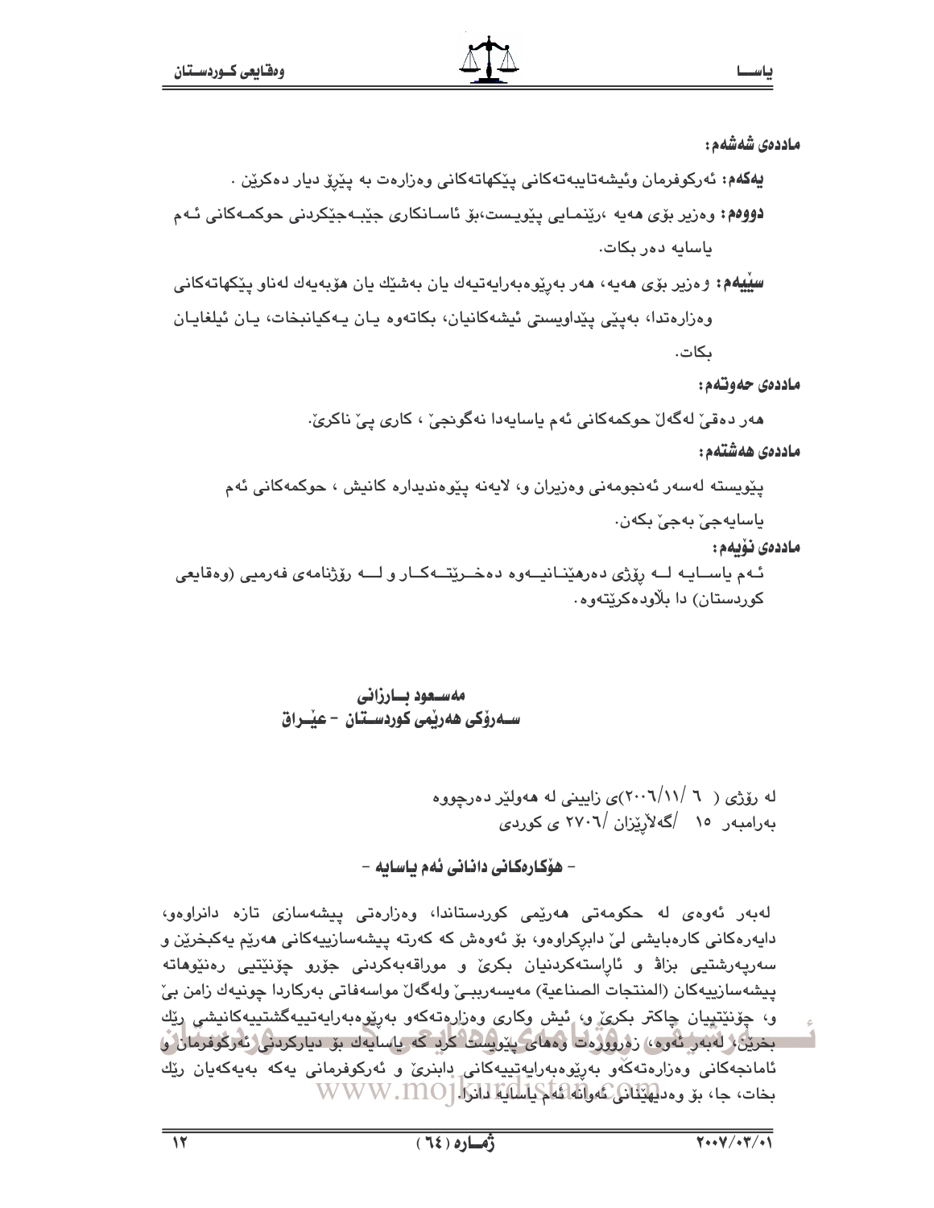**ماددەی شەشەم:**

**یەکەم:** ئەرکوفرمان وئیشەتایبەتەکانی پێکهاتەکانی وەزارەت بە پێڕۆ دیار دەکرێن .

**دووەم:** وەزیر بۆی هەیە ،رێنمـایی پێویـست،بۆ ئاسـانکاری جێبـەجێکردنی حوکمـەکانی ئـەم یاسایە دەر بکات.

**سێیەم:** وەزیر بۆی هەیە، هەر بەڕێوەبەرایەتیەك یان بەشێك یان هۆبەیەك لەناو پێکهاتەکانی وەزارەتدا، بەپێی پێداویستی ئیشەکانیان، بکاتەوە یـان یـەکیانبخات، یـان ئیلغایـان بکات.

**ماددەی حەوتەم:**

هەر دەقێ لەگەڵ حوکمەکانی ئەم یاسایەدا نەگونجێ ، کاری پێ ناکرێ.

**ماددەی هەشتەم:**

پێویستە لەسەر ئەنجومەنی وەزیران و، لایەنە پێوەندیدارە کانیش ، حوکمەکانی ئەم یاسایەجێ بەجێ بکەن.

**ماددەی نۆیەم:**

ئـەم یاسـایە لـە رۆژی دەرهێنـانیـەوە دەخـرێتـەکـار و لــە رۆژنامەی فەرمیی (وەقایعی کوردستان) دا بڵاودەکرێتەوە.

**مەسـعود بـارزانی**
**سـەرۆکی هەرێمی کوردسـتان - عێـراق**

لە رۆژی ( ٦ /٢٠٠٦/١١)ی زایینی لە هەولێر دەرچووە
بەرامبەر ١٥ /گەلاڕێزان /٢٧٠٦ ی کوردی

**- هۆکارەکانی دانانی ئەم یاسایە -**

لەبەر ئەوەی لە حکومەتی هەرێمی کوردستاندا، وەزارەتی پیشەسازی تازە دانراوەو، دایەرەکانی کارەبایشی لێ دابڕکراوەو، بۆ ئەوەش کە کەرتە پیشەسازییەکانی هەرێم یەکبخرێن و سەرپەرشتیی بزاڤ و ئاراستەکردنیان بکرێ و موراقەبەکردنی جۆرو چۆنێتیی رەنێوهاتە پیشەسازییەکان (المنتجات الصناعیة) مەیسەربـێ ولەگەڵ مواسەفاتی بەرکاردا چونیەك زامن بێ و، چۆنێتییان چاکتر بکرێ و، ئیش وکاری وەزارەتەکەو بەڕێوەبەرایەتییەگشتییەکانیشی رێك بخرێن، لەبەر ئەوە، زەروورەت وەهای پێویست کرد کە یاسایەك بۆ دیارکردنی ئەرکوفرمان و ئامانجەکانی وەزارەتەکەو بەڕێوەبەرایەتییەکانی دابنرێ و ئەرکوفرمانی یەکە بەیەکەیان رێك بخات، جا، بۆ وەدیهێنانی ئەوانە ئەم یاسایە دانرا.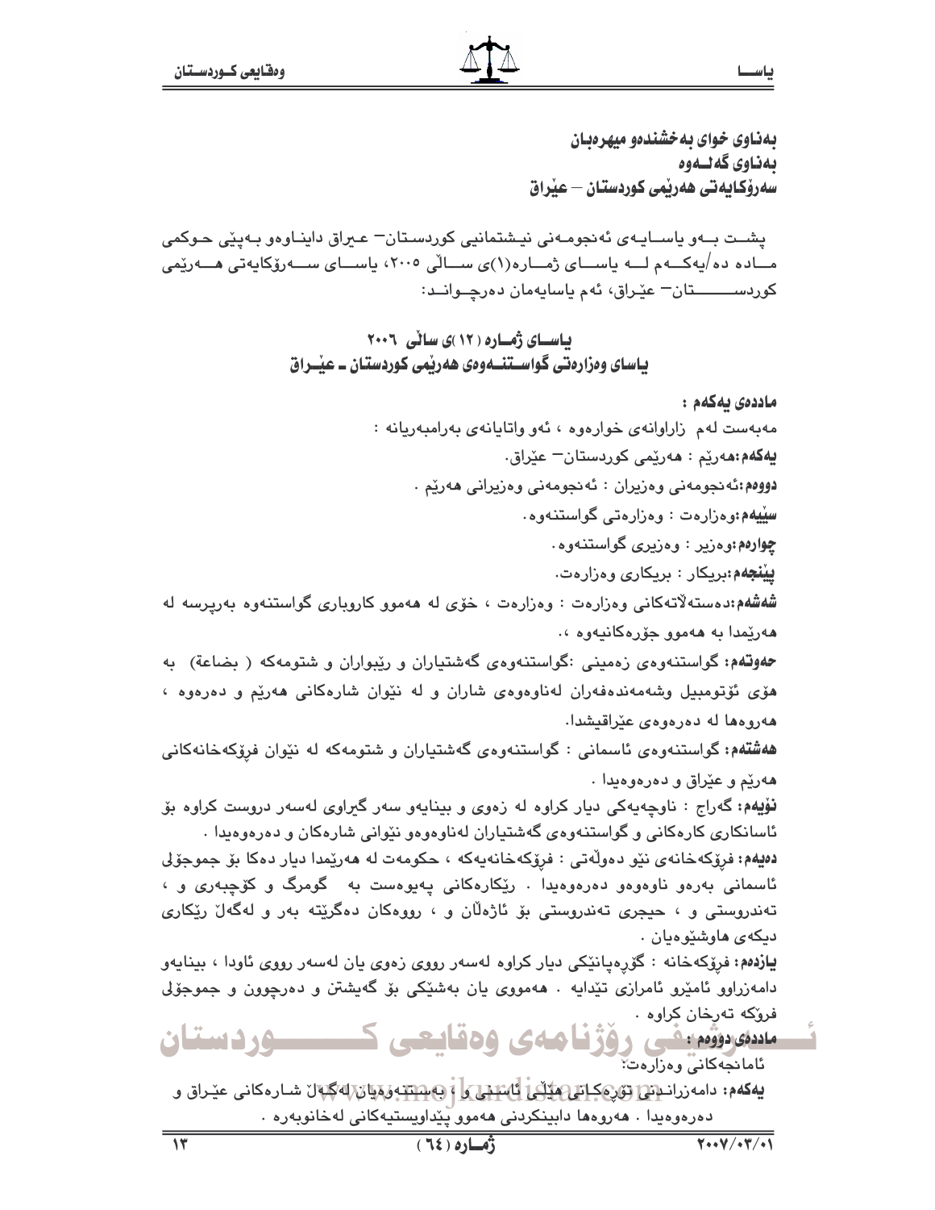**بەناوی خوای بەخشندەو میهرەبان**
**بەناوی گەلەوە**
**سەرۆکایەتی هەرێمی کوردستان – عێراق**

پشت بەو یاسایەی ئەنجومەنی نیشتمانیی کوردستان– عیراق داینـاوەو بەپێی حوکمی مـاددە دە/یەکـەم لـە یاسـای ژمـارە(١)ی سـاڵی ٢٠٠٥، یاسـای سـەرۆکایەتی هـەرێمی کوردستان– عێراق، ئەم یاسایەمان دەرچـوانـد:

## یاسای ژمارە (١٢)ی ساڵی ٢٠٠٦
## یاسای وەزارەتی گواستنەوەی هەرێمی کوردستان ـ عێراق

**ماددەی یەکەم :**

مەبەست لەم زاراوانەی خوارەوە ، ئەو واتایانەی بەرامبەریانە :

**یەکەم:**هەرێم : هەرێمی کوردستان– عێراق.

**دووەم:**ئەنجومەنی وەزیران : ئەنجومەنی وەزیرانی هەرێم .

**سێیەم:**وەزارەت : وەزارەتی گواستنەوە.

**چوارەم:**وەزیر : وەزیری گواستنەوە.

**پێنجەم:**بریکار : بریکاری وەزارەت.

**شەشەم:**دەستەڵاتەکانی وەزارەت : وەزارەت ، خۆی لە هەموو کاروباری گواستنەوە بەرپرسە لە هەرێمدا بە هەموو جۆرەکانیەوە ،.

**حەوتەم:** گواستنەوەی زەمینی :گواستنەوەی گەشتیاران و رێبواران و شتومەکە ( بضاعة) بە هۆی ئۆتومبیل وشەمەندەفەران لەناوەوەی شاران و لە نێوان شارەکانی هەرێم و دەرەوە ، هەروەها لە دەرەوەی عێراقیشدا.

**هەشتەم:** گواستنەوەی ئاسمانی : گواستنەوەی گەشتیاران و شتومەکە لە نێوان فرۆکەخانەکانی هەرێم و عێراق و دەرەوەیدا .

**نۆیەم:** گەراج : ناوچەیەکی دیار کراوە لە زەوی و بینایەو سەر گیراوی لەسەر دروست کراوە بۆ ئاسانکاری کارەکانی و گواستنەوەی گەشتیاران لەناوەوەو نێوانی شارەکان و دەرەوەیدا .

**دەیەم:** فرۆکەخانەی نێو دەوڵەتی : فرۆکەخانەیەکە ، حکومەت لە هەرێمدا دیار دەکا بۆ جموجۆڵی ئاسمانی بەرەو ناوەوەو دەرەوەیدا . رێکارەکانی پەیوەست بە گومرگ و کۆچبەری و ، تەندروستی و ، حیجری تەندروستی بۆ ئاژەڵان و ، رووەکان دەگرێتە بەر و لەگەڵ رێکاری دیکەی هاوشێوەیان .

**یازدەم:** فرۆکەخانە : گۆرەپانێکی دیار کراوە لەسەر رووی زەوی یان لەسەر رووی ئاودا ، بینایەو دامەزراوو ئامێرو ئامرازی تێدایە . هەمووی یان بەشێکی بۆ گەیشتن و دەرچوون و جموجۆڵی فرۆکە تەرخان کراوە .

**ماددەی دووەم :**

ئامانجەکانی وەزارەت:

**یەکەم:** دامەزراندنی تۆرەکانی هێڵی ئاسنی و ، بەستنەوەیان لەگەڵ شارەکانی عێراق و دەرەوەیدا . هەروەها دابینکردنی هەموو پێداویستیەکانی لەخانوبەرە .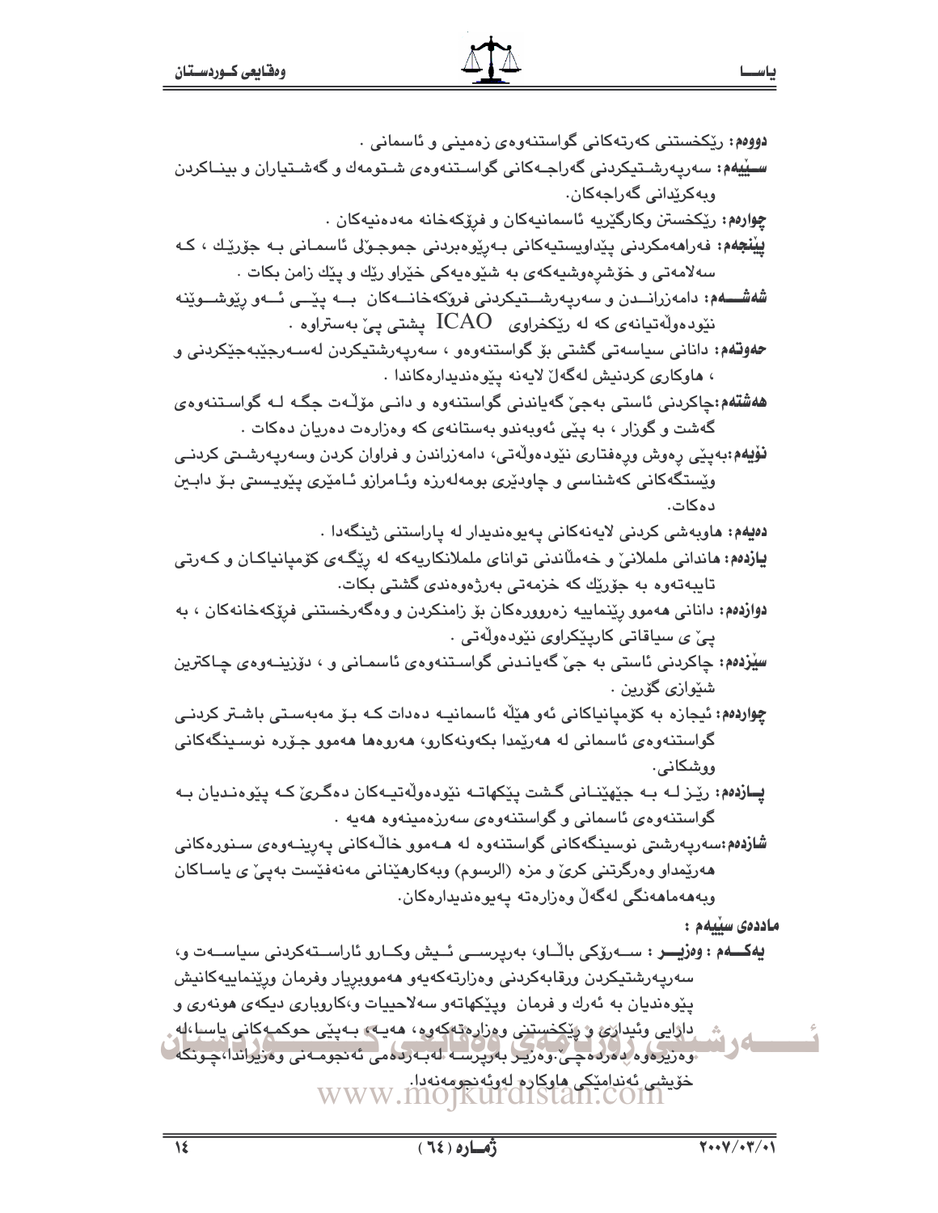**دووەم:** ڕێکخستنی کەرتەکانی گواستنەوەی زەمینی و ئاسمانی .

**سـێیەم:** سەرپەرشـتیکردنی گەراجـەکانی گواسـتنەوەی شـتومەك و گەشـتیاران و بینـاکردن وبەکرێدانی گەراجەکان.

**چوارەم:** ڕێکخستن وکارگێریە ئاسمانیەکان و فرۆکەخانە مەدەنیەکان .

**پێنجەم:** فەراهەمکردنی پێداویستیەکانی بـەڕێوەبردنی جموجـوڵی ئاسمـانی بـە جۆرێـك ، کـە سەلامەتی و خۆشڕەوشیەکەی بە شێوەیەکی خێراو ڕێك و پێك زامن بکات .

**شەشـــەم:** دامەزرانـــدن و سەرپەرشـــتیکردنی فرۆکەخانـــەکان بـــە پێـــی ئـــەو ڕێوشـــوێنە نێودەوڵەتیانەی کە لە ڕێکخراوی ICAO پشتی پێ بەستراوە .

**حەوتەم:** دانانی سیاسەتی گشتی بۆ گواستنەوەو ، سەرپەرشتیکردن لەسـەرجێبەجێکردنی و ، هاوکاری کردنیش لەگەڵ لایەنە پێوەندیدارەکاندا .

**هەشتەم:**چاکردنی ئاستی بەجێ گەیاندنی گواستنەوە و دانـی مۆڵـەت جگـە لـە گواسـتنەوەی گەشت و گوزار ، بە پێی ئەوبەندو بەستانەی کە وەزارەت دەریان دەکات .

**نۆیەم:**بەپێی ڕەوش ورەفتاری نێودەوڵەتی، دامەزراندن و فراوان کردن وسەرپەرشـتی کردنـی وێستگەکانی کەشناسی و چاودێری بومەلەرزە وئـامرازو ئـامێری پێویـستی بـۆ دابـین دەکات.

**دەیەم:** هاوبەشی کردنی لایەنەکانی پەیوەندیدار لە پاراستنی ژینگەدا .

**یازدەم:** هاندانی ململانێ و خەملاندنی توانای ململانکاریەکە لە ڕێگـەی کۆمپانیاکـان و کـەرتی تایبەتەوە بە جۆرێك کە خزمەتی بەرژەوەندی گشتی بکات.

**دوازدەم:** دانانی هەموو ڕێنماییە زەروورەکان بۆ زامنکردن و وەگەرخستنی فرۆکەخانەکان ، بە پێ ی سیاقاتی کارپێکراوی نێودەوڵەتی .

**سێزدەم:** چاکردنی ئاستی بە جێ گەیانـدنی گواسـتنەوەی ئاسمـانی و ، دۆزینـەوەی چـاکترین شێوازی گۆرین .

**چواردەم:** ئیجازە بە کۆمپانیاکانی ئەو هێڵە ئاسمانیـە دەدات کـە بـۆ مەبەسـتی باشـتر کردنـی گواستنەوەی ئاسمانی لە هەرێمدا بکەونەکارو، هەروەها هەموو جـۆرە نوسـینگەکانی ووشکانی.

**پـازدەم:** ڕێـز لـە بـە جێهێنـانی گـشت پێکهاتـە نێودەوڵەتیـەکان دەگـرێ کـە پێوەنـدیان بـە گواستنەوەی ئاسمانی و گواستنەوەی سەرزەمینەوە هەیە .

**شازدەم:**سەرپەرشتی نوسینگەکانی گواستنەوە لە هـەموو خاڵـەکانی پەڕینـەوەی سـنورەکانی هەرێمداو وەرگرتنی کرێ و مزە (الرسوم) وبەکارهێنانی مەنەفێست بەپێ ی یاسـاکان وبەهەماهەنگی لەگەڵ وەزارەتە پەیوەندیدارەکان.

**ماددەی سێیەم :**

**یەکـــەم : وەزیـــر :** ســـەرۆکی باڵـــاو، بەرپرســـی ئـــیش وکـــارو ئاراســـتەکردنی سیاســـەت و، سەرپەرشتیکردن ورقابەکردنی وەزارتەکەیەو هەموبریار وفرمان ورێنماییەکانیش پێوەندیان بە ئەرك و فرمان وپێکهاتەو سەلاحییات و،کاروباری دیکەی هونەری و دارایی وئیداری و ڕێکخستنی وەزارەتەکەوە، هەیـە، بـەپێی حوکمـەکانی یاسـا،لە وەزیرەوە دەردەچێ.وەزیـر بەرپرسـە لەبـەردەمی ئەنجومـەنی وەزیراندا،چـونکە خۆیشی ئەندامێکی هاوکارە لەوئەنجومەنەدا.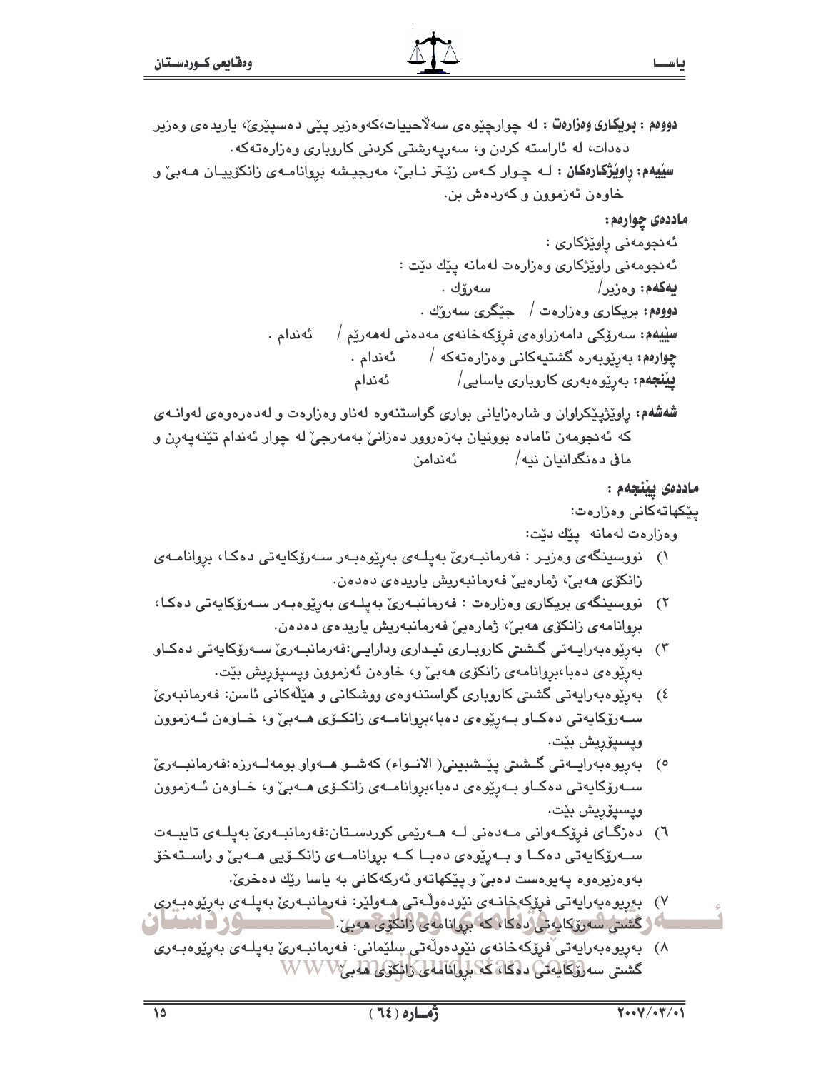**دووەم : بریکاری وەزارەت :** لە چوارچێوەی سەلاحییات،کەوەزیر پێی دەسپێرێ، یاریدەی وەزیر دەدات، لە ئاراستە کردن و، سەرپەرشتی کردنی کاروباری وەزارەتەکە.

**سێیەم: ڕاوێژکارەکان :** لە چوار کەس زێتر نابێ، مەرجیشە بڕوانامەی زانکۆییان هەبێ و خاوەن ئەزموون و کەردەش بن.

**ماددەی چوارەم:**

ئەنجومەنی ڕاوێژکاری :

ئەنجومەنی ڕاوێژکاری وەزارەت لەمانە پێك دێت :

**یەکەم:** وەزیر/ سەرۆك .

**دووەم:** بریکاری وەزارەت / جێگری سەرۆك .

**سێیەم:** سەرۆکی دامەزراوەی فرۆکەخانەی مەدەنی لەهەرێم / ئەندام .

**چوارەم:** بەڕێوبەرە گشتیەکانی وەزارەتەکە / ئەندام .

**پێنجەم:** بەڕێوەبەری کاروباری یاسایی/ ئەندام

**شەشەم:** ڕاوێژپێکراوان و شارەزایانی بواری گواستنەوە لەناو وەزارەت و لەدەرەوەی لەوانەی کە ئەنجومەن ئامادە بوونیان بەزەروور دەزانێ بەمەرجێ لە چوار ئەندام تێنەپەڕن و مافی دەنگدانیان نیە/ ئەندامن

**ماددەی پێنجەم :**

پێکهاتەکانی وەزارەت:

وەزارەت لەمانە پێك دێت:

١) نووسینگەی وەزیر : فەرمانبەرێ بەپلەی بەڕێوەبەر سەرۆکایەتی دەکا، بڕوانامەی زانکۆی هەبێ، ژمارەیێ فەرمانبەریش یاریدەی دەدەن.

٢) نووسینگەی بریکاری وەزارەت : فەرمانبەرێ بەپلەی بەڕێوەبەر سەرۆکایەتی دەکا، بڕوانامەی زانکۆی هەبێ، ژمارەیێ فەرمانبەریش یاریدەی دەدەن.

٣) بەڕێوەبەرایەتی گشتی کاروباری ئیداری ودارایی:فەرمانبەرێ سەرۆکایەتی دەکاو بەڕێوەی دەبا،بڕوانامەی زانکۆی هەبێ و، خاوەن ئەزموون وپسپۆڕیش بێت.

٤) بەڕێوەبەرایەتی گشتی کاروباری گواستنەوەی ووشکانی و هێڵەکانی ئاسن: فەرمانبەرێ سەرۆکایەتی دەکاو بەڕێوەی دەبا،بڕوانامەی زانکۆی هەبێ و، خاوەن ئەزموون وپسپۆڕیش بێت.

٥) بەڕیوەبەرایەتی گشتی پێشبینی( الانـواء) کەشـو هـەواو بومەلـەرزە:فەرمانبەرێ سەرۆکایەتی دەکاو بەڕێوەی دەبا،بڕوانامەی زانکۆی هەبێ و، خاوەن ئەزموون وپسپۆڕیش بێت.

٦) دەزگای فرۆکەوانی مەدەنی لە هەرێمی کوردستان:فەرمانبەرێ بەپلەی تایبەت سەرۆکایەتی دەکا و بەڕێوەی دەبا کە بڕوانامەی زانکۆیی هەبێ و ڕاستەخۆ بەوەزیرەوە پەیوەست دەبێ و پێکهاتەو ئەرکەکانی بە یاسا ڕێك دەخرێ.

٧) بەڕیوەبەرایەتی فرۆکەخانەی نێودەوڵەتی هەولێر: فەرمانبەرێ بەپلەی بەڕێوەبەری گشتی سەرۆکایەتی دەکا، کە بڕوانامەی زانکۆی هەبێ.

٨) بەڕیوەبەرایەتی فرۆکەخانەی نێودەوڵەتی سلێمانی: فەرمانبەرێ بەپلەی بەڕێوەبەری گشتی سەرۆکایەتی دەکا، کە بڕوانامەی زانکۆی هەبێ.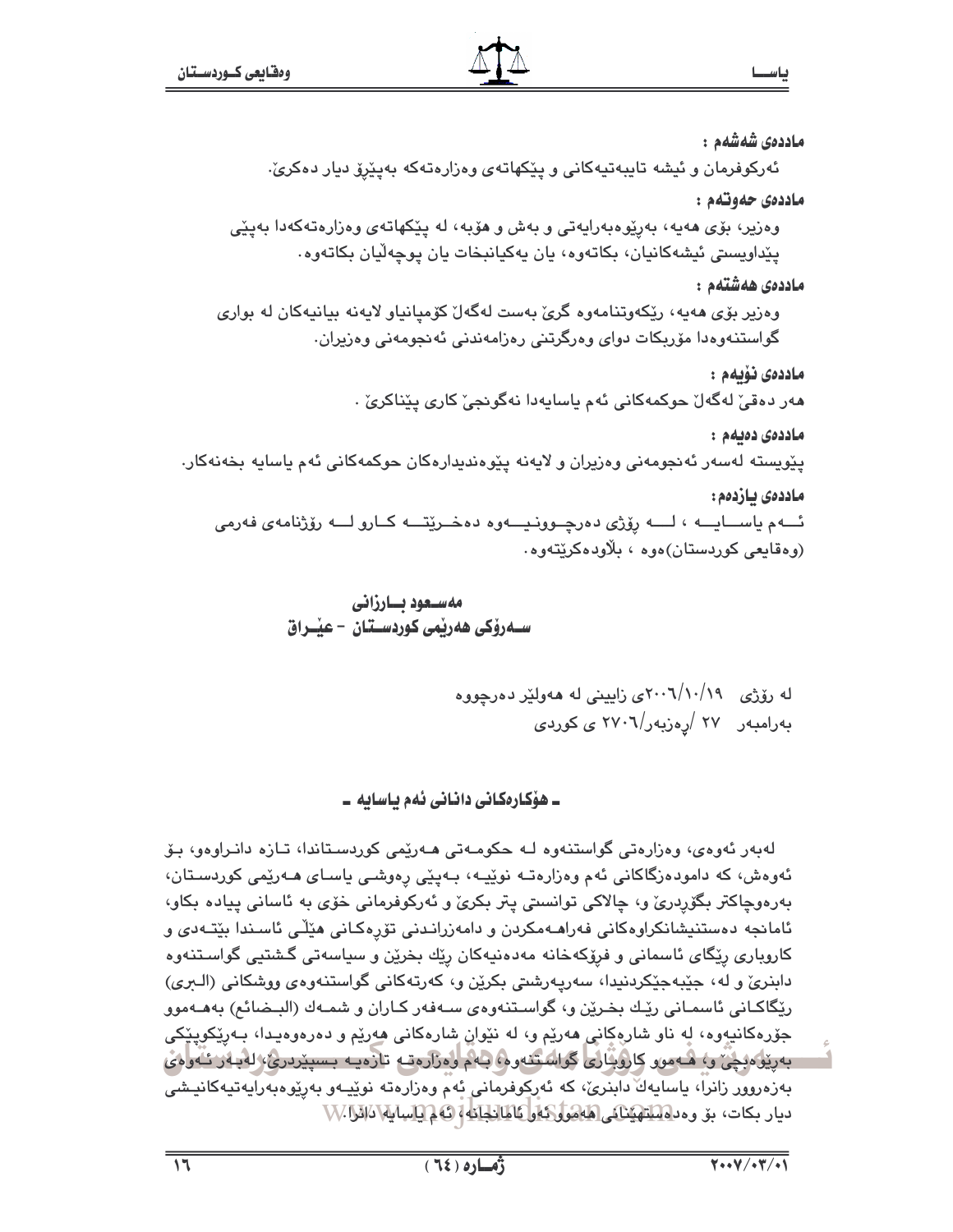**ماددەی شەشەم :**

ئەرکوفرمان و ئیشە تایبەتیەکانی و پێکهاتەی وەزارەتەکە بەپێڕۆ دیار دەکرێ.

**ماددەی حەوتەم :**

وەزیر، بۆی هەیە، بەڕێوەبەرایەتی و بەش و هۆبە، لە پێکهاتەی وەزارەتەکەدا بەپێی پێداویستی ئیشەکانیان، بکاتەوە، یان یەکیانبخات یان پوچەڵیان بکاتەوە.

**ماددەی هەشتەم :**

وەزیر بۆی هەیە، رێکەوتنامەوە گرێ بەست لەگەڵ کۆمپانیاو لایەنە بیانیەکان لە بواری گواستنەوەدا مۆربکات دوای وەرگرتنی رەزامەندنی ئەنجومەنی وەزیران.

**ماددەی نۆیەم :**

هەر دەقێ لەگەڵ حوکمەکانی ئەم یاسایەدا نەگونجێ کاری پێناکرێ .

**ماددەی دەیەم :**

پێویستە لەسەر ئەنجومەنی وەزیران و لایەنە پێوەندیدارەکان حوکمەکانی ئەم یاسایە بخەنەکار.

**ماددەی یازدەم:**

ئەم یاسایە ، لە رۆژی دەرچوونیەوە دەخرێتە کارو لە رۆژنامەی فەرمی (وەقایعی کوردستان)ەوە ، بڵاودەکرێتەوە.

**مەسعود بارزانی**
**سەرۆکی هەرێمی کوردستان - عێراق**

لە رۆژی ٢٠٠٦/١٠/١٩ی زایینی لە هەولێر دەرچووە
بەرامبەر ٢٧ /رەزبەر/٢٧٠٦ ی کوردی

## - هۆکارەکانی دانانی ئەم یاسایە -

لەبەر ئەوەی، وەزارەتی گواستنەوە لە حکومەتی هەرێمی کوردستاندا، تازە دانراوەو، بۆ ئەوەش، کە دامودەزگاکانی ئەم وەزارەتە نوێیە، بەپێی رەوشی یاسای هەرێمی کوردستان، بەرەوچاکتر بگۆڕدرێ و، چالاکی توانستی پتر بکرێ و ئەرکوفرمانی خۆی بە ئاسانی پیادە بکاو، ئامانجە دەستنیشانکراوەکانی فەراهەمکردن و دامەزراندنی تۆڕەکانی هێڵی ئاسندا بێتەدی و کاروباری رێگای ئاسمانی و فرۆکەخانە مەدەنیەکان رێك بخرێن و سیاسەتی گشتیی گواستنەوە دابنرێ و لە، جێبەجێکردنیدا، سەرپەرشتی بکرێن و، کەرتەکانی گواستنەوەی ووشکانی (البری) رێگاکانی ئاسمانی رێك بخرێن و، گواستنەوەی سەفەر کاران و شمەك (البضائع) بەهەموو جۆرەکانیەوە، لە ناو شارەکانی هەرێم و، لە نێوان شارەکانی هەرێم و دەرەوەیدا، بەرێکوپێکی بەڕێوەبچێ و، هەموو کاروباری گواستنەوە، بەم وەزارەتە تازەیە بسپێردرێ، لەبەر ئەوەی بەزەروور زانرا، یاسایەك دابنرێ، کە ئەرکوفرمانی ئەم وەزارەتە نوێیەو بەڕێوەبەرایەتیەکانیشی دیار بکات، بۆ وەدەستهێنانی هەموو ئەو ئامانجانە، ئەم یاسایە دانرا.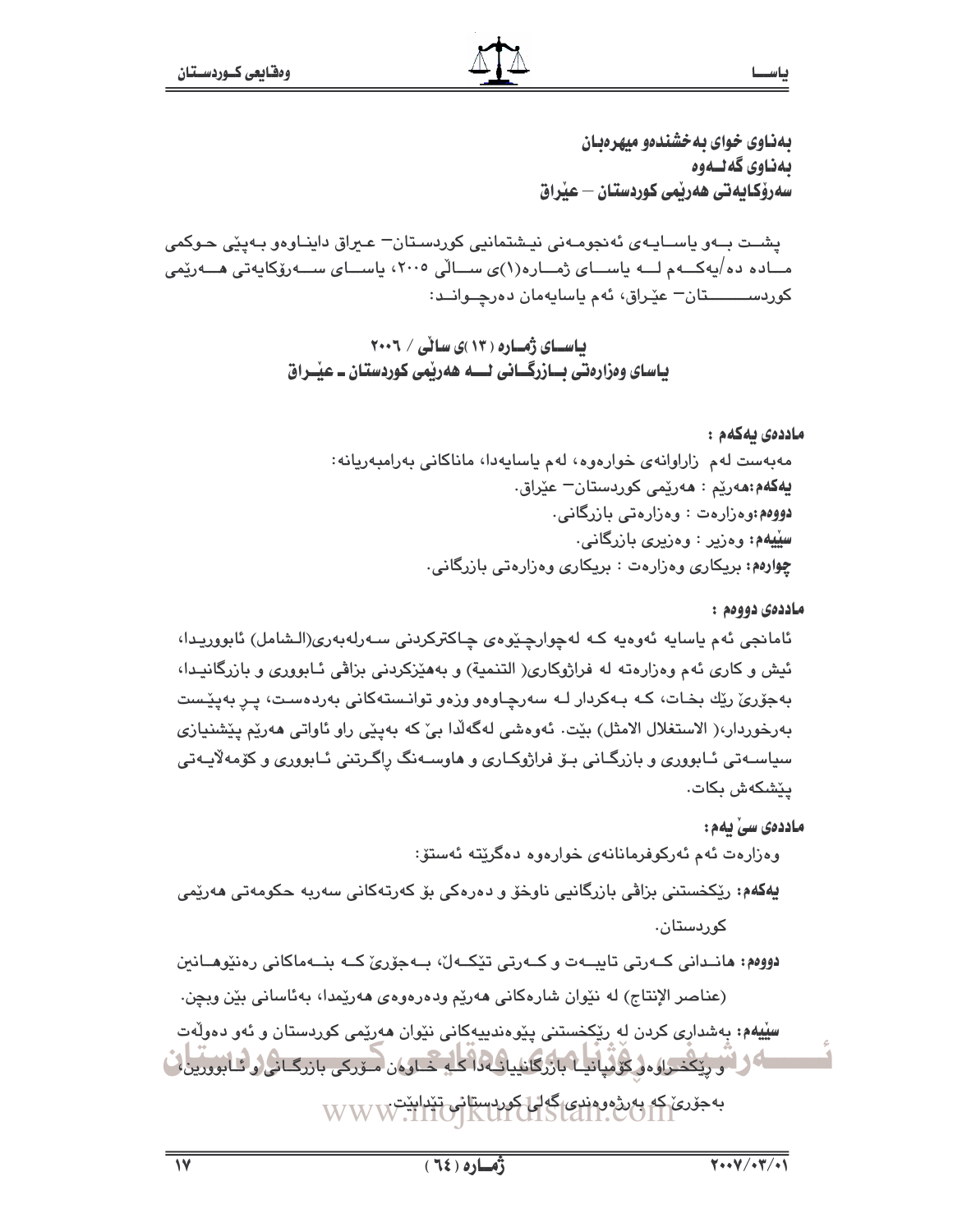**بەناوی خوای بەخشندەو میهرەبان**
**بەناوی گەلــەوە**
**سەرۆكایەتی هەرێمی كوردستان – عێراق**

پشــت بــەو یاســایەی ئەنجومــەنی نیــشتمانیی كوردســتان– عــیراق داینــاوەو بــەپێی حــوكمی مــاددە دە/یەكــەم لــە یاســای ژمــارە(١)ی ســاڵی ٢٠٠٥، یاســای ســەرۆكایەتی هــەرێمی كوردســـــتان– عێراق، ئەم یاسایەمان دەرچــوانــد:

## یاســای ژمــارە (١٣)ی ساڵی / ٢٠٠٦
## یاسای وەزارەتی بــازرگــانی لـــە هەرێمی كوردستان ـ عێــراق

**ماددەی یەكەم :**

مەبەست لەم زاراوانەی خوارەوە، لەم یاسایەدا، ماناكانی بەرامبەریانە:

**یەكەم:**هەرێم : هەرێمی كوردستان– عێراق.

**دووەم:**وەزارەت : وەزارەتی بازرگانی.

**سێیەم:** وەزیر : وەزیری بازرگانی.

**چوارەم:** بریكاری وەزارەت : بریكاری وەزارەتی بازرگانی.

**ماددەی دووەم :**

ئامانجی ئەم یاسایە ئەوەیە كە لەچوارچێوەی چاكتركردنی ســەرلەبەری(الـشامل) ئابووریــدا، ئیش و كاری ئەم وەزارەتە لە فراژوكاری( التنمیة) و بەهێزكردنی بزاڤی ئــابووری و بازرگانیــدا، بەجۆرێ رێك بخــات، كــە بــەكردار لــە سەرچاوەو وزەو توانــستەكانی بەردەســت، پــڕ بەپێــست بەرخوردار،( الاستغلال الامثل) بێت. ئەوەشی لەگەڵدا بێ كە بەپێی راو ئاواتی هەرێم پێشنیازی سیاســەتی ئــابووری و بازرگــانی بــۆ فراژوكــاری و هاوســەنگ راگــرتنی ئــابووری و كۆمەڵایــەتی پێشكەش بكات.

**ماددەی سێ یەم:**

وەزارەت ئەم ئەركوفرمانانەی خوارەوە دەگرێتە ئەستۆ:

**یەكەم:** رێكخستنی بزاڤی بازرگانیی ناوخۆ و دەرەكی بۆ كەرتەكانی سەربە حكومەتی هەرێمی كوردستان.

**دووەم:** هانــدانی كــەرتی تایبــەت و كــەرتی تێكــەڵ، بــەجۆرێ كــە بنــەماكانی رەنێوهــانین (عناصر الإنتاج) لە نێوان شارەكانی هەرێم ودەرەوەی هەرێمدا، بەئاسانی بێن وبچن.

**سێیەم:** بەشداری كردن لە رێكخستنی پێوەندییەكانی نێوان هەرێمی كوردستان و ئەو دەوڵەت و رێكخــراوەو كۆمپانیــا بازرگانییانــەدا كــە خــاوەن مــۆركی بازرگــانی و ئــابوورین، بەجۆرێ كە بەرژەوەندی گەلی كوردستانی تێدابێت.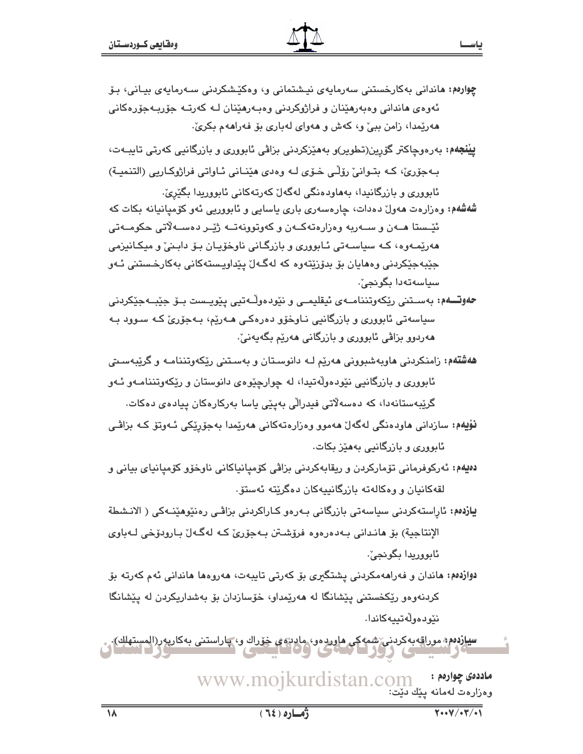**چوارەم:** هاندانی بەکارخستنی سەرمایەی نیشتمانی و، وەکێشکردنی سەرمایەی بیانی، بۆ ئەوەی هاندانی وەبەرهێنان و فراژوکردنی وەبەرهێنان لە کەرتە جۆربەجۆرەکانی هەرێمدا، زامن ببێ و، کەش و هەوای لەباری بۆ فەراهەم بکرێ.

**پێنجەم:** بەرەوچاکتر گۆرین(تطوير)و بەهێزکردنی بزاڤی ئابووری و بازرگانیی کەرتی تایبەت، بەجۆرێ، کە بتوانێ رۆڵی خۆی لە وەدی هێنانی ئاواتی فراژوکاریی (التنمية) ئابووری و بازرگانیدا، بەهاودەنگی لەگەڵ کەرتەکانی ئابووریدا بگێرێ.

**شەشەم:** وەزارەت هەوڵ دەدات، چارەسەری باری یاسایی و ئابووریی ئەو کۆمپانیانە بکات کە ئێستا هەن و سەربە وەزارەتەکەن و کەوتوونەتە ژێر دەسەڵاتی حکومەتی هەرێمەوە، کە سیاسەتی ئابووری و بازرگانی ناوخۆیان بۆ دابنێ و میکانیزمی جێبەجێکردنی وەهایان بۆ بدۆزێتەوە کە لەگەڵ پێداویستەکانی بەکارخستنی ئەو سیاسەتەدا بگونجێ.

**حەوتەم:** بەستنی رێکەوتننامەی ئیقلیمی و نێودەوڵەتیی پێویست بۆ جێبەجێکردنی سیاسەتی ئابووری و بازرگانیی ناوخۆو دەرەکی هەرێم، بەجۆرێ کە سوود بە هەردوو بزاڤی ئابووری و بازرگانی هەرێم بگەیەنێ.

**هەشتەم:** زامنکردنی هاوبەشبوونی هەرێم لە دانوستان و بەستنی رێکەوتننامە و گرێبەستی ئابووری و بازرگانیی نێودەوڵەتیدا، لە چوارچێوەی دانوستان و رێکەوتننامەو ئەو گرێبەستانەدا، کە دەسەڵاتی فیدراڵی بەپێی یاسا بەرکارەکان پیادەی دەکات.

**نۆیەم:** سازدانی هاودەنگی لەگەڵ هەموو وەزارەتەکانی هەرێمدا بەجۆرێکی ئەوتۆ کە بزاڤی ئابووری و بازرگانیی بەهێز بکات.

**دەیەم:** ئەرکوفرمانی تۆمارکردن و ریقابەکردنی بزاڤی کۆمپانیاکانی ناوخۆو کۆمپانیای بیانی و لقەکانیان و وەکالەتە بازرگانییەکان دەگرێتە ئەستۆ.

**یازدەم:** ئاراستەکردنی سیاسەتی بازرگانی بەرەو کاراکردنی بزاڤی رەنێوهێنەکی ( الانشطة الإنتاجية) بۆ هاندانی بەدەرەوە فرۆشتن بەجۆرێ کە لەگەڵ بارودۆخی لەباوی ئابووریدا بگونجێ.

**دوازدەم:** هاندان و فەراهەمکردنی پشتگیری بۆ کەرتی تایبەت، هەروەها هاندانی ئەم کەرتە بۆ کردنەوەو رێکخستنی پێشانگا لە هەرێمداو، خۆسازدان بۆ بەشداریکردن لە پێشانگا نێودەوڵەتییەکاندا.

**سیازدەم:** موراقەبەکردنی شمەکی هاوردەو، ماددەی خۆراک و، پاراستنی بەکاربەر(المستهلك).

**ماددەی چوارەم :**

وەزارەت لەمانە پێك دێت: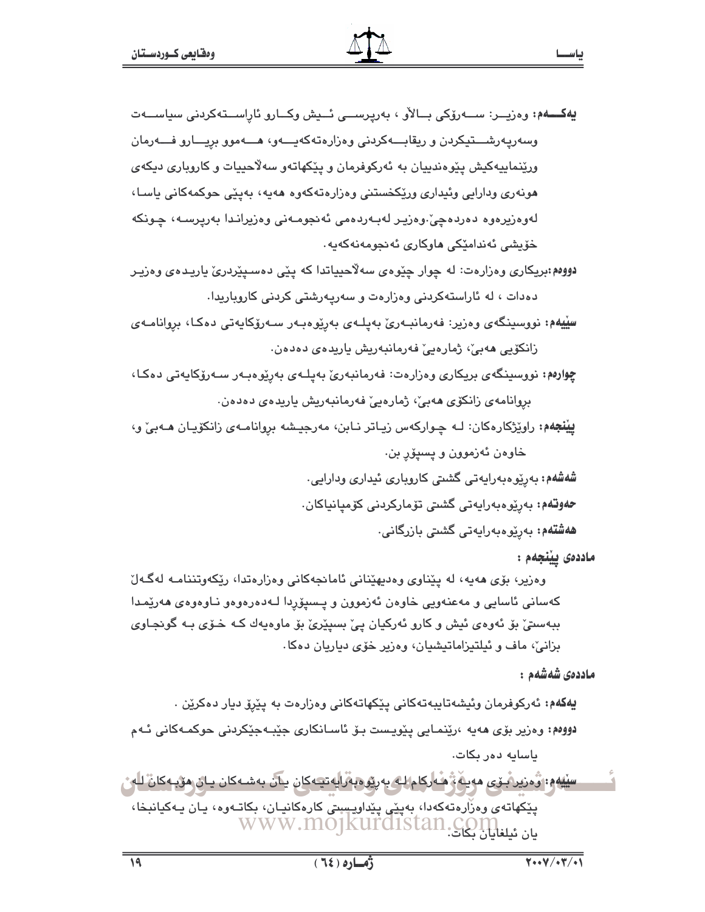**یەکـــەم:** وەزیـــر: ســـەرۆکی بـــاڵاو ، بەرپرســـی ئـــیش وکـــارو ئاراســـتەکردنی سیاســـەت وسەرپەرشـــتیکردن و ریقابـــەکردنی وەزارەتەکەیـــەو، هـــەموو بڕیـــارو فـــەرمان ورێنماییەکیش پێوەندییان بە ئەرکوفرمان و پێکهاتەو سەلاحییات و کاروباری دیکەی هونەری ودارایی وئیداری ورێکخستنی وەزارەتەکەوە هەیە، بەپێی حوکمەکانی یاسا، لەوەزیرەوە دەردەچێ.وەزیر لەبەردەمی ئەنجومەنی وەزیراندا بەرپرسە، چونکە خۆیشی ئەندامێکی هاوکاری ئەنجومەنەکەیە.

**دووەم:** بریکاری وەزارەت: لە چوار چێوەی سەلاحییاتدا کە پێی دەسپێردرێ یاریدەی وەزیر دەدات ، لە ئاراستەکردنی وەزارەت و سەرپەرشتی کردنی کاروباریدا.

**سێیەم:** نووسینگەی وەزیر: فەرمانبەرێ بەپلەی بەڕێوەبەر سەرۆکایەتی دەکا، بڕوانامەی زانکۆیی هەبێ، ژمارەیێ فەرمانبەریش یاریدەی دەدەن.

**چوارەم:** نووسینگەی بریکاری وەزارەت: فەرمانبەرێ بەپلەی بەڕێوەبەر سەرۆکایەتی دەکا، بڕوانامەی زانکۆی هەبێ، ژمارەیێ فەرمانبەریش یاریدەی دەدەن.

**پێنجەم:** راوێژکارەکان: لە چوارکەس زیاتر نابن، مەرجیشە بڕوانامەی زانکۆیان هەبێ و، خاوەن ئەزموون و پسپۆڕ بن.

**شەشەم:** بەڕێوەبەرایەتی گشتی کاروباری ئیداری ودارایی.

**حەوتەم:** بەڕێوەبەرایەتی گشتی تۆمارکردنی کۆمپانیاکان.

**هەشتەم:** بەڕێوەبەرایەتی گشتی بازرگانی.

**ماددەی پێنجەم :**

وەزیر، بۆی هەیە، لە پێناوی وەدیهێنانی ئامانجەکانی وەزارەتدا، رێکەوتننامە لەگەڵ کەسانی ئاسایی و مەعنەویی خاوەن ئەزموون و پسپۆڕدا لەدەرەوەو ناوەوەی هەرێمدا ببەستێ بۆ ئەوەی ئیش و کارو ئەرکیان پێ بسپێرێ بۆ ماوەیەك کە خۆی بە گونجاوی بزانێ، ماف و ئیلتیزاماتیشیان، وەزیر خۆی دیاریان دەکا.

**ماددەی شەشەم :**

**یەکەم:** ئەرکوفرمان وئیشەتایبەتەکانی پێکهاتەکانی وەزارەت بە پێڕۆ دیار دەکرێن .

**دووەم:** وەزیر بۆی هەیە ،رێنمایی پێویست بۆ ئاسانکاری جێبەجێکردنی حوکمەکانی ئەم یاسایە دەر بکات.

**سێیەم:** وەزیر بۆی هەیە، هەرکام لە بەڕێوەبەرایەتیەکان یان بەشەکان یان هۆبەکان لە پێکهاتەی وەزارەتەکەدا، بەپێی پێداویستی کارەکانیان، بکاتەوە، یان یەکیانبخا، یان ئیلغایان بکات.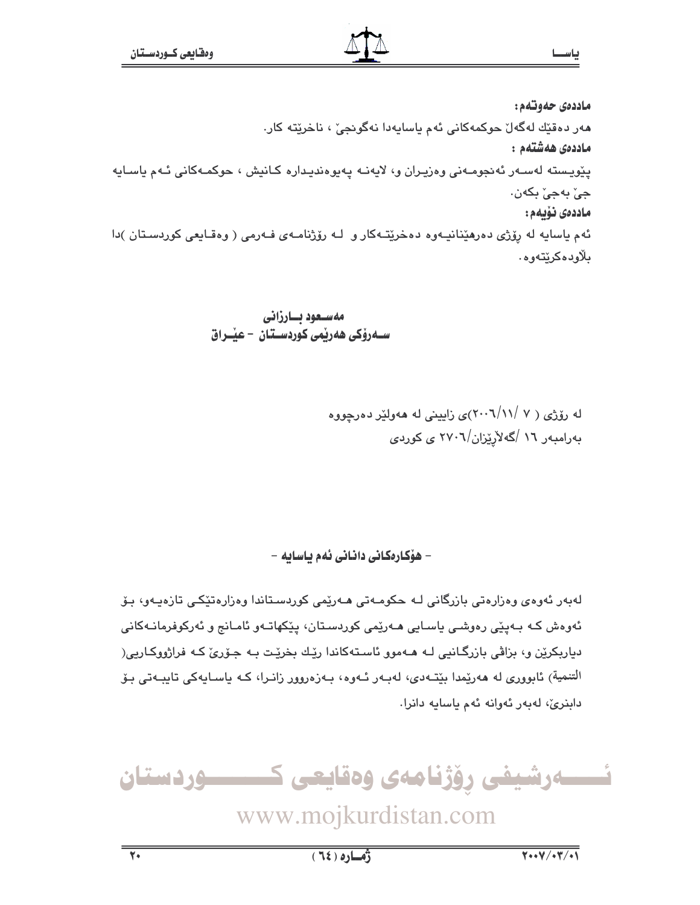**ماددەی حەوتەم:**

هەر دەقێك لەگەڵ حوكمەكانی ئەم یاسایەدا نەگونجێ ، ناخرێتە كار.

**ماددەی هەشتەم :**

پێویستە لەسەر ئەنجومەنی وەزیران و، لایەنە پەیوەندیدارە كانیش ، حوكمەكانی ئەم یاسایە جێ بەجێ بكەن.

**ماددەی نۆیەم:**

ئەم یاسایە لە ڕۆژی دەرهێنانیەوە دەخرێتەكار و لە ڕۆژنامەی فەرمی ( وەقایعی كوردستان )دا بڵاودەكرێتەوە.

**مەسعود بارزانی**
**سەرۆكی هەرێمی كوردستان - عێراق**

لە ڕۆژی ( ٧ /٢٠٠٦/١١)ی زایینی لە هەولێر دەرچووە
بەرامبەر ١٦ /گەلاڕێزان/٢٧٠٦ ی كوردی

**- هۆكارەكانی دانانی ئەم یاسایە -**

لەبەر ئەوەی وەزارەتی بازرگانی لە حكومەتی هەرێمی كوردستاندا وەزارەتێكی تازەیەو، بۆ ئەوەش كە بەپێی ڕەوشی یاسایی هەرێمی كوردستان، پێكهاتەو ئامانج و ئەركوفرمانەكانی دیاربكرێن و، بزاڤی بازرگانیی لە هەموو ئاستەكاندا ڕێك بخرێت بە جۆرێ كە فراژووكاریی( التنمیة) ئابووری لە هەرێمدا بێتەدی، لەبەر ئەوە، بەزەروور زانرا، كە یاسایەكی تایبەتی بۆ دابنرێ، لەبەر ئەوانە ئەم یاسایە دانرا.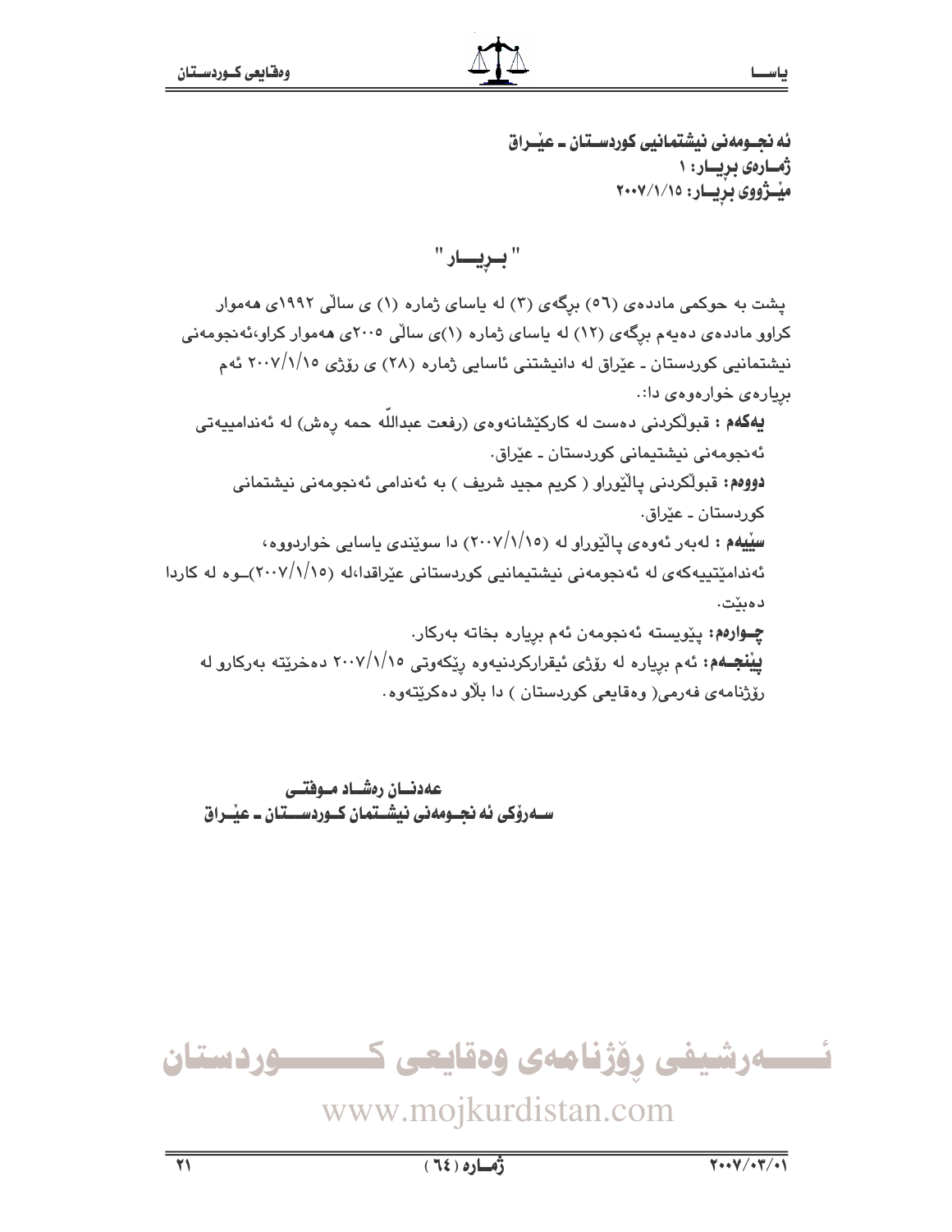**ئه نجـومه نى نيشتمانيى كوردسـتان ـ عێـراق**
**ژمـارەی بڕیـار: ١**
**مێـژووی بڕیـار: ٢٠٠٧/١/١٥**

## " بـڕیـــار "

پشت به حوكمی ماددەی (٥٦) برگەی (٣) له یاسای ژماره (١) ی ساڵی ١٩٩٢ی هەموار كراوو ماددەی دەیەم برگەی (١٢) له یاسای ژماره (١)ی ساڵی ٢٠٠٥ی هەموار كراو،ئەنجومەنی نیشتمانیی كوردستان ـ عێراق له دانیشتنی ئاسایی ژماره (٢٨) ی رۆژی ٢٠٠٧/١/١٥ ئەم بڕیارەی خوارەوەی دا:.

**یەكەم :** قبوڵكردنی دەست له كاركێشانەوەی (رفعت عبداللّه حمه رەش) له ئەندامییەتی ئەنجومەنی نیشتیمانی كوردستان ـ عێراق.

**دووەم:** قبوڵكردنی پاڵێوراو ( كریم مجید شریف ) به ئەندامی ئەنجومەنی نیشتمانی كوردستان ـ عێراق.

**سێیەم :** لەبەر ئەوەی پاڵێوراو له (٢٠٠٧/١/١٥) دا سوێندی یاسایی خواردووه، ئەندامێتییەكەی له ئەنجومەنی نیشتیمانیی كوردستانی عێراقدا،له (٢٠٠٧/١/١٥)ــوه له كاردا دەبێت.

**چـوارەم:** پێویسته ئەنجومەن ئەم بڕیاره بخاته بەركار.

**پێنجـەم:** ئەم بڕیاره له رۆژی ئیقراركردنیەوه رێكەوتی ٢٠٠٧/١/١٥ دەخرێته بەركارو له رۆژنامەی فەرمی( وەقایعی كوردستان ) دا بڵاو دەكرێتەوه.

**عەدنـان رەشـاد مـوفتـی**
**سـەرۆكی ئه نجـومەنی نیشـتمان كـوردسـتان ـ عێـراق**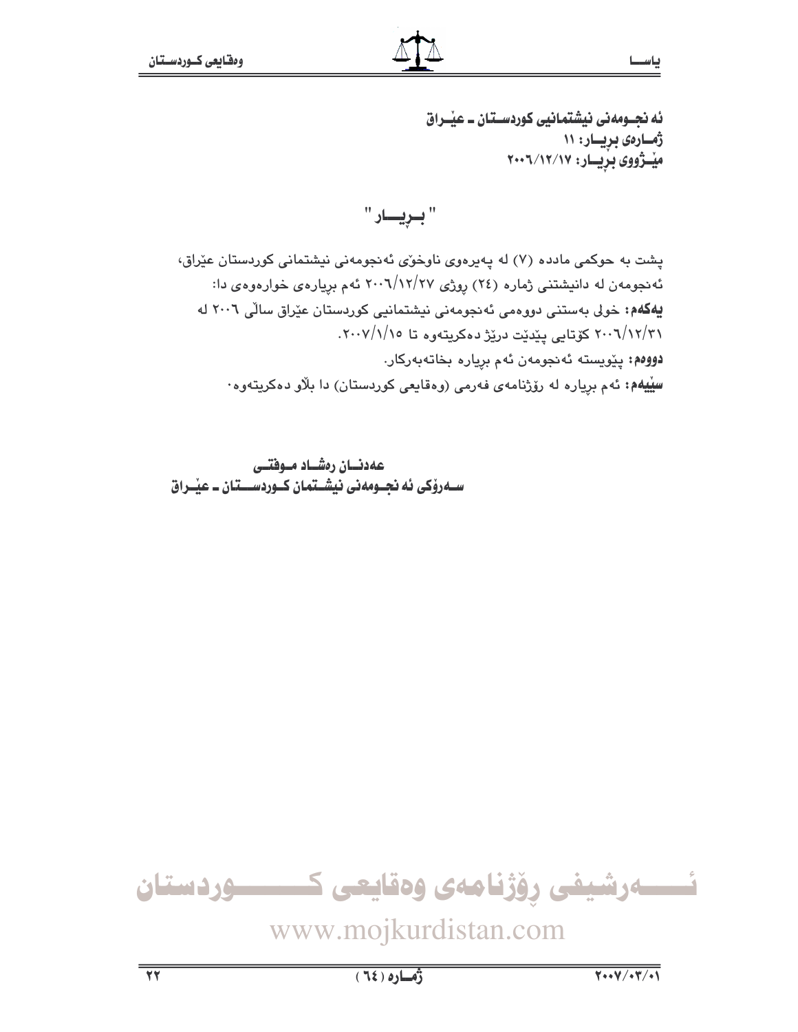**ئه نجـومه نی نیشتمانیی کوردسـتان ـ عێـراق**
**ژمـارەی بڕیـار: ١١**
**مێـژووی بڕیـار: ٢٠٠٦/١٢/١٧**

## " بـڕیــار "

پشت به حوکمی مادده (٧) له پەیرەوی ناوخۆی ئەنجومەنی نیشتمانی کوردستان عێراق، ئەنجومەن له دانیشتنی ژماره (٢٤) رۆژی ٢٠٠٦/١٢/٢٧ ئەم بڕیارەی خوارەوەی دا:

**یەکەم:** خولی بەستنی دووەمی ئەنجومەنی نیشتمانیی کوردستان عێراق ساڵی ٢٠٠٦ له ٢٠٠٦/١٢/٣١ کۆتایی پێدێت درێژ دەکریتەوە تا ٢٠٠٧/١/١٥.

**دووەم:** پێویستە ئەنجومەن ئەم بڕیارە بخاتەبەرکار.

**سێیەم:** ئەم بڕیارە لە رۆژنامەی فەرمی (وەقایعی کوردستان) دا بڵاو دەکریتەوە.

**عەدنـان رەشـاد مـوفتـی**
**سـەرۆکی ئه نجـومەنی نیشـتمان کـوردسـتان ـ عێـراق**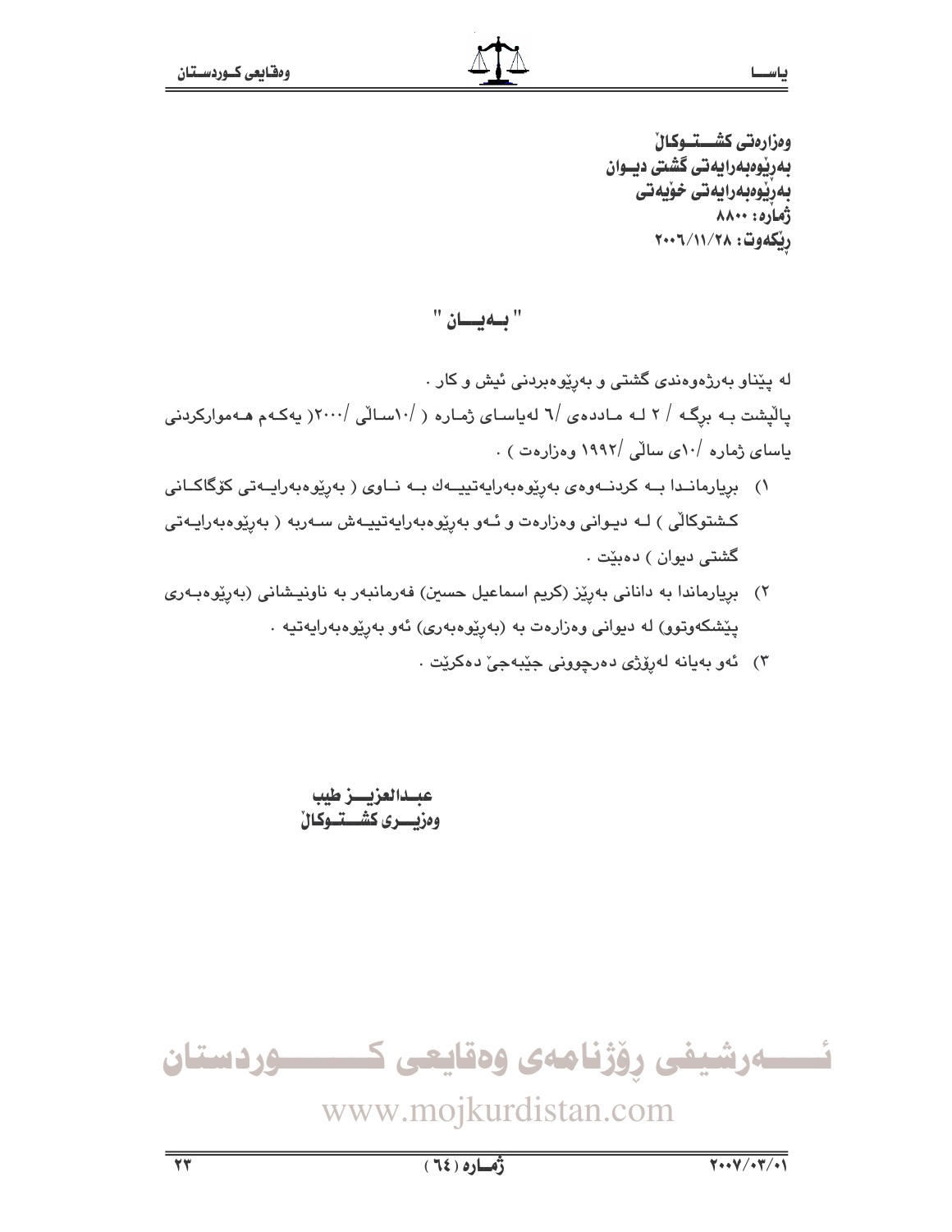وەزارەتی کشــــتوکاڵ
بەڕێوەبەرایەتی گشتی دیــوان
بەڕێوەبەرایەتی خۆیەتی
ژمارە: ٨٨٠٠
ڕێکەوت: ٢٠٠٦/١١/٢٨

# " بــەیـــان "

لە پێناو بەرژەوەندی گشتی و بەڕێوەبردنی ئیش و کار .

پاڵپشت بـە برگـە / ٢ لـە مـاددەی /٦ لەیاسـای ژمـارە ( /١٠سـاڵی /٢٠٠٠( یەکـەم هـەموارکردنی یاسای ژمارە /١٠ی ساڵی /١٩٩٢ وەزارەت ) .

١) بڕیارمانـدا بـە کردنـەوەی بەڕێوەبەرایەتییـەك بـە نـاوی ( بەڕێوەبەرایـەتی کۆگاکـانی کـشتوکاڵی ) لـە دیـوانی وەزارەت و ئـەو بەڕێوەبەرایەتییـەش سـەربە ( بەڕێوەبەرایـەتی گشتی دیوان ) دەبێت .

٢) بڕیارماندا بە دانانی بەڕێز (کریم اسماعیل حسین) فەرمانبەر بە ناونیـشانی (بەڕێوەبـەری پێشکەوتوو) لە دیوانی وەزارەت بە (بەڕێوەبەری) ئەو بەڕێوەبەرایەتیە .

٣) ئەو بەیانە لەڕۆژی دەرچوونی جێبەجێ دەکرێت .

عبــدالعزیـــز طیب
وەزیـــری کشــــتوکاڵ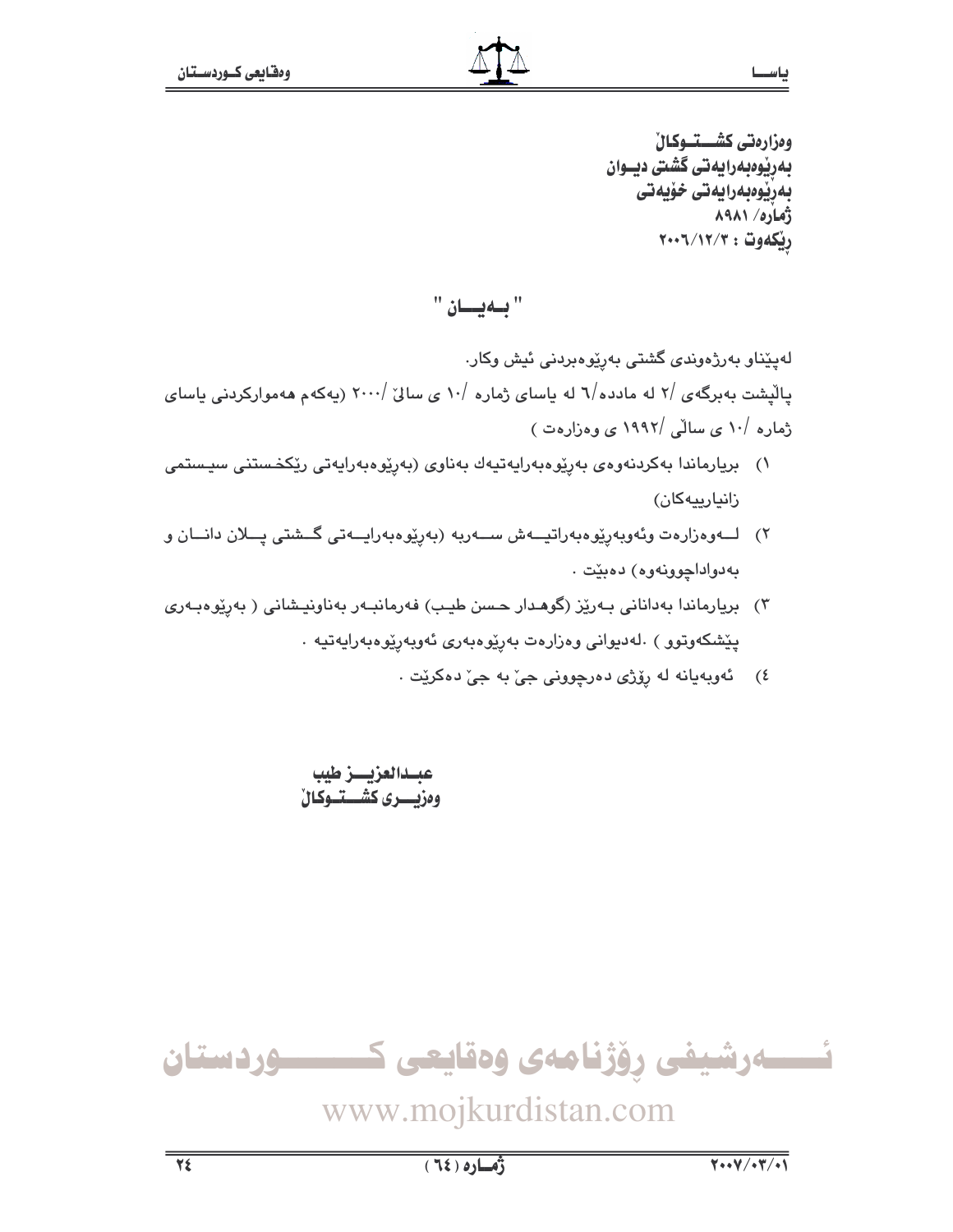وەزارەتی کشـــتـــوکاڵ
بەڕێوەبەرایەتی گشتی دیـوان
بەڕێوەبەرایەتی خۆیەتی
ژمارە/ ٨٩٨١
ڕێکەوت : ٢٠٠٦/١٢/٣

## " بـەیــان "

لەپێناو بەرژەوندی گشتی بەڕێوەبردنی ئیش وکار.

پاڵپشت بەبرگەی /٢ لە مادده/٦ لە یاسای ژمارە /١٠ ی ساڵی /٢٠٠٠ (یەکەم هەموارکردنی یاسای ژمارە /١٠ ی ساڵی /١٩٩٢ ی وەزارەت )

١) بریارماندا بەکردنەوەی بەڕێوەبەرایەتیەك بەناوی (بەڕێوەبەرایەتی رێکخستنی سیستمی زانیارییەکان)

٢) لـــەوەزارەت وئەوبەڕێوەبەراتیـــەش ســـەربە (بەڕێوەبەرایـــەتی گـــشتی پـــلان دانـــان و بەدواداچوونەوە) دەبێت .

٣) بریارماندا بەدانانی بـەرێز (گوهـدار حـسن طیـب) فەرمانبـەر بەناونیـشانی ( بەڕێوەبـەری پێشکەوتوو ) .لەدیوانی وەزارەت بەڕێوەبەری ئەوبەڕێوەبەرایەتیە .

٤) ئەوبەیانە لە ڕۆژی دەرچوونی جیّ بە جیّ دەکرێت .

عبـدالعزیـــز طیب
وەزیـــری کشـــتـــوکاڵ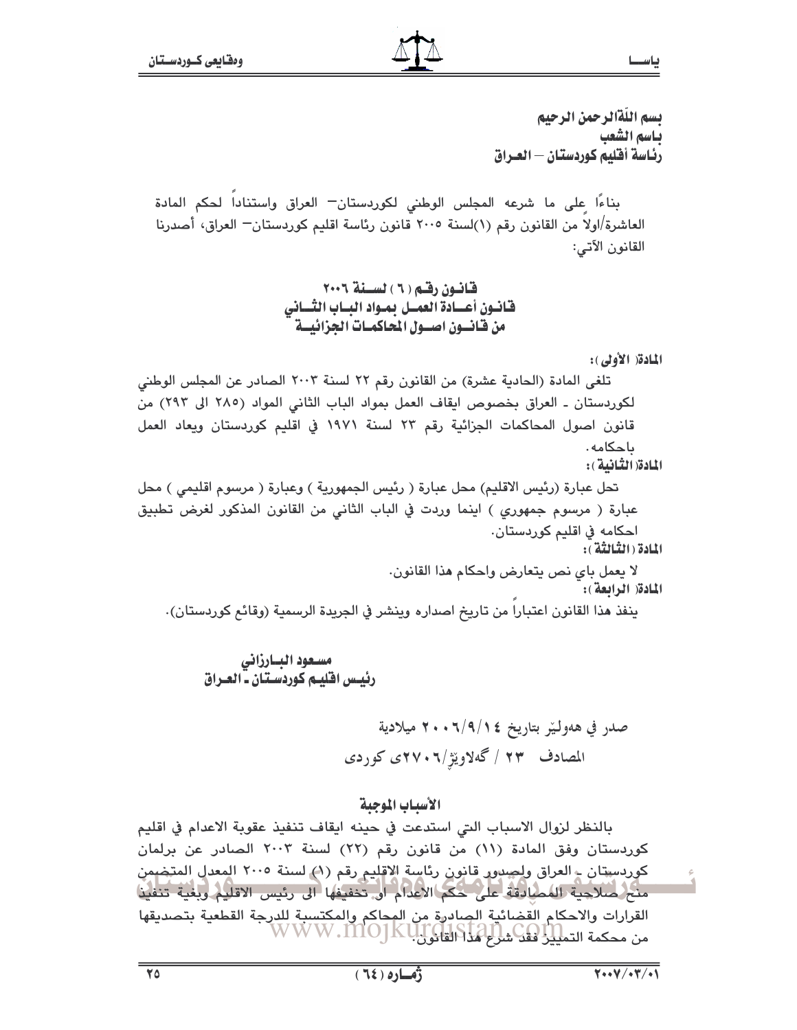بسم اللّٰه الرحمن الرحيم
باسم الشعب
رئاسة أقليم كوردستان – العراق

بناءًا على ما شرعه المجلس الوطني لكوردستان– العراق واستناداً لحكم المادة العاشرة/اولاً من القانون رقم (١)لسنة ٢٠٠٥ قانون رئاسة اقليم كوردستان– العراق، أصدرنا القانون الآتي:

## قانون رقم (٦) لسنة ٢٠٠٦
## قانون أعادة العمل بمواد الباب الثاني من قانون اصول المحاكمات الجزائية

**المادة( الأولى):**

تلغى المادة (الحادية عشرة) من القانون رقم ٢٢ لسنة ٢٠٠٣ الصادر عن المجلس الوطني لكوردستان ـ العراق بخصوص ايقاف العمل بمواد الباب الثاني المواد (٢٨٥ الى ٢٩٣) من قانون اصول المحاكمات الجزائية رقم ٢٣ لسنة ١٩٧١ في اقليم كوردستان ويعاد العمل باحكامه.

**المادة( الثانية):**

تحل عبارة (رئيس الاقليم) محل عبارة ( رئيس الجمهورية ) وعبارة ( مرسوم اقليمي ) محل عبارة ( مرسوم جمهوري ) اينما وردت في الباب الثاني من القانون المذكور لغرض تطبيق احكامه في اقليم كوردستان.

**المادة (الثالثة):**

لا يعمل باي نص يتعارض واحكام هذا القانون.

**المادة( الرابعة):**

ينفذ هذا القانون اعتباراً من تاريخ اصداره وينشر في الجريدة الرسمية (وقائع كوردستان).

**مسعود البارزاني**
**رئيس اقليم كوردستان ـ العراق**

صدر في هەولێر بتاريخ ٢٠٠٦/٩/١٤ ميلادية
المصادف ٢٣ / گەلاوێژ/٢٧٠٦ی کوردی

### الأسباب الموجبة

بالنظر لزوال الاسباب التي استدعت في حينه ايقاف تنفيذ عقوبة الاعدام في اقليم كوردستان وفق المادة (١١) من قانون رقم (٢٢) لسنة ٢٠٠٣ الصادر عن برلمان كوردستان ـ العراق ولصدور قانون رئاسة الاقليم رقم (١) لسنة ٢٠٠٥ المعدل المتضمن منح صلاحية المصادقة على حكم الاعدام او تخفيفها الى رئيس الاقليم وبغية تنفيذ القرارات والاحكام القضائية الصادرة من المحاكم والمكتسبة للدرجة القطعية بتصديقها من محكمة التمييز فقد شرع هذا القانون.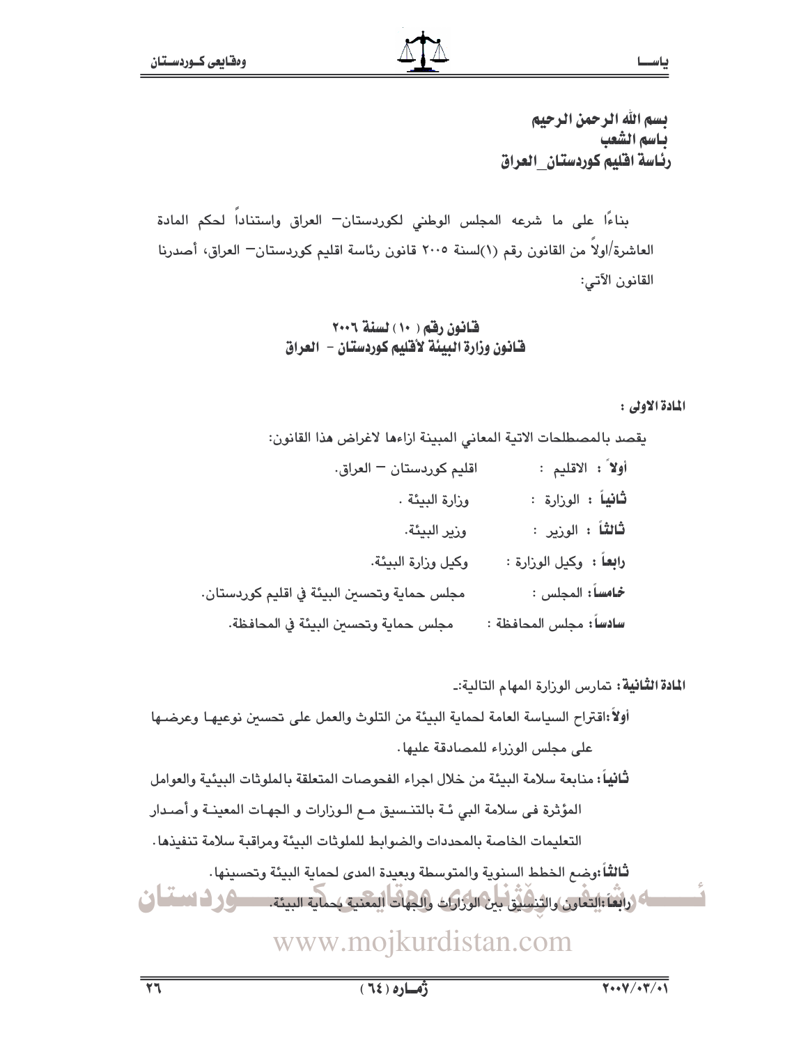**بسم الله الرحمن الرحيم**
**باسم الشعب**
**رئاسة اقليم كوردستان_العراق**

بناءًا على ما شرعه المجلس الوطني لكوردستان– العراق واستناداً لحكم المادة العاشرة/اولاً من القانون رقم (١)لسنة ٢٠٠٥ قانون رئاسة اقليم كوردستان– العراق، أصدرنا القانون الآتي:

## قانون رقم ( ١٠ ) لسنة ٢٠٠٦
## قانون وزارة البيئة لأقليم كوردستان - العراق

**المادة الاولى :**

يقصد بالمصطلحات الاتية المعاني المبينة ازاءها لاغراض هذا القانون:

**أولاً :** الاقليم : اقليم كوردستان – العراق.

**ثانياً :** الوزارة : وزارة البيئة .

**ثالثاً :** الوزير : وزير البيئة.

**رابعاً :** وكيل الوزارة : وكيل وزارة البيئة.

**خامساً:** المجلس : مجلس حماية وتحسين البيئة في اقليم كوردستان.

**سادساً:** مجلس المحافظة : مجلس حماية وتحسين البيئة في المحافظة.

**المادة الثانية:** تمارس الوزارة المهام التالية:ـ

**أولاً:** اقتراح السياسة العامة لحماية البيئة من التلوث والعمل على تحسين نوعيها وعرضها على مجلس الوزراء للمصادقة عليها.

**ثانياً:** متابعة سلامة البيئة من خلال اجراء الفحوصات المتعلقة بالملوثات البيئية والعوامل المؤثرة فى سلامة البي ئـة بالتنسيق مع الوزارات و الجهات المعينة و أصدار التعليمات الخاصة بالمحددات والضوابط للملوثات البيئة ومراقبة سلامة تنفيذها.

**ثالثاً:** وضع الخطط السنوية والمتوسطة وبعيدة المدى لحماية البيئة وتحسينها.

**رابعاً:** التعاون والتنسيق بين الوزارات والجهات المعنية بحماية البيئة.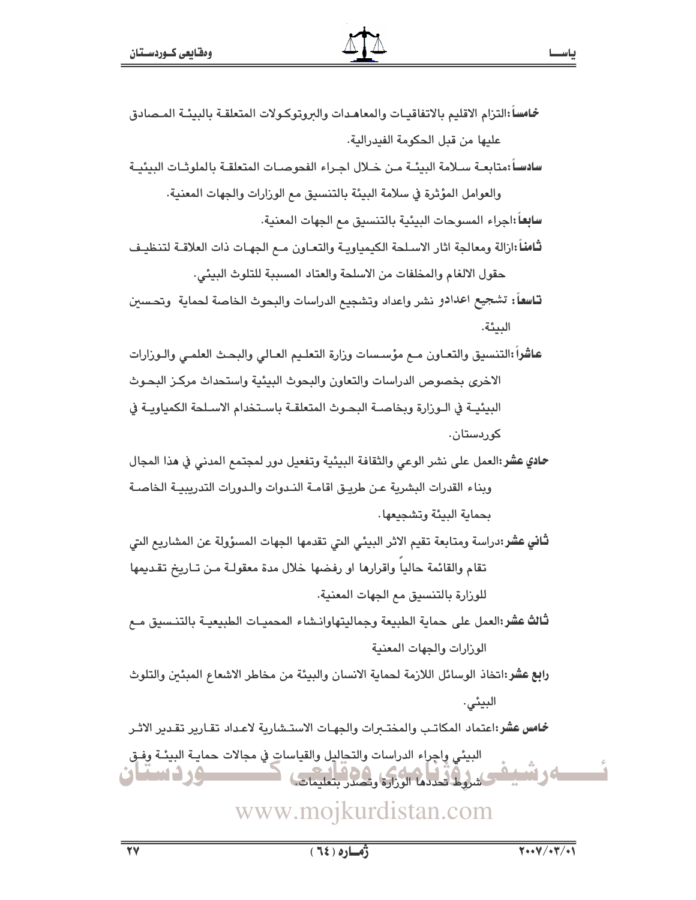**خامساً:** التزام الاقليم بالاتفاقيات والمعاهدات والبروتوكولات المتعلقة بالبيئة المصادق عليها من قبل الحكومة الفيدرالية.

**سادساً:** متابعة سلامة البيئة من خلال اجراء الفحوصات المتعلقة بالملوثات البيئية والعوامل المؤثرة في سلامة البيئة بالتنسيق مع الوزارات والجهات المعنية.

**سابعاً:** اجراء المسوحات البيئية بالتنسيق مع الجهات المعنية.

**ثامناً:** ازالة ومعالجة اثار الاسلحة الكيمياوية والتعاون مع الجهات ذات العلاقة لتنظيف حقول الالغام والمخلفات من الاسلحة والعتاد المسببة للتلوث البيئي.

**تاسعاً:** تشجيع اعدادو نشر واعداد وتشجيع الدراسات والبحوث الخاصة لحماية وتحسين البيئة.

**عاشراً:** التنسيق والتعاون مع مؤسسات وزارة التعليم العالي والبحث العلمي والوزارات الاخرى بخصوص الدراسات والتعاون والبحوث البيئية واستحداث مركز البحوث البيئية في الوزارة وبخاصة البحوث المتعلقة باستخدام الاسلحة الكيمياوية في كوردستان.

**حادي عشر:** العمل على نشر الوعي والثقافة البيئية وتفعيل دور لمجتمع المدني في هذا المجال وبناء القدرات البشرية عن طريق اقامة الندوات والدورات التدريبية الخاصة بحماية البيئة وتشجيعها.

**ثاني عشر:** دراسة ومتابعة تقيم الاثر البيئي التي تقدمها الجهات المسؤولة عن المشاريع التي تقام والقائمة حالياً واقرارها او رفضها خلال مدة معقولة من تاريخ تقديمها للوزارة بالتنسيق مع الجهات المعنية.

**ثالث عشر:** العمل على حماية الطبيعة وجماليتهاوانشاء المحميات الطبيعية بالتنسيق مع الوزارات والجهات المعنية

**رابع عشر:** اتخاذ الوسائل اللازمة لحماية الانسان والبيئة من مخاطر الاشعاع المبئين والتلوث البيئي.

**خامس عشر:** اعتماد المكاتب والمختبرات والجهات الاستشارية لاعداد تقارير تقدير الاثر البيئي واجراء الدراسات والتحاليل والقياسات في مجالات حماية البيئة وفق شروط تحددها الوزارة وتصدر بتعليمات.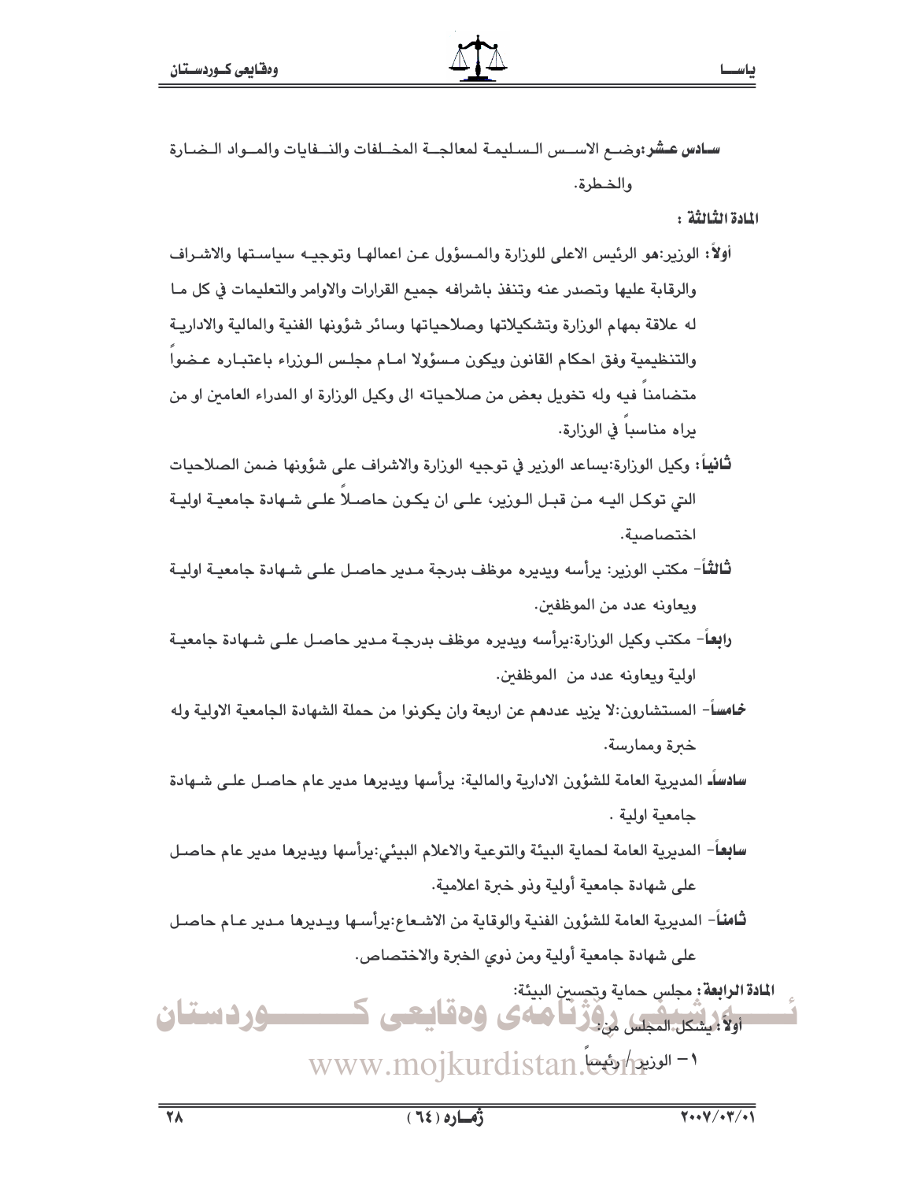**سادس عشر**:وضع الاسس السليمة لمعالجة المخلفات والنفايات والمواد الضارة والخطرة.

**المادة الثالثة :**

**أولاً**: الوزير:هو الرئيس الاعلى للوزارة والمسؤول عن اعمالها وتوجيه سياستها والاشراف والرقابة عليها وتصدر عنه وتنفذ باشرافه جميع القرارات والاوامر والتعليمات في كل ما له علاقة بمهام الوزارة وتشكيلاتها وصلاحياتها وسائر شؤونها الفنية والمالية والادارية والتنظيمية وفق احكام القانون ويكون مسؤولا امام مجلس الوزراء باعتباره عضواً متضامناً فيه وله تخويل بعض من صلاحياته الى وكيل الوزارة او المدراء العامين او من يراه مناسباً في الوزارة.

**ثانياً**: وكيل الوزارة:يساعد الوزير في توجيه الوزارة والاشراف على شؤونها ضمن الصلاحيات التي توكل اليه من قبل الوزير، على ان يكون حاصلاً على شهادة جامعية اولية اختصاصية.

**ثالثاً**- مكتب الوزير: يرأسه ويديره موظف بدرجة مدير حاصل على شهادة جامعية اولية ويعاونه عدد من الموظفين.

**رابعاً**- مكتب وكيل الوزارة:يرأسه ويديره موظف بدرجة مدير حاصل على شهادة جامعية اولية ويعاونه عدد من الموظفين.

**خامساً**- المستشارون:لا يزيد عددهم عن اربعة وان يكونوا من حملة الشهادة الجامعية الاولية وله خبرة وممارسة.

**سادساً**- المديرية العامة للشؤون الادارية والمالية: يرأسها ويديرها مدير عام حاصل على شهادة جامعية اولية .

**سابعاً**- المديرية العامة لحماية البيئة والتوعية والاعلام البيئي:يرأسها ويديرها مدير عام حاصل على شهادة جامعية أولية وذو خبرة اعلامية.

**ثامناً**- المديرية العامة للشؤون الفنية والوقاية من الاشعاع:يرأسها ويديرها مدير عام حاصل على شهادة جامعية أولية ومن ذوي الخبرة والاختصاص.

**المادة الرابعة**: مجلس حماية وتحسين البيئة:

**أولاً**: يشكل المجلس من:

١- الوزير/ رئيساً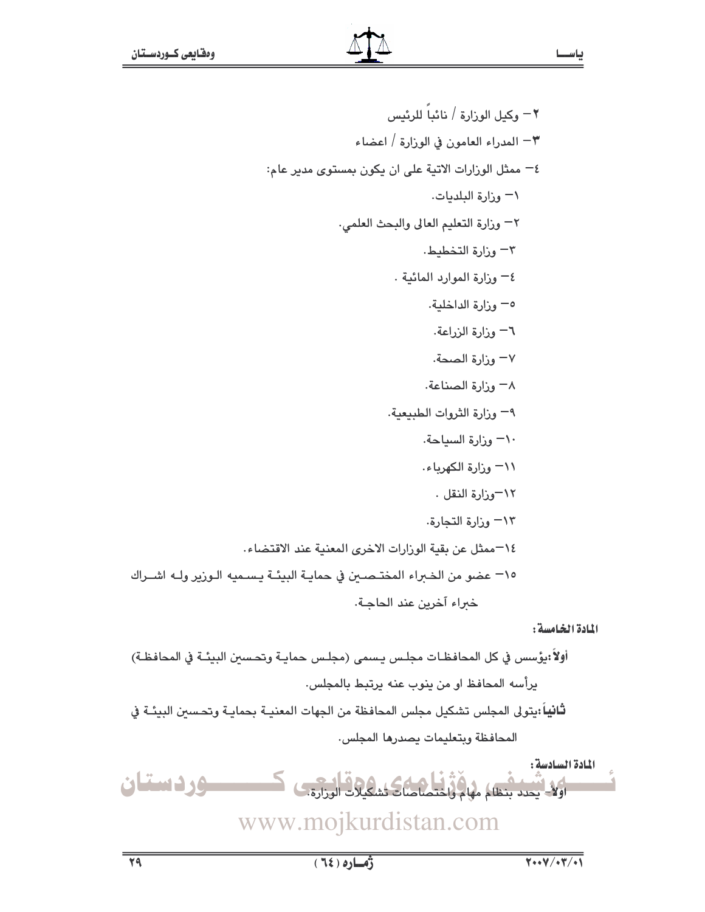٢– وكيل الوزارة / نائباً للرئيس

٣– المدراء العامون في الوزارة / اعضاء

٤– ممثل الوزارات الاتية على ان يكون بمستوى مدير عام:

١– وزارة البلديات.

٢– وزارة التعليم العالي والبحث العلمي.

٣– وزارة التخطيط.

٤– وزارة الموارد المائية .

٥– وزارة الداخلية.

٦– وزارة الزراعة.

٧– وزارة الصحة.

٨– وزارة الصناعة.

٩– وزارة الثروات الطبيعية.

١٠– وزارة السياحة.

١١– وزارة الكهرباء.

١٢–وزارة النقل .

١٣– وزارة التجارة.

١٤–ممثل عن بقية الوزارات الاخرى المعنية عند الاقتضاء.

١٥– عضو من الخبراء المختصين في حماية البيئة يسميه الوزير وله اشراك خبراء آخرين عند الحاجة.

**المادة الخامسة:**

**أولاً**:يؤسس في كل المحافظات مجلس يسمى (مجلس حماية وتحسين البيئة في المحافظة) يرأسه المحافظ او من ينوب عنه يرتبط بالمجلس.

**ثانياً**:يتولى المجلس تشكيل مجلس المحافظة من الجهات المعنية بحماية وتحسين البيئة في المحافظة وبتعليمات يصدرها المجلس.

**المادة السادسة:**

**أولاً**- يحدد بنظام مهام واختصاصات تشكيلات الوزارة.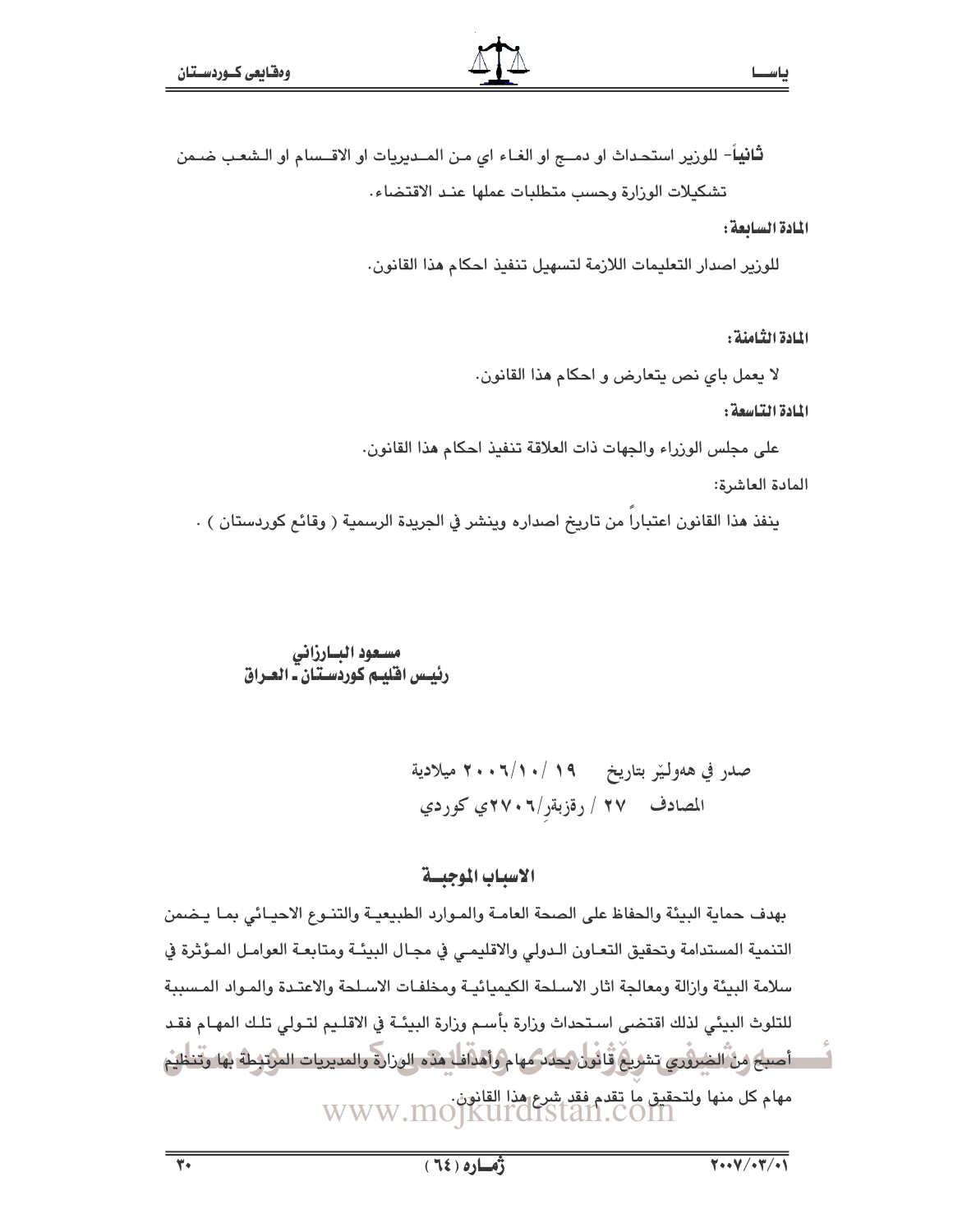**ثانياً**- للوزير استحداث او دمج او الغاء اي من المديريات او الاقسام او الشعب ضمن تشكيلات الوزارة وحسب متطلبات عملها عند الاقتضاء.

**المادة السابعة:**

للوزير اصدار التعليمات اللازمة لتسهيل تنفيذ احكام هذا القانون.

**المادة الثامنة:**

لا يعمل باي نص يتعارض و احكام هذا القانون.

**المادة التاسعة:**

على مجلس الوزراء والجهات ذات العلاقة تنفيذ احكام هذا القانون.

المادة العاشرة:

ينفذ هذا القانون اعتباراً من تاريخ اصداره وينشر في الجريدة الرسمية ( وقائع كوردستان ) .

**مسعود البارزاني**
**رئيس اقليم كوردستان ـ العراق**

صدر في هەولێر بتاريخ ١٩ /٢٠٠٦/١٠ ميلادية
المصادف ٢٧ / رةزبةر/٢٧٠٦ي كوردي

## الاسباب الموجبة

بهدف حماية البيئة والحفاظ على الصحة العامة والموارد الطبيعية والتنوع الاحيائي بما يضمن التنمية المستدامة وتحقيق التعاون الدولي والاقليمي في مجال البيئة ومتابعة العوامل المؤثرة في سلامة البيئة وازالة ومعالجة اثار الاسلحة الكيميائية ومخلفات الاسلحة والاعتدة والمواد المسببة للتلوث البيئي لذلك اقتضى استحداث وزارة بأسم وزارة البيئة في الاقليم لتولي تلك المهام فقد أصبح من الضروري تشريع قانون يحدد مهام وأهداف هذه الوزارة والمديريات المرتبطة بها وتنظيم مهام كل منها ولتحقيق ما تقدم فقد شرع هذا القانون.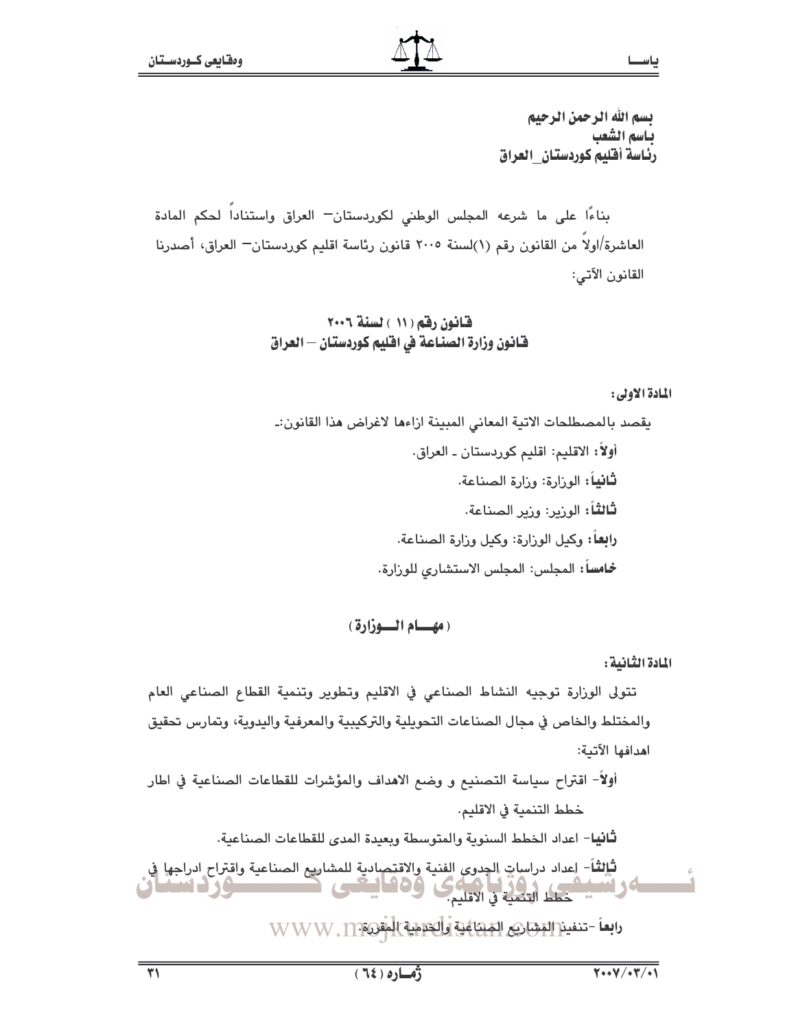بسم الله الرحمن الرحيم
باسم الشعب
رئاسة أقليم كوردستان_العراق

بناءًا على ما شرعه المجلس الوطني لكوردستان– العراق واستناداً لحكم المادة العاشرة/اولاً من القانون رقم (١)لسنة ٢٠٠٥ قانون رئاسة اقليم كوردستان– العراق، أصدرنا القانون الآتي:

## قانون رقم (١١ ) لسنة ٢٠٠٦
## قانون وزارة الصناعة في اقليم كوردستان – العراق

**المادة الاولى:**

يقصد بالمصطلحات الاتية المعاني المبينة ازاءها لاغراض هذا القانون:ـ

**أولاً:** الاقليم: اقليم كوردستان ـ العراق.

**ثانياً:** الوزارة: وزارة الصناعة.

**ثالثاً:** الوزير: وزير الصناعة.

**رابعاً:** وكيل الوزارة: وكيل وزارة الصناعة.

**خامساً:** المجلس: المجلس الاستشاري للوزارة.

### ( مهـــام الـــوزارة )

**المادة الثانية:**

تتولى الوزارة توجيه النشاط الصناعي في الاقليم وتطوير وتنمية القطاع الصناعي العام والمختلط والخاص في مجال الصناعات التحويلية والتركيبية والمعرفية واليدوية، وتمارس تحقيق اهدافها الآتية:

**أولاً-** اقتراح سياسة التصنيع و وضع الاهداف والمؤشرات للقطاعات الصناعية في اطار خطط التنمية في الاقليم.

**ثانيا-** اعداد الخطط السنوية والمتوسطة وبعيدة المدى للقطاعات الصناعية.

**ثالثاً-** اعداد دراسات الجدوى الفنية والاقتصادية للمشاريع الصناعية واقتراح ادراجها في خطط التنمية في الاقليم.

**رابعاً -**تنفيذ المشاريع الصناعية والخدمية المقررة.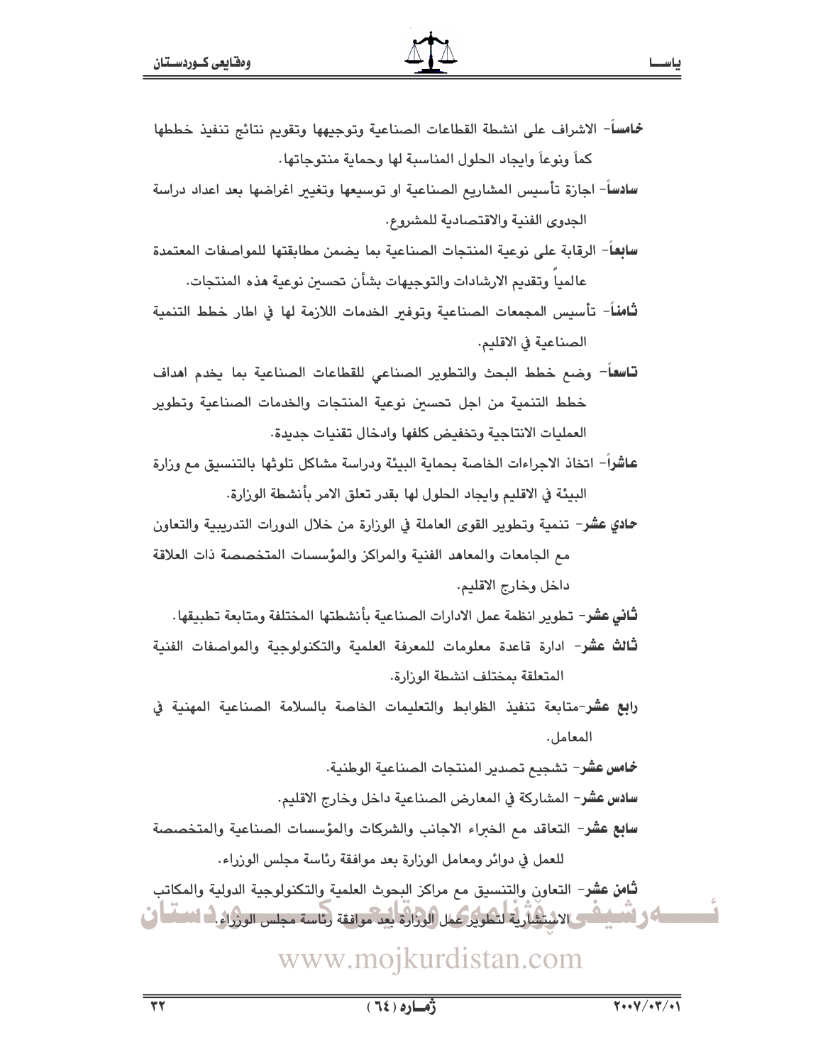**خامساً**- الاشراف على انشطة القطاعات الصناعية وتوجيهها وتقويم نتائج تنفيذ خططها كماً ونوعاً وايجاد الحلول المناسبة لها وحماية منتوجاتها.

**سادساً**- اجازة تأسيس المشاريع الصناعية او توسيعها وتغيير اغراضها بعد اعداد دراسة الجدوى الفنية والاقتصادية للمشروع.

**سابعاً**- الرقابة على نوعية المنتجات الصناعية بما يضمن مطابقتها للمواصفات المعتمدة عالمياً وتقديم الارشادات والتوجيهات بشأن تحسين نوعية هذه المنتجات.

**ثامناً**- تأسيس المجمعات الصناعية وتوفير الخدمات اللازمة لها في اطار خطط التنمية الصناعية في الاقليم.

**تاسعاً**- وضع خطط البحث والتطوير الصناعي للقطاعات الصناعية بما يخدم اهداف خطط التنمية من اجل تحسين نوعية المنتجات والخدمات الصناعية وتطوير العمليات الانتاجية وتخفيض كلفها وادخال تقنيات جديدة.

**عاشراً**- اتخاذ الاجراءات الخاصة بحماية البيئة ودراسة مشاكل تلوثها بالتنسيق مع وزارة البيئة في الاقليم وايجاد الحلول لها بقدر تعلق الامر بأنشطة الوزارة.

**حادي عشر**- تنمية وتطوير القوى العاملة في الوزارة من خلال الدورات التدريبية والتعاون مع الجامعات والمعاهد الفنية والمراكز والمؤسسات المتخصصة ذات العلاقة داخل وخارج الاقليم.

**ثاني عشر**- تطوير انظمة عمل الادارات الصناعية بأنشطتها المختلفة ومتابعة تطبيقها.

**ثالث عشر**- ادارة قاعدة معلومات للمعرفة العلمية والتكنولوجية والمواصفات الفنية المتعلقة بمختلف انشطة الوزارة.

**رابع عشر**-متابعة تنفيذ الظوابط والتعليمات الخاصة بالسلامة الصناعية المهنية في المعامل.

**خامس عشر**- تشجيع تصدير المنتجات الصناعية الوطنية.

**سادس عشر**- المشاركة في المعارض الصناعية داخل وخارج الاقليم.

**سابع عشر**- التعاقد مع الخبراء الاجانب والشركات والمؤسسات الصناعية والمتخصصة للعمل في دوائر ومعامل الوزارة بعد موافقة رئاسة مجلس الوزراء.

**ثامن عشر**- التعاون والتنسيق مع مراكز البحوث العلمية والتكنولوجية الدولية والمكاتب الاستشارية لتطوير عمل الوزارة بعد موافقة رئاسة مجلس الوزراء.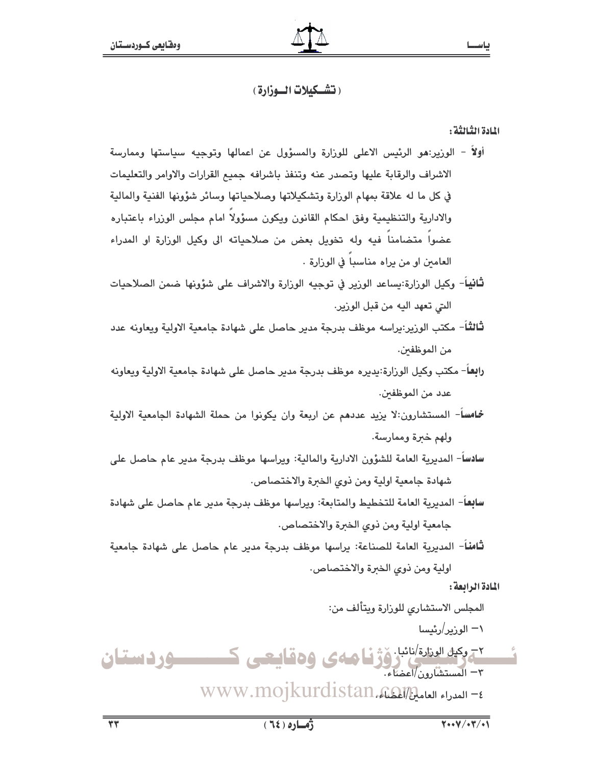## (تشـكيلات الـوزارة)

**المادة الثالثة:**

**أولاً** - الوزير:هو الرئيس الاعلى للوزارة والمسؤول عن اعمالها وتوجيه سياستها وممارسة الاشراف والرقابة عليها وتصدر عنه وتنفذ باشرافه جميع القرارات والاوامر والتعليمات في كل ما له علاقة بمهام الوزارة وتشكيلاتها وصلاحياتها وسائر شؤونها الفنية والمالية والادارية والتنظيمية وفق احكام القانون ويكون مسؤولاً امام مجلس الوزراء باعتباره عضواً متضامناً فيه وله تخويل بعض من صلاحياته الى وكيل الوزارة او المدراء العامين او من يراه مناسباً في الوزارة .

**ثانياً**- وكيل الوزارة:يساعد الوزير في توجيه الوزارة والاشراف على شؤونها ضمن الصلاحيات التي تعهد اليه من قبل الوزير.

**ثالثاً**- مكتب الوزير:يراسه موظف بدرجة مدير حاصل على شهادة جامعية الاولية ويعاونه عدد من الموظفين.

**رابعاً**- مكتب وكيل الوزارة:يديره موظف بدرجة مدير حاصل على شهادة جامعية الاولية ويعاونه عدد من الموظفين.

**خامساً**- المستشارون:لا يزيد عددهم عن اربعة وان يكونوا من حملة الشهادة الجامعية الاولية ولهم خبرة وممارسة.

**سادساً**- المديرية العامة للشؤون الادارية والمالية: ويراسها موظف بدرجة مدير عام حاصل على شهادة جامعية اولية ومن ذوي الخبرة والاختصاص.

**سابعاً**- المديرية العامة للتخطيط والمتابعة: ويراسها موظف بدرجة مدير عام حاصل على شهادة جامعية اولية ومن ذوي الخبرة والاختصاص.

**ثامناً**- المديرية العامة للصناعة: يراسها موظف بدرجة مدير عام حاصل على شهادة جامعية اولية ومن ذوي الخبرة والاختصاص.

**المادة الرابعة:**

المجلس الاستشاري للوزارة ويتألف من:

١- الوزير/رئيسا

٢- وكيل الوزارة/نائبا.

٣- المستشارون/اعضاء.

٤- المدراء العامين/اعضاء.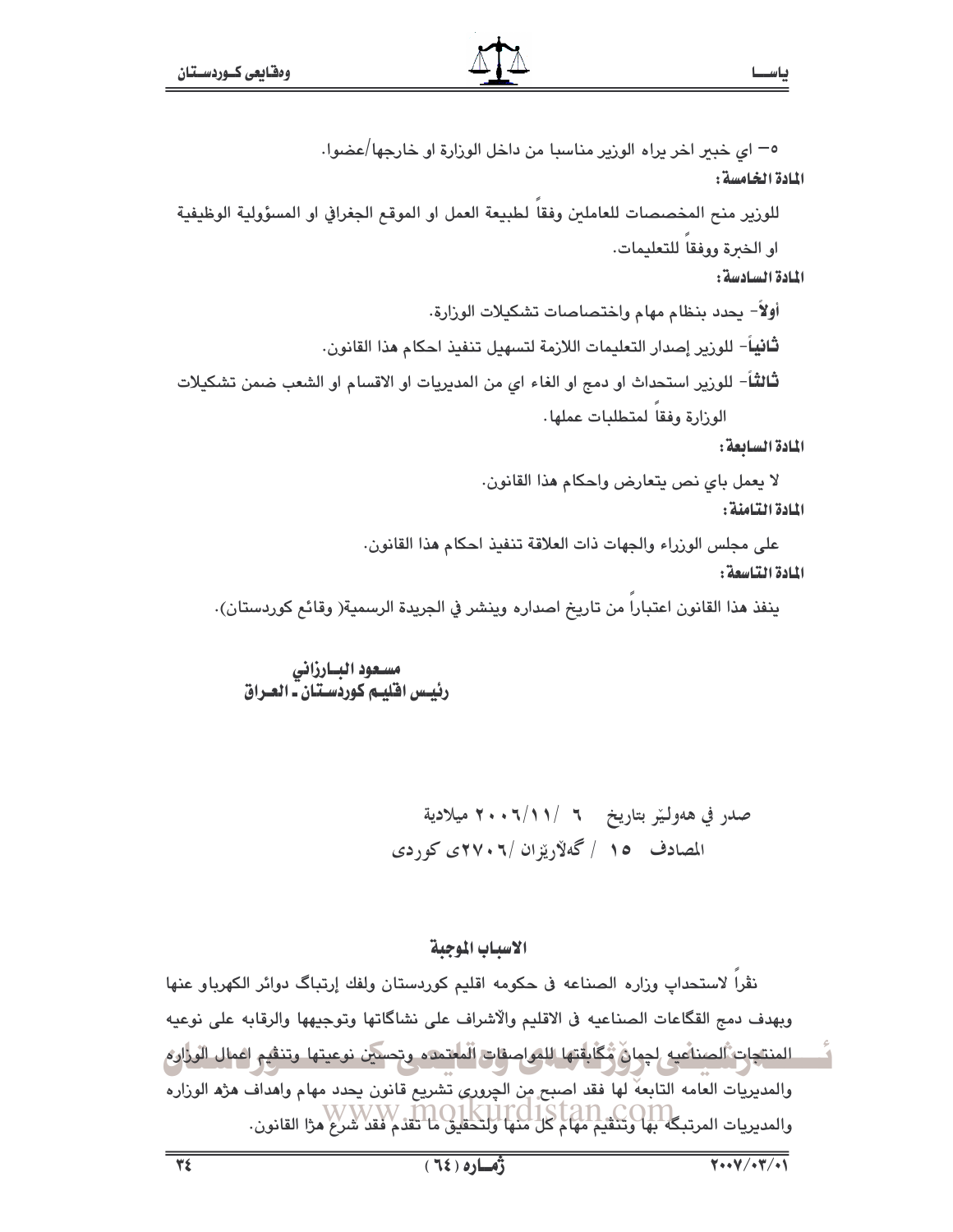٥- اي خبير اخر يراه الوزير مناسبا من داخل الوزارة او خارجها/عضوا.

**المادة الخامسة:**

للوزير منح المخصصات للعاملين وفقاً لطبيعة العمل او الموقع الجغرافي او المسؤولية الوظيفية او الخبرة ووفقاً للتعليمات.

**المادة السادسة:**

**أولاً**- يحدد بنظام مهام واختصاصات تشكيلات الوزارة.

**ثانياً**- للوزير إصدار التعليمات اللازمة لتسهيل تنفيذ احكام هذا القانون.

**ثالثاً**- للوزير استحداث او دمج او الغاء اي من المديريات او الاقسام او الشعب ضمن تشكيلات الوزارة وفقاً لمتطلبات عملها.

**المادة السابعة:**

لا يعمل باي نص يتعارض واحكام هذا القانون.

**المادة الثامنة:**

على مجلس الوزراء والجهات ذات العلاقة تنفيذ احكام هذا القانون.

**المادة التاسعة:**

ينفذ هذا القانون اعتباراً من تاريخ اصداره وينشر في الجريدة الرسمية( وقائع كوردستان).

**مسعود البارزاني**
**رئيس اقليم كوردستان ـ العراق**

صدر في هەولێر بتاريخ ٦ /٢٠٠٦/١١ ميلادية
المصادف ١٥ / گەلاريزان /٢٧٠٦ی كوردی

## الاسباب الموجبة

نظراً لاستحداث وزاره الصناعه فى حكومه اقليم كوردستان ولفك إرتباط دوائر الكهرباو عنها وبهدف دمج القطاعات الصناعيه فى الاقليم والاشراف على نشاطاتها وتوجيهها والرقابه على نوعيه المنتجات الصناعيه لضمان مطابقتها للمواصفات المعتمده وتحسين نوعيتها وتنظيم اعمال الوزاره والمديريات العامه التابعه لها فقد اصبح من الضروري تشريع قانون يحدد مهام واهداف هذه الوزاره والمديريات المرتبطه بها وتنظيم مهام كل منها ولتحقيق ما تقدم فقد شرع هذا القانون.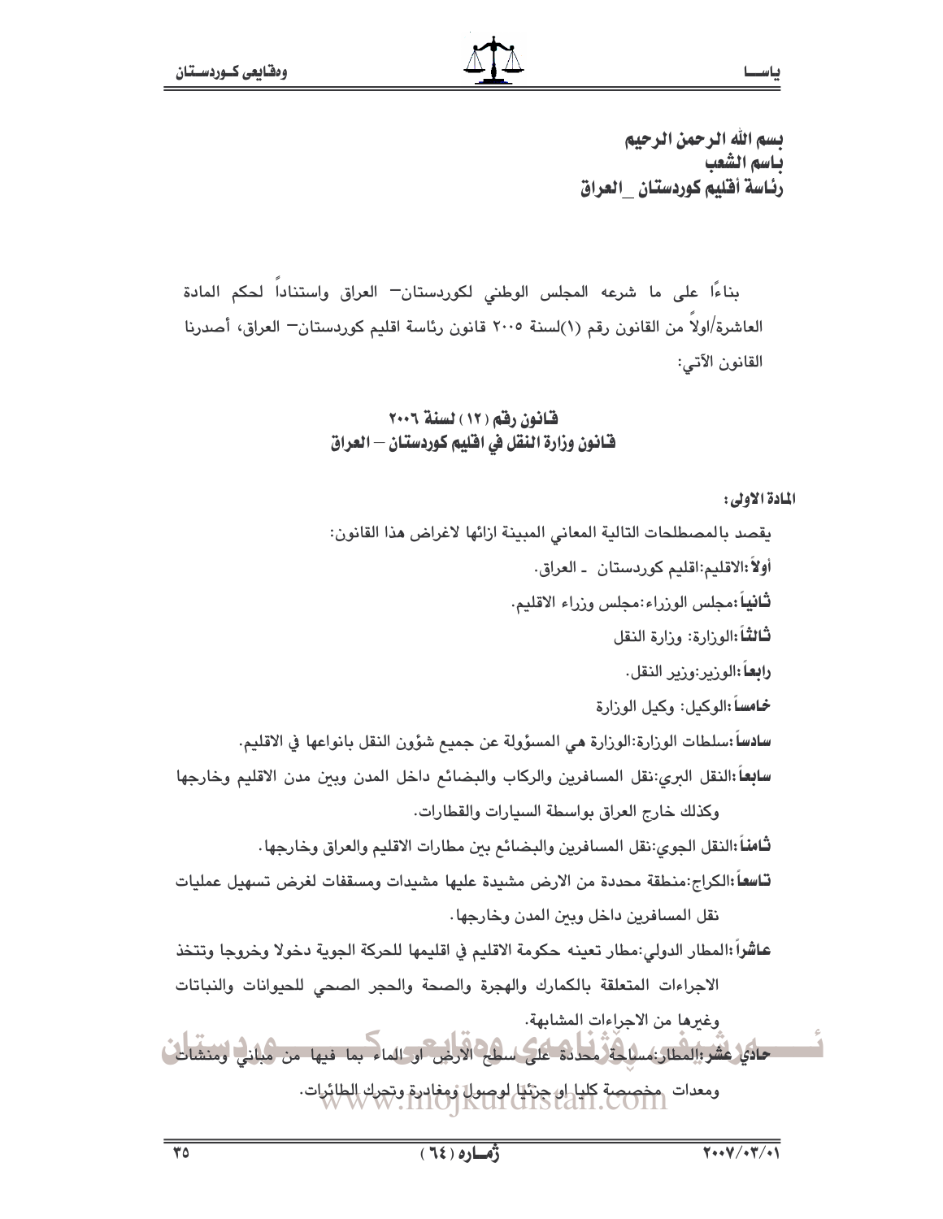**بسم الله الرحمن الرحيم**
**بـاسم الشعب**
**رئـاسة أقليم كوردستان _العراق**

بناءًا على ما شرعه المجلس الوطني لكوردستان– العراق واستناداً لحكم المادة العاشرة/اولاً من القانون رقم (١)لسنة ٢٠٠٥ قانون رئاسة اقليم كوردستان– العراق، أصدرنا القانون الآتي:

## قانون رقم (١٢) لسنة ٢٠٠٦
## قانون وزارة النقل في اقليم كوردستان – العراق

**المادة الاولى:**

يقصد بالمصطلحات التالية المعاني المبينة ازائها لاغراض هذا القانون:

**أولاً**:الاقليم:اقليم كوردستان ـ العراق.

**ثانياً**:مجلس الوزراء:مجلس وزراء الاقليم.

**ثالثاً**:الوزارة: وزارة النقل

**رابعاً**:الوزير:وزير النقل.

**خامساً**:الوكيل: وكيل الوزارة

**سادساً**:سلطات الوزارة:الوزارة هي المسؤولة عن جميع شؤون النقل بانواعها في الاقليم.

**سابعاً**:النقل البري:نقل المسافرين والركاب والبضائع داخل المدن وبين مدن الاقليم وخارجها وكذلك خارج العراق بواسطة السيارات والقطارات.

**ثامناً**:النقل الجوي:نقل المسافرين والبضائع بين مطارات الاقليم والعراق وخارجها.

**تاسعاً**:الكراج:منطقة محددة من الارض مشيدة عليها مشيدات ومسقفات لغرض تسهيل عمليات نقل المسافرين داخل وبين المدن وخارجها.

**عاشراً**:المطار الدولي:مطار تعينه حكومة الاقليم في اقليمها للحركة الجوية دخولا وخروجا وتتخذ الاجراءات المتعلقة بالكمارك والهجرة والصحة والحجر الصحي للحيوانات والنباتات وغيرها من الاجراءات المشابهة.

**حادي عشر**:المطار:مساحة محددة على سطح الارض او الماء بما فيها من مباني ومنشات ومعدات مخصصة كليا او جزئيا لوصول ومغادرة وتحرك الطائرات.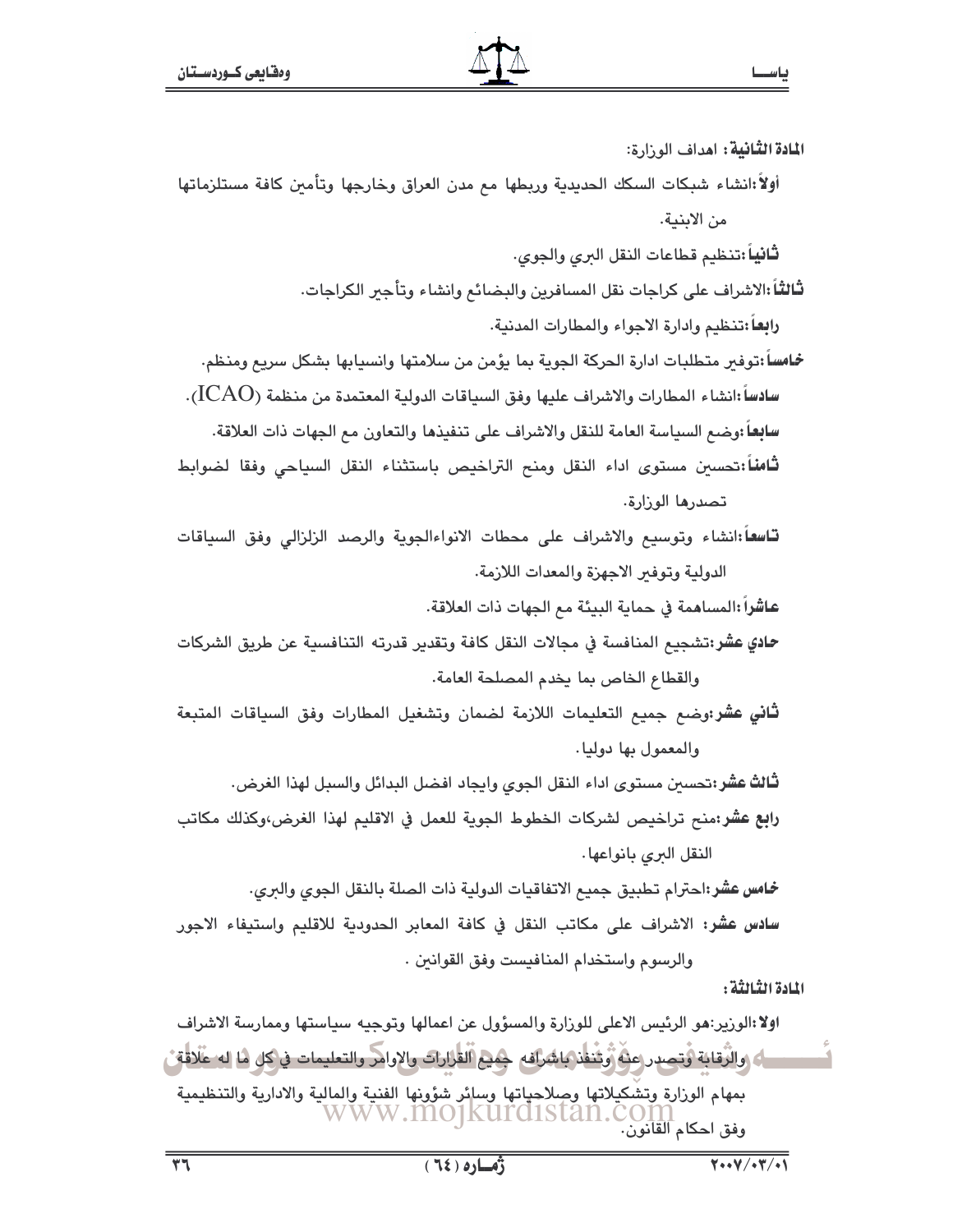**المادة الثانية:** اهداف الوزارة:

**أولاً:** انشاء شبكات السكك الحديدية وربطها مع مدن العراق وخارجها وتأمين كافة مستلزماتها من الابنية.

**ثانياً:** تنظيم قطاعات النقل البري والجوي.

**ثالثاً:** الاشراف على كراجات نقل المسافرين والبضائع وانشاء وتأجير الكراجات.

**رابعاً:** تنظيم وادارة الاجواء والمطارات المدنية.

**خامساً:** توفير متطلبات ادارة الحركة الجوية بما يؤمن من سلامتها وانسيابها بشكل سريع ومنظم.

**سادساً:** انشاء المطارات والاشراف عليها وفق السياقات الدولية المعتمدة من منظمة (ICAO).

**سابعاً:** وضع السياسة العامة للنقل والاشراف على تنفيذها والتعاون مع الجهات ذات العلاقة.

**ثامناً:** تحسين مستوى اداء النقل ومنح التراخيص باستثناء النقل السياحي وفقا لضوابط تصدرها الوزارة.

**تاسعاً:** انشاء وتوسيع والاشراف على محطات الانواءالجوية والرصد الزلزالي وفق السياقات الدولية وتوفير الاجهزة والمعدات اللازمة.

**عاشراً:** المساهمة في حماية البيئة مع الجهات ذات العلاقة.

**حادي عشر:** تشجيع المنافسة في مجالات النقل كافة وتقدير قدرته التنافسية عن طريق الشركات والقطاع الخاص بما يخدم المصلحة العامة.

**ثاني عشر:** وضع جميع التعليمات اللازمة لضمان وتشغيل المطارات وفق السياقات المتبعة والمعمول بها دوليا.

**ثالث عشر:** تحسين مستوى اداء النقل الجوي وايجاد افضل البدائل والسبل لهذا الغرض.

**رابع عشر:** منح تراخيص لشركات الخطوط الجوية للعمل في الاقليم لهذا الغرض،وكذلك مكاتب النقل البري بانواعها.

**خامس عشر:** احترام تطبيق جميع الاتفاقيات الدولية ذات الصلة بالنقل الجوي والبري.

**سادس عشر:** الاشراف على مكاتب النقل في كافة المعابر الحدودية للاقليم واستيفاء الاجور والرسوم واستخدام المنافيست وفق القوانين .

**المادة الثالثة:**

**اولا:** الوزير:هو الرئيس الاعلى للوزارة والمسؤول عن اعمالها وتوجيه سياستها وممارسة الاشراف والرقابة وتصدر عنه وتنفذ باشرافه جميع القرارات والاوامر والتعليمات في كل ما له علاقة بمهام الوزارة وتشكيلاتها وصلاحياتها وسائر شؤونها الفنية والمالية والادارية والتنظيمية وفق احكام القانون.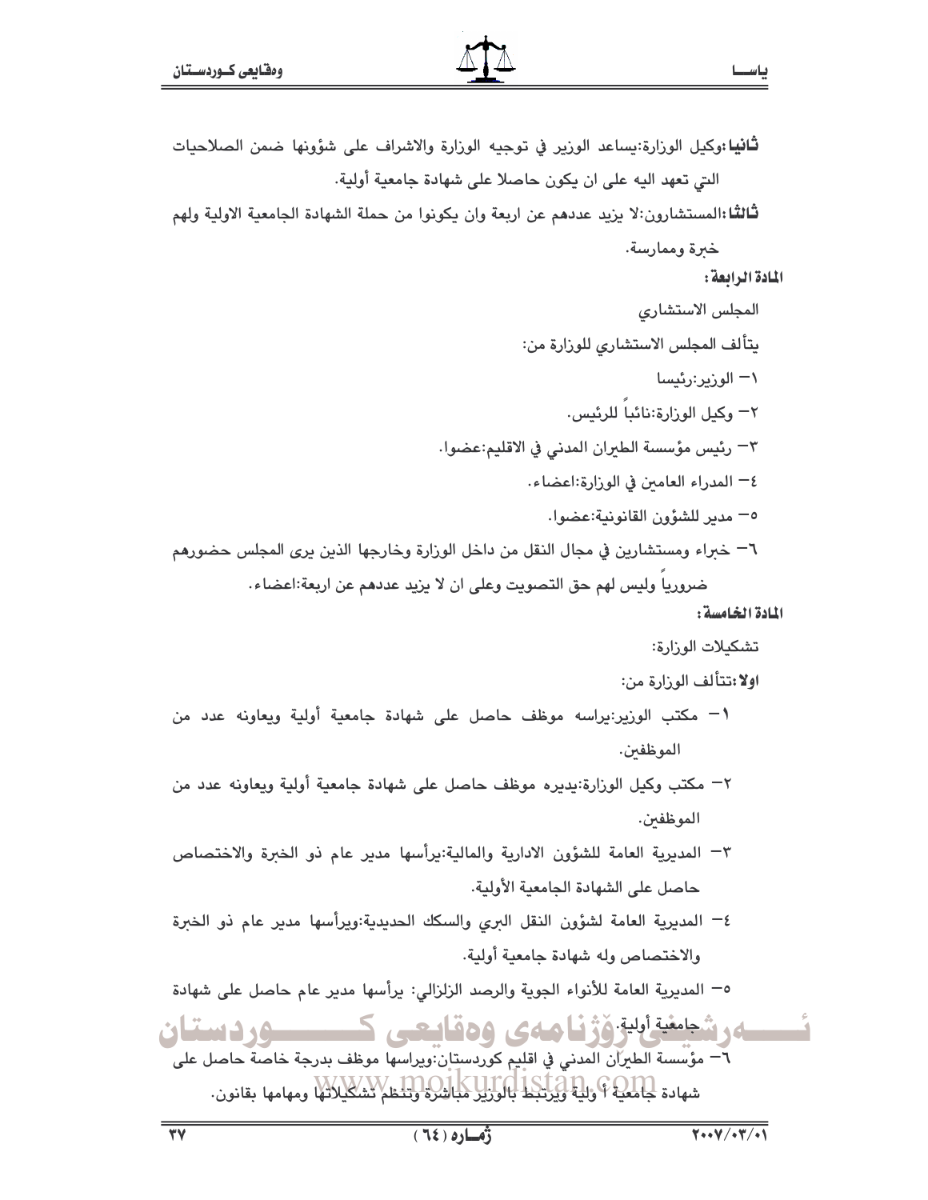**ثانيا:**وكيل الوزارة:يساعد الوزير في توجيه الوزارة والاشراف على شؤونها ضمن الصلاحيات التي تعهد اليه على ان يكون حاصلا على شهادة جامعية أولية.

**ثالثا:**المستشارون:لا يزيد عددهم عن اربعة وان يكونوا من حملة الشهادة الجامعية الاولية ولهم خبرة وممارسة.

**المادة الرابعة:**

المجلس الاستشاري

يتألف المجلس الاستشاري للوزارة من:

١- الوزير:رئيسا

٢- وكيل الوزارة:نائباً للرئيس.

٣- رئيس مؤسسة الطيران المدني في الاقليم:عضوا.

٤- المدراء العامين في الوزارة:اعضاء.

٥- مدير للشؤون القانونية:عضوا.

٦- خبراء ومستشارين في مجال النقل من داخل الوزارة وخارجها الذين يرى المجلس حضورهم ضرورياً وليس لهم حق التصويت وعلى ان لا يزيد عددهم عن اربعة:اعضاء.

**المادة الخامسة:**

تشكيلات الوزارة:

**اولا:**تتألف الوزارة من:

١- مكتب الوزير:يراسه موظف حاصل على شهادة جامعية أولية ويعاونه عدد من الموظفين.

٢- مكتب وكيل الوزارة:يديره موظف حاصل على شهادة جامعية أولية ويعاونه عدد من الموظفين.

٣- المديرية العامة للشؤون الادارية والمالية:يرأسها مدير عام ذو الخبرة والاختصاص حاصل على الشهادة الجامعية الأولية.

٤- المديرية العامة لشؤون النقل البري والسكك الحديدية:ويرأسها مدير عام ذو الخبرة والاختصاص وله شهادة جامعية أولية.

٥- المديرية العامة للأنواء الجوية والرصد الزلزالي: يرأسها مدير عام حاصل على شهادة جامعية أولية.

٦- مؤسسة الطيران المدني في اقليم كوردستان:ويراسها موظف بدرجة خاصة حاصل على شهادة جامعية أ ولية ويرتبط بالوزير مباشرة وتنظم تشكيلاتها ومهامها بقانون.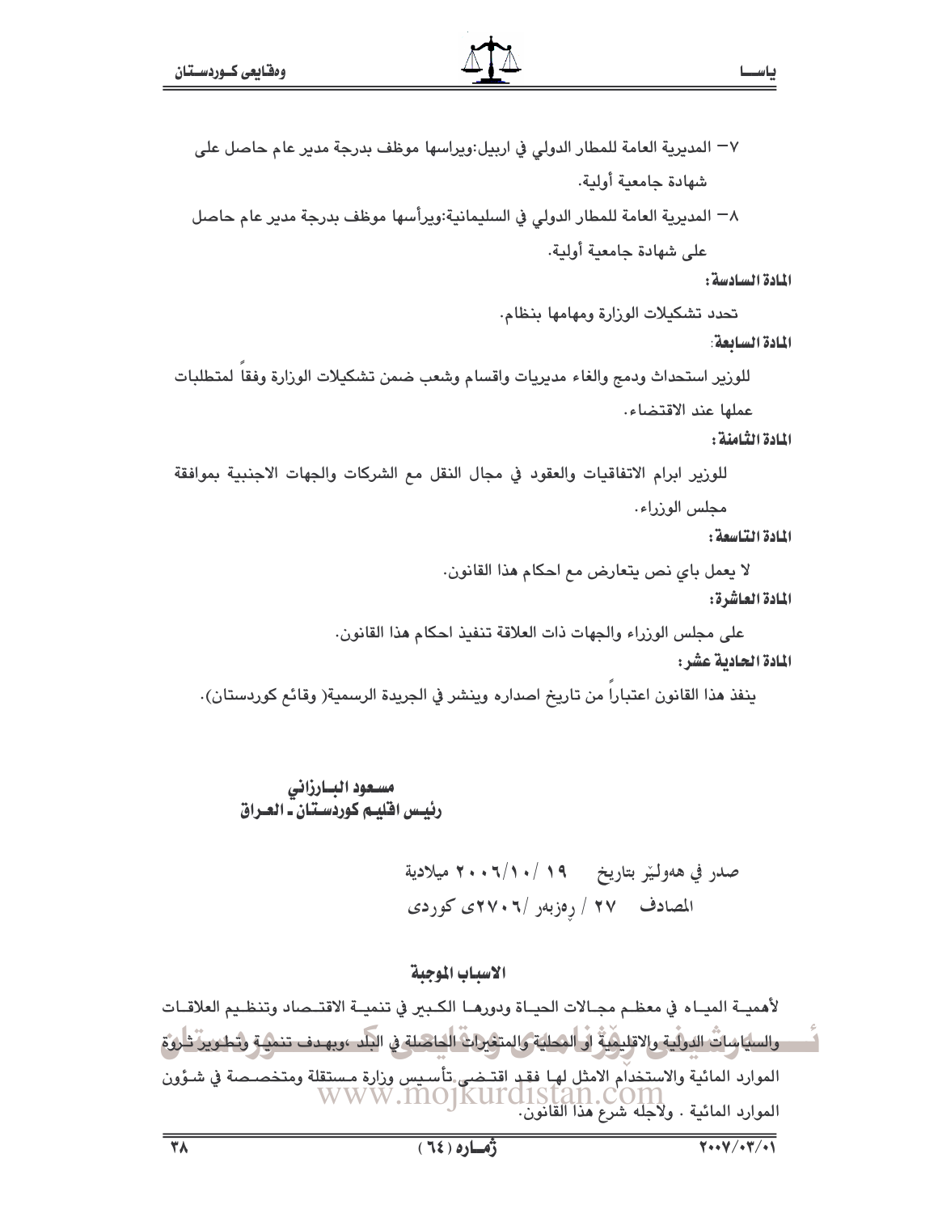٧– المديرية العامة للمطار الدولي في اربيل:ويراسها موظف بدرجة مدير عام حاصل على شهادة جامعية أولية.

٨– المديرية العامة للمطار الدولي في السليمانية:ويرأسها موظف بدرجة مدير عام حاصل على شهادة جامعية أولية.

**المادة السادسة:**

تحدد تشكيلات الوزارة ومهامها بنظام.

**المادة السابعة:**

للوزير استحداث ودمج والغاء مديريات واقسام وشعب ضمن تشكيلات الوزارة وفقاً لمتطلبات عملها عند الاقتضاء.

**المادة الثامنة:**

للوزير ابرام الاتفاقيات والعقود في مجال النقل مع الشركات والجهات الاجنبية بموافقة مجلس الوزراء.

**المادة التاسعة:**

لا يعمل باي نص يتعارض مع احكام هذا القانون.

**المادة العاشرة:**

على مجلس الوزراء والجهات ذات العلاقة تنفيذ احكام هذا القانون.

**المادة الحادية عشر:**

ينفذ هذا القانون اعتباراً من تاريخ اصداره وينشر في الجريدة الرسمية( وقائع كوردستان).

**مسعود البارزاني**
**رئيس اقليم كوردستان ـ العراق**

صدر في هەولێر بتاريخ ١٩ /٢٠٠٦/١٠ ميلادية

المصادف ٢٧ / رەزبەر /٢٧٠٦ى كوردى

**الاسباب الموجبة**

لأهمية المياه في معظم مجالات الحياة ودورها الكبير في تنمية الاقتصاد وتنظيم العلاقات والسياسات الدولية والاقليمية او المحلية والمتغيرات الحاصلة في البلد ،وبهدف تنمية وتطوير ثروة الموارد المائية والاستخدام الامثل لها فقد اقتضى تأسيس وزارة مستقلة ومتخصصة في شؤون الموارد المائية . ولاجله شرع هذا القانون.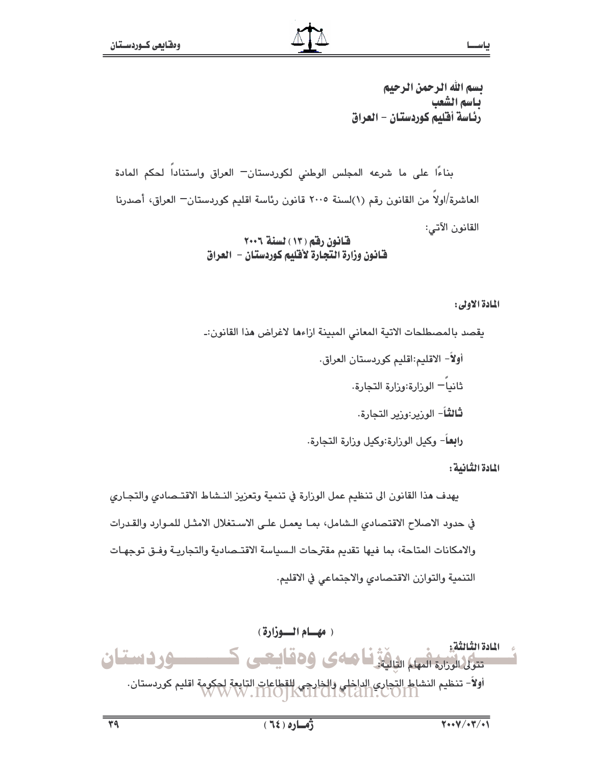بسم الله الرحمن الرحيم
باسم الشعب
رئاسة أقليم كوردستان - العراق

بناءًا على ما شرعه المجلس الوطني لكوردستان– العراق واستناداً لحكم المادة العاشرة/اولاً من القانون رقم (١)لسنة ٢٠٠٥ قانون رئاسة اقليم كوردستان– العراق، أصدرنا القانون الآتي:

## قانون رقم (١٣) لسنة ٢٠٠٦
## قانون وزارة التجارة لأقليم كوردستان - العراق

**المادة الاولى:**

يقصد بالمصطلحات الاتية المعاني المبينة ازاءها لاغراض هذا القانون:-

**أولاً**- الاقليم:اقليم كوردستان العراق.

ثانياً– الوزارة:وزارة التجارة.

**ثالثاً**- الوزير:وزير التجارة.

**رابعاً**- وكيل الوزارة:وكيل وزارة التجارة.

**المادة الثانية:**

يهدف هذا القانون الى تنظيم عمل الوزارة في تنمية وتعزيز النشاط الاقتصادي والتجاري في حدود الاصلاح الاقتصادي الشامل، بما يعمل على الاستغلال الامثل للموارد والقدرات والامكانات المتاحة، بما فيها تقديم مقترحات السياسة الاقتصادية والتجارية وفق توجهات التنمية والتوازن الاقتصادي والاجتماعي في الاقليم.

**( مهام الوزارة )**

**المادة الثالثة:**

تتولى الوزارة المهام التالية:

أولاً- تنظيم النشاط التجاري الداخلي والخارجي للقطاعات التابعة لحكومة اقليم كوردستان.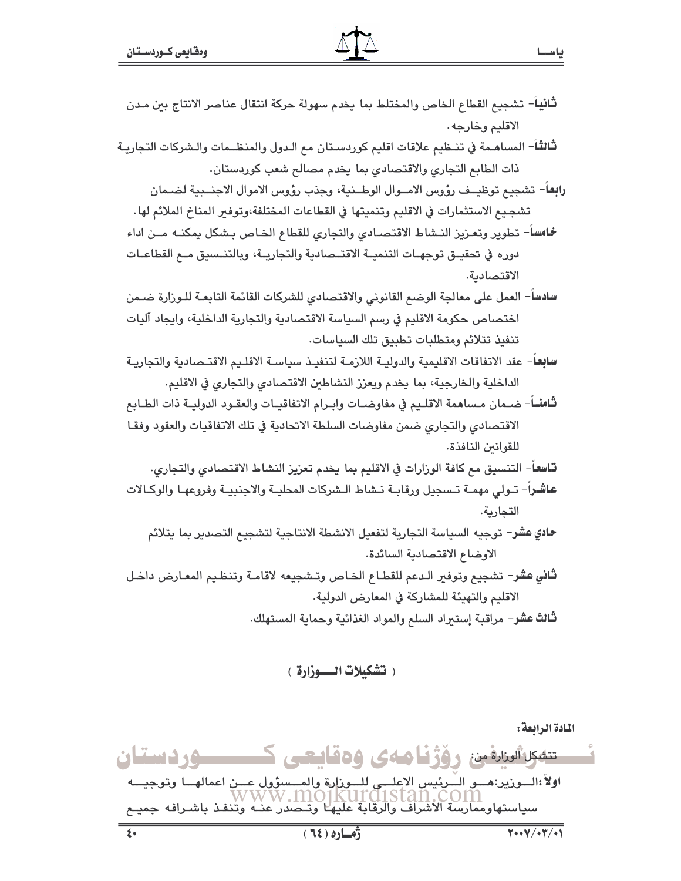**ثانياً**- تشجيع القطاع الخاص والمختلط بما يخدم سهولة حركة انتقال عناصر الانتاج بين مدن الاقليم وخارجه.

**ثالثاً**- المساهمة في تنظيم علاقات اقليم كوردستان مع الدول والمنظمات والشركات التجارية ذات الطابع التجاري والاقتصادي بما يخدم مصالح شعب كوردستان.

**رابعاً**- تشجيع توظيف رؤوس الاموال الوطنية، وجذب رؤوس الاموال الاجنبية لضمان تشجيع الاستثمارات في الاقليم وتنميتها في القطاعات المختلفة،وتوفير المناخ الملائم لها.

**خامساً**- تطوير وتعزيز النشاط الاقتصادي والتجاري للقطاع الخاص بشكل يمكنه من اداء دوره في تحقيق توجهات التنمية الاقتصادية والتجارية، وبالتنسيق مع القطاعات الاقتصادية.

**سادساً**- العمل على معالجة الوضع القانوني والاقتصادي للشركات القائمة التابعة للوزارة ضمن اختصاص حكومة الاقليم في رسم السياسة الاقتصادية والتجارية الداخلية، وايجاد آليات تنفيذ تتلائم ومتطلبات تطبيق تلك السياسات.

**سابعاً**- عقد الاتفاقات الاقليمية والدولية اللازمة لتنفيذ سياسة الاقليم الاقتصادية والتجارية الداخلية والخارجية، بما يخدم ويعزز النشاطين الاقتصادي والتجاري في الاقليم.

**ثامناً**- ضمان مساهمة الاقليم في مفاوضات وابرام الاتفاقيات والعقود الدولية ذات الطابع الاقتصادي والتجاري ضمن مفاوضات السلطة الاتحادية في تلك الاتفاقيات والعقود وفقا للقوانين النافذة.

**تاسعاً**- التنسيق مع كافة الوزارات في الاقليم بما يخدم تعزيز النشاط الاقتصادي والتجاري.

**عاشراً**- تولي مهمة تسجيل ورقابة نشاط الشركات المحلية والاجنبية وفروعها والوكالات التجارية.

**حادي عشر**- توجيه السياسة التجارية لتفعيل الانشطة الانتاجية لتشجيع التصدير بما يتلائم الاوضاع الاقتصادية السائدة.

**ثاني عشر**- تشجيع وتوفير الدعم للقطاع الخاص وتشجيعه لاقامة وتنظيم المعارض داخل الاقليم والتهيئة للمشاركة في المعارض الدولية.

**ثالث عشر**- مراقبة إستيراد السلع والمواد الغذائية وحماية المستهلك.

## ( تشكيلات الوزارة )

**المادة الرابعة:**

تتشكل الوزارة من:

**اولاً**:الوزير:هو الرئيس الاعلى للوزارة والمسؤول عن اعمالها وتوجيه سياستهاوممارسة الاشراف والرقابة عليها وتصدر عنه وتنفذ باشرافه جميع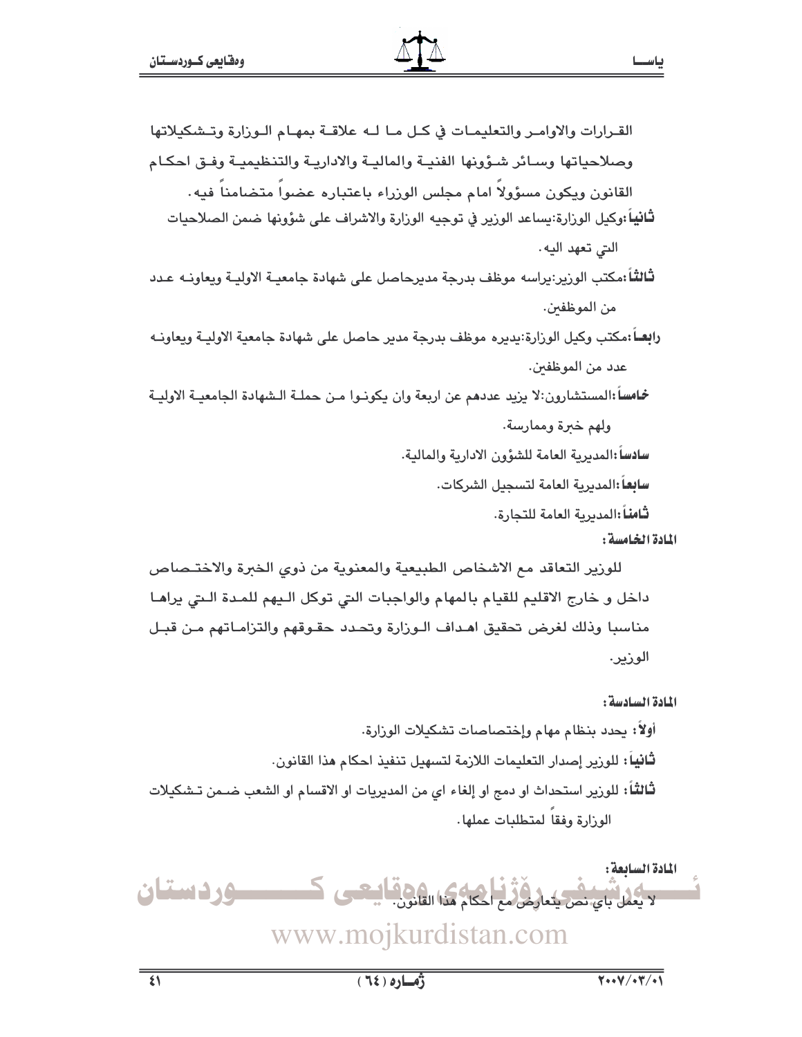القـرارات والاوامـر والتعليمـات في كـل مـا لـه علاقـة بمهـام الـوزارة وتـشكيلاتها وصلاحياتها وسـائر شـؤونها الفنيـة والماليـة والاداريـة والتنظيميـة وفـق احكـام القانون ويكون مسؤولاً امام مجلس الوزراء باعتباره عضواً متضامناً فيه.

**ثانياً**:وكيل الوزارة:يساعد الوزير في توجيه الوزارة والاشراف على شؤونها ضمن الصلاحيات التي تعهد اليه.

**ثالثاً**:مكتب الوزير:يراسه موظف بدرجة مديرحاصل على شهادة جامعيـة الاوليـة ويعاونـه عـدد من الموظفين.

**رابعـاً**:مكتب وكيل الوزارة:يديره موظف بدرجة مدير حاصل على شهادة جامعية الاوليـة ويعاونـه عدد من الموظفين.

**خامساً**:المستشارون:لا يزيد عددهم عن اربعة وان يكونـوا مـن حملـة الـشهادة الجامعيـة الاوليـة ولهم خبرة وممارسة.

**سادساً**:المديرية العامة للشؤون الادارية والمالية.

**سابعاً**:المديرية العامة لتسجيل الشركات.

**ثامناً**:المديرية العامة للتجارة.

**المادة الخامسة:**

للوزير التعاقد مع الاشخاص الطبيعية والمعنوية من ذوي الخبرة والاختـصاص داخل و خارج الاقليم للقيام بالمهام والواجبات التي توكل الـيهم للمـدة الـتي يراهـا مناسبا وذلك لغرض تحقيق اهـداف الـوزارة وتحـدد حقـوقهم والتزامـاتهم مـن قبـل الوزير.

**المادة السادسة:**

**أولاً**: يحدد بنظام مهام وإختصاصات تشكيلات الوزارة.

**ثانياً**: للوزير إصدار التعليمات اللازمة لتسهيل تنفيذ احكام هذا القانون.

**ثالثاً**: للوزير استحداث او دمج او إلغاء اي من المديريات او الاقسام او الشعب ضـمن تـشكيلات الوزارة وفقاً لمتطلبات عملها.

**المادة السابعة:**

لا يعمل باي نص يتعارض مع احكام هذا القانون.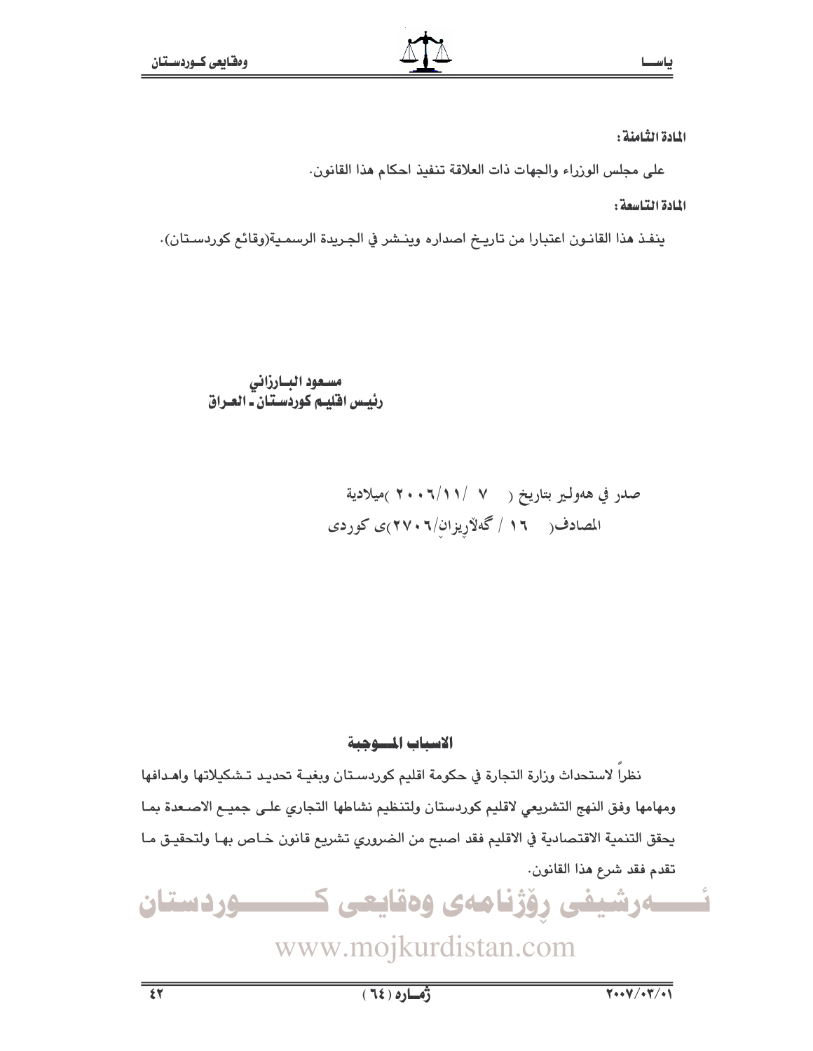**المادة الثامنة:**

على مجلس الوزراء والجهات ذات العلاقة تنفيذ احكام هذا القانون.

**المادة التاسعة:**

ينفذ هذا القانون اعتبارا من تاريخ اصداره وينشر في الجريدة الرسمية(وقائع كوردستان).

**مسعود البارزاني**
**رئيس اقليم كوردستان ـ العراق**

صدر في هەولير بتاريخ ( ٧ /١١/ ٢٠٠٦ )ميلادية
المصادف( ١٦ / گەلاّريزان/٢٧٠٦)ى كوردى

## الاسباب الموجبة

نظراً لاستحداث وزارة التجارة في حكومة اقليم كوردستان وبغية تحديد تشكيلاتها واهدافها ومهامها وفق النهج التشريعي لاقليم كوردستان ولتنظيم نشاطها التجاري على جميع الاصعدة بما يحقق التنمية الاقتصادية في الاقليم فقد اصبح من الضروري تشريع قانون خاص بها ولتحقيق ما تقدم فقد شرع هذا القانون.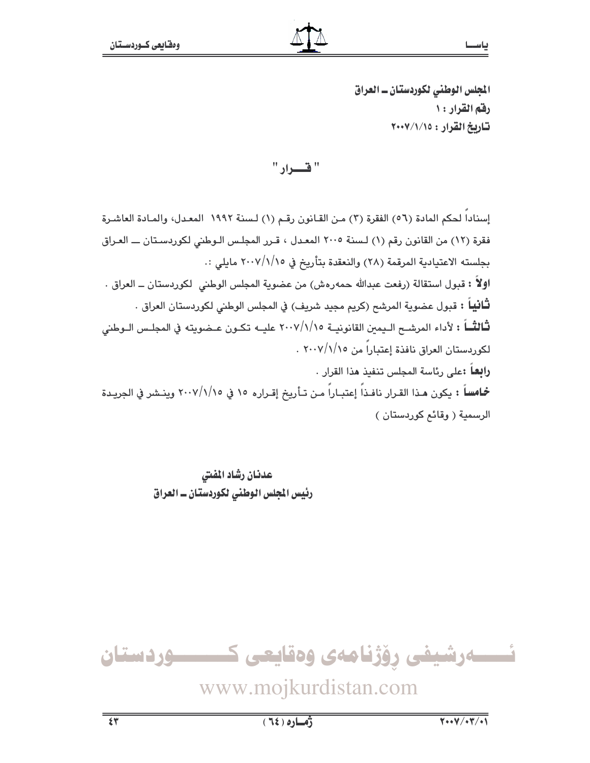**المجلس الوطني لكوردستان ــ العراق**
**رقم القرار : ١**
**تاريخ القرار : ٢٠٠٧/١/١٥**

## " قـــرار "

إسناداً لحكم المادة (٥٦) الفقرة (٣) مـن القـانون رقـم (١) لـسنة ١٩٩٢ المعـدل، والمـادة العاشـرة فقرة (١٢) من القانون رقم (١) لـسنة ٢٠٠٥ المعـدل ، قـرر المجلـس الـوطني لكوردسـتان ـــ العـراق بجلسته الاعتيادية المرقمة (٢٨) والنعقدة بتأريخ في ٢٠٠٧/١/١٥ مايلي :.

**اولاً :** قبول استقالة (رفعت عبدالله حمەرەش) من عضوية المجلس الوطني لكوردستان ــ العراق .

**ثانياً :** قبول عضوية المرشح (كريم مجيد شريف) في المجلس الوطني لكوردستان العراق .

**ثالثـاً :** لأداء المرشـح الـيمين القانونيـة ٢٠٠٧/١/١٥ عليـه تكـون عـضويته في المجلـس الـوطني لكوردستان العراق نافذة إعتباراً من ٢٠٠٧/١/١٥ .

**رابعاً :** على رئاسة المجلس تنفيذ هذا القرار .

**خامساً :** يكون هـذا القـرار نافـذاً إعتبـاراً مـن تـأريخ إقـراره ١٥ في ٢٠٠٧/١/١٥ وينـشر في الجريـدة الرسمية ( وقائع كوردستان )

**عدنان رشاد المفتي**
**رئيس المجلس الوطني لكوردستان ــ العراق**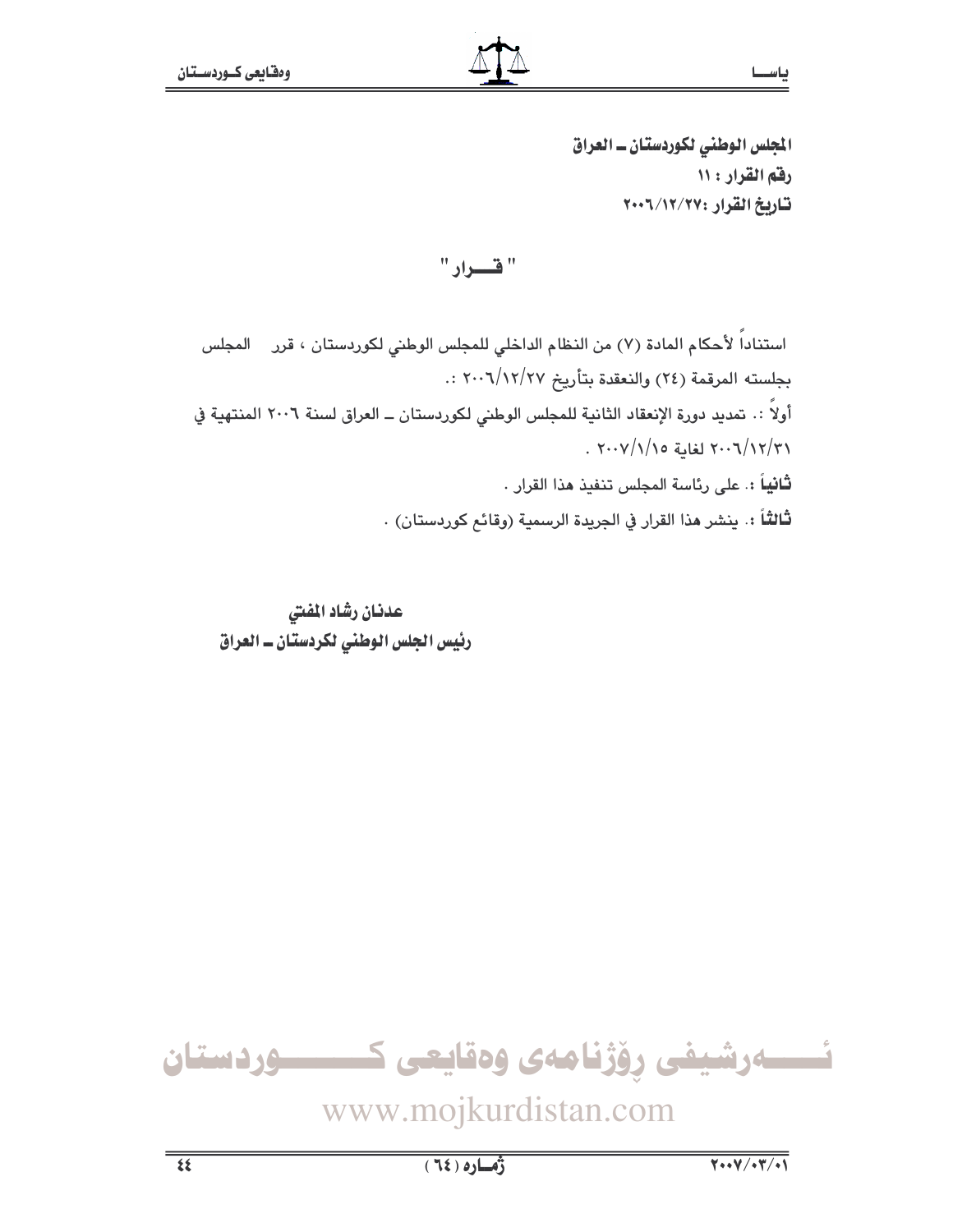**المجلس الوطني لكوردستان ــ العراق**
**رقم القرار : ١١**
**تاريخ القرار :٢٠٠٦/١٢/٢٧**

## " قــــرار "

استناداً لأحكام المادة (٧) من النظام الداخلي للمجلس الوطني لكوردستان ، قرر المجلس بجلسته المرقمة (٢٤) والنعقدة بتأريخ ٢٠٠٦/١٢/٢٧ :.

أولاً :. تمديد دورة الإنعقاد الثانية للمجلس الوطني لكوردستان ــ العراق لسنة ٢٠٠٦ المنتهية في ٢٠٠٦/١٢/٣١ لغاية ٢٠٠٧/١/١٥ .

**ثانياً** :. على رئاسة المجلس تنفيذ هذا القرار .

**ثالثاً** :. ينشر هذا القرار في الجريدة الرسمية (وقائع كوردستان) .

**عدنان رشاد المفتي**
**رئيس الجلس الوطني لكردستان ــ العراق**